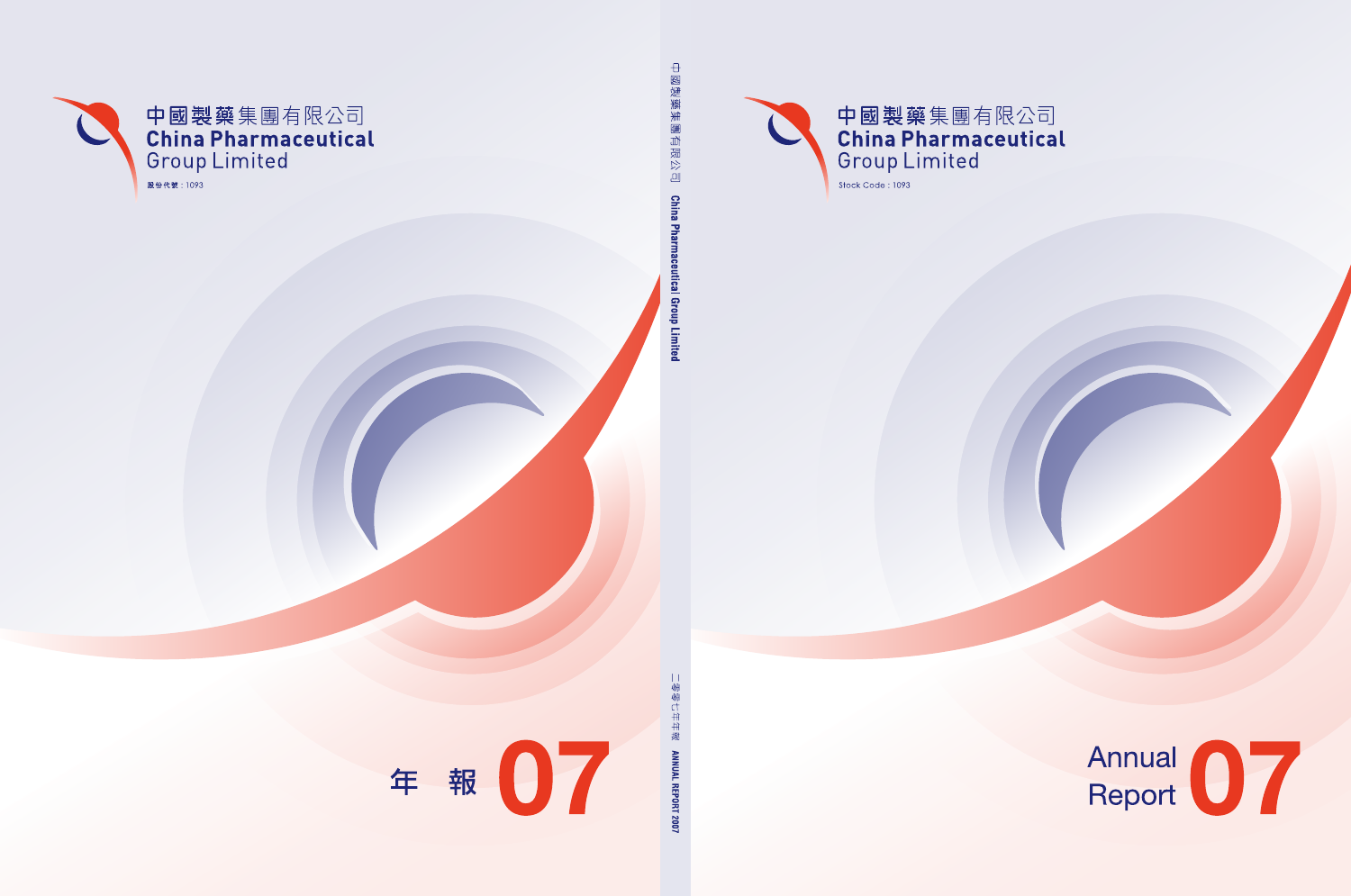中國製藥集團有限公司
China Pharmaceutical Group Limited
股份代號：1093

年報 07

中國製藥集團有限公司 China Pharmaceutical Group Limited

二零零七年年報 ANNUAL REPORT 2007

中國製藥集團有限公司
China Pharmaceutical Group Limited
Stock Code : 1093

# Annual Report 07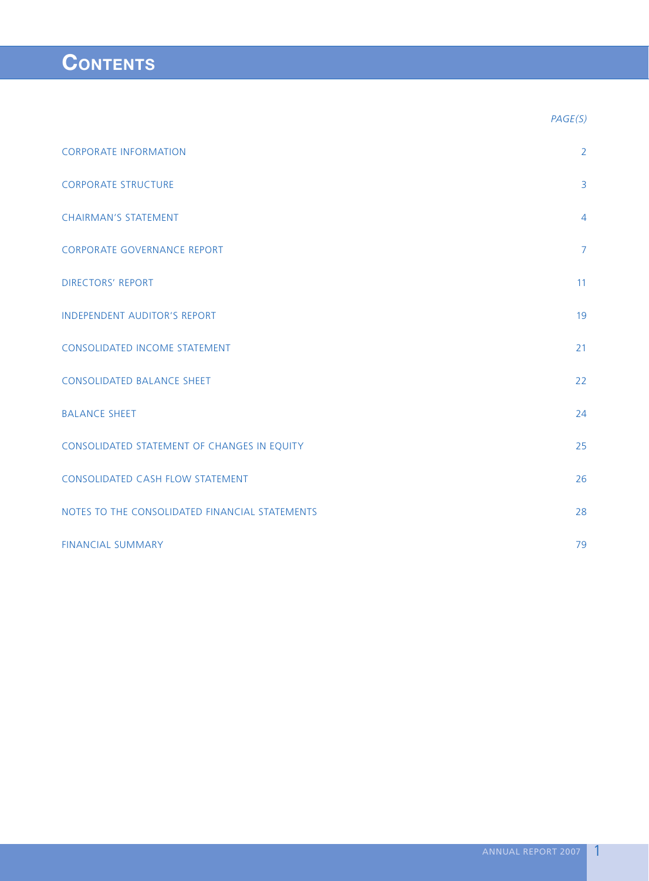# CONTENTS

| | PAGE(S) |
|---|---|
| CORPORATE INFORMATION | 2 |
| CORPORATE STRUCTURE | 3 |
| CHAIRMAN'S STATEMENT | 4 |
| CORPORATE GOVERNANCE REPORT | 7 |
| DIRECTORS' REPORT | 11 |
| INDEPENDENT AUDITOR'S REPORT | 19 |
| CONSOLIDATED INCOME STATEMENT | 21 |
| CONSOLIDATED BALANCE SHEET | 22 |
| BALANCE SHEET | 24 |
| CONSOLIDATED STATEMENT OF CHANGES IN EQUITY | 25 |
| CONSOLIDATED CASH FLOW STATEMENT | 26 |
| NOTES TO THE CONSOLIDATED FINANCIAL STATEMENTS | 28 |
| FINANCIAL SUMMARY | 79 |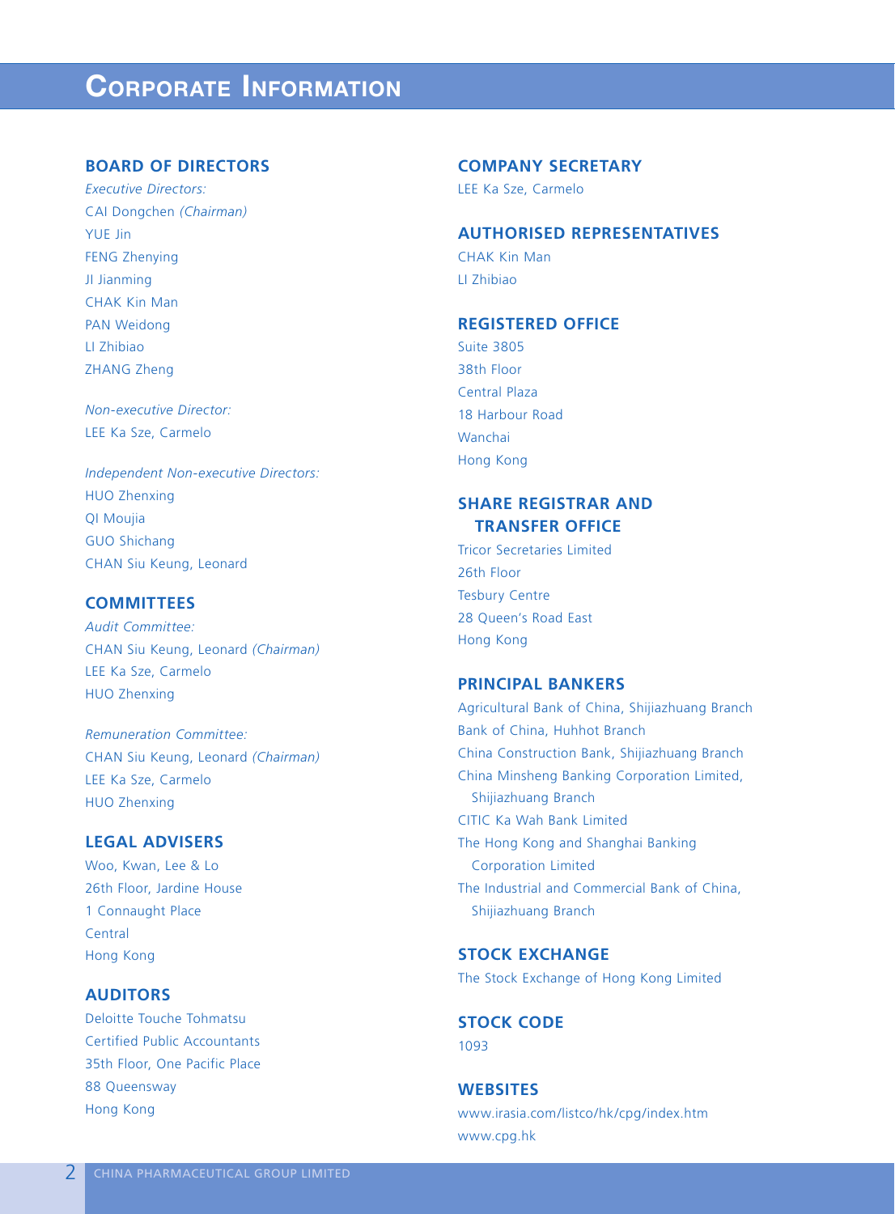# Corporate Information

## BOARD OF DIRECTORS

*Executive Directors:*
CAI Dongchen *(Chairman)*
YUE Jin
FENG Zhenying
JI Jianming
CHAK Kin Man
PAN Weidong
LI Zhibiao
ZHANG Zheng

*Non-executive Director:*
LEE Ka Sze, Carmelo

*Independent Non-executive Directors:*
HUO Zhenxing
QI Moujia
GUO Shichang
CHAN Siu Keung, Leonard

## COMMITTEES

*Audit Committee:*
CHAN Siu Keung, Leonard *(Chairman)*
LEE Ka Sze, Carmelo
HUO Zhenxing

*Remuneration Committee:*
CHAN Siu Keung, Leonard *(Chairman)*
LEE Ka Sze, Carmelo
HUO Zhenxing

## LEGAL ADVISERS

Woo, Kwan, Lee & Lo
26th Floor, Jardine House
1 Connaught Place
Central
Hong Kong

## AUDITORS

Deloitte Touche Tohmatsu
Certified Public Accountants
35th Floor, One Pacific Place
88 Queensway
Hong Kong

## COMPANY SECRETARY

LEE Ka Sze, Carmelo

## AUTHORISED REPRESENTATIVES

CHAK Kin Man
LI Zhibiao

## REGISTERED OFFICE

Suite 3805
38th Floor
Central Plaza
18 Harbour Road
Wanchai
Hong Kong

## SHARE REGISTRAR AND TRANSFER OFFICE

Tricor Secretaries Limited
26th Floor
Tesbury Centre
28 Queen's Road East
Hong Kong

## PRINCIPAL BANKERS

Agricultural Bank of China, Shijiazhuang Branch
Bank of China, Huhhot Branch
China Construction Bank, Shijiazhuang Branch
China Minsheng Banking Corporation Limited, Shijiazhuang Branch
CITIC Ka Wah Bank Limited
The Hong Kong and Shanghai Banking Corporation Limited
The Industrial and Commercial Bank of China, Shijiazhuang Branch

## STOCK EXCHANGE

The Stock Exchange of Hong Kong Limited

## STOCK CODE

1093

## WEBSITES

www.irasia.com/listco/hk/cpg/index.htm
www.cpg.hk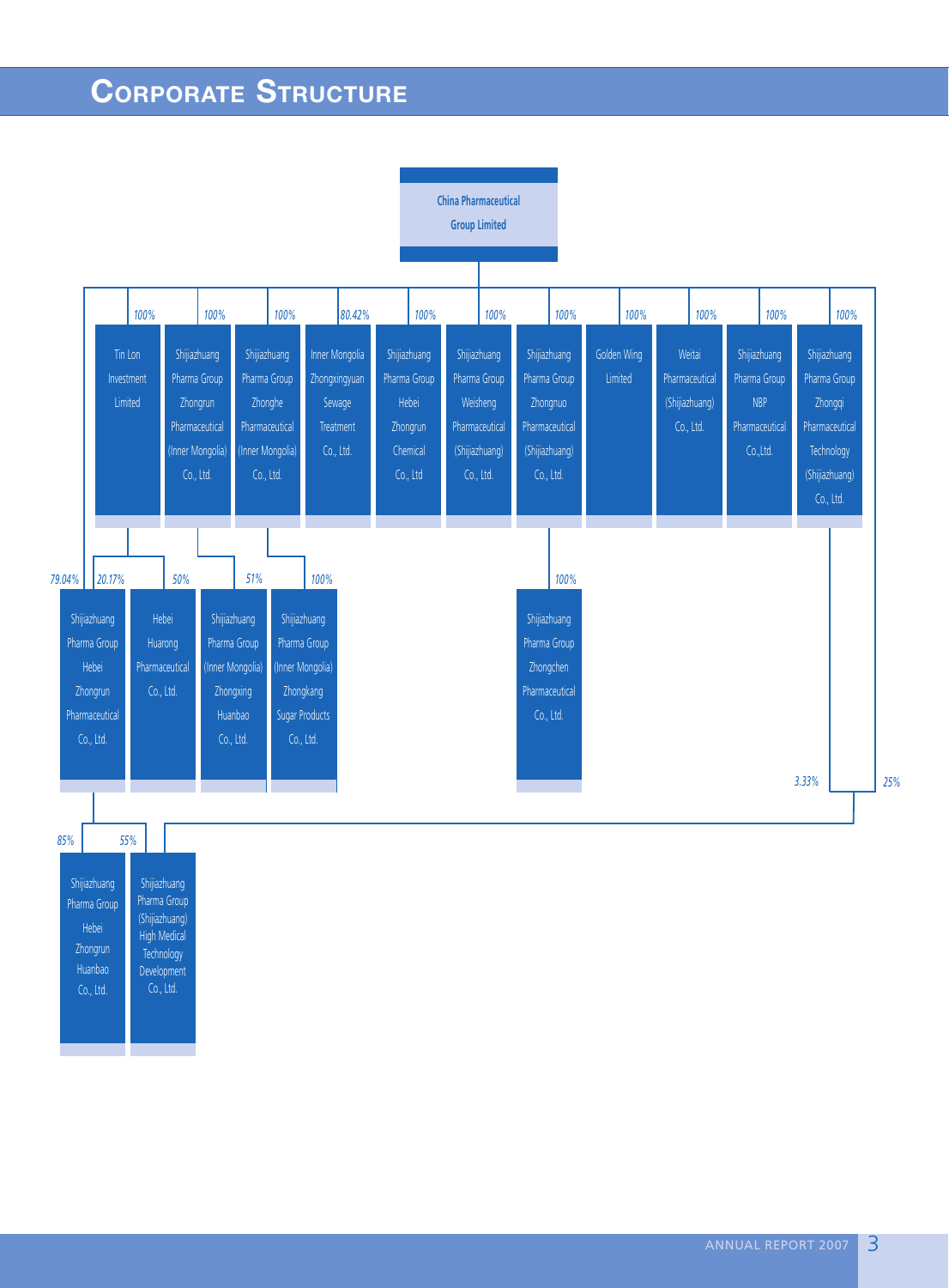# Corporate Structure

**China Pharmaceutical Group Limited**

- 100% — Tin Lon Investment Limited
  - 20.17% — Shijiazhuang Pharma Group Hebei Zhongrun Pharmaceutical Co., Ltd.
  - 50% — Hebei Huarong Pharmaceutical Co., Ltd.
- 100% — Shijiazhuang Pharma Group Zhongrun Pharmaceutical (Inner Mongolia) Co., Ltd.
  - 51% — Shijiazhuang Pharma Group (Inner Mongolia) Zhongxing Huanbao Co., Ltd.
- 100% — Shijiazhuang Pharma Group Zhonghe Pharmaceutical (Inner Mongolia) Co., Ltd.
  - 100% — Shijiazhuang Pharma Group (Inner Mongolia) Zhongkang Sugar Products Co., Ltd.
- 80.42% — Inner Mongolia Zhongxingyuan Sewage Treatment Co., Ltd.
- 100% — Shijiazhuang Pharma Group Hebei Zhongrun Chemical Co., Ltd
- 100% — Shijiazhuang Pharma Group Weisheng Pharmaceutical (Shijiazhuang) Co., Ltd.
- 100% — Shijiazhuang Pharma Group Zhongnuo Pharmaceutical (Shijiazhuang) Co., Ltd.
  - 100% — Shijiazhuang Pharma Group Zhongchen Pharmaceutical Co., Ltd.
- 100% — Golden Wing Limited
- 100% — Weitai Pharmaceutical (Shijiazhuang) Co., Ltd.
- 100% — Shijiazhuang Pharma Group NBP Pharmaceutical Co.,Ltd.
- 100% — Shijiazhuang Pharma Group Zhongqi Pharmaceutical Technology (Shijiazhuang) Co., Ltd.
- 79.04% — Shijiazhuang Pharma Group Hebei Zhongrun Pharmaceutical Co., Ltd.
  - 85% — Shijiazhuang Pharma Group Hebei Zhongrun Huanbao Co., Ltd.
  - 55% — Shijiazhuang Pharma Group (Shijiazhuang) High Medical Technology Development Co., Ltd.
- 25% — Shijiazhuang Pharma Group (Shijiazhuang) High Medical Technology Development Co., Ltd.

Shijiazhuang Pharma Group Zhongqi Pharmaceutical Technology (Shijiazhuang) Co., Ltd. — 3.33% — Shijiazhuang Pharma Group (Shijiazhuang) High Medical Technology Development Co., Ltd.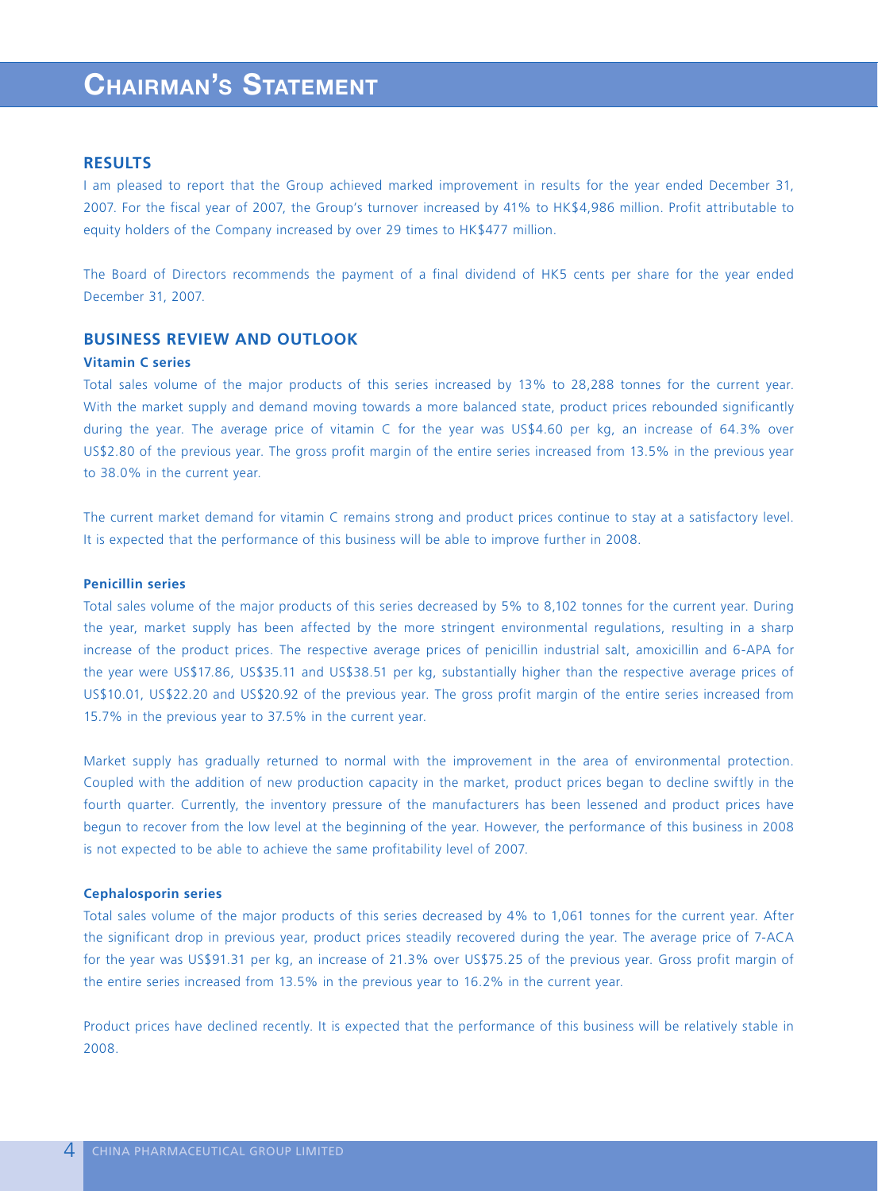# Chairman's Statement

## RESULTS

I am pleased to report that the Group achieved marked improvement in results for the year ended December 31, 2007. For the fiscal year of 2007, the Group's turnover increased by 41% to HK$4,986 million. Profit attributable to equity holders of the Company increased by over 29 times to HK$477 million.

The Board of Directors recommends the payment of a final dividend of HK5 cents per share for the year ended December 31, 2007.

## BUSINESS REVIEW AND OUTLOOK

### Vitamin C series

Total sales volume of the major products of this series increased by 13% to 28,288 tonnes for the current year. With the market supply and demand moving towards a more balanced state, product prices rebounded significantly during the year. The average price of vitamin C for the year was US$4.60 per kg, an increase of 64.3% over US$2.80 of the previous year. The gross profit margin of the entire series increased from 13.5% in the previous year to 38.0% in the current year.

The current market demand for vitamin C remains strong and product prices continue to stay at a satisfactory level. It is expected that the performance of this business will be able to improve further in 2008.

### Penicillin series

Total sales volume of the major products of this series decreased by 5% to 8,102 tonnes for the current year. During the year, market supply has been affected by the more stringent environmental regulations, resulting in a sharp increase of the product prices. The respective average prices of penicillin industrial salt, amoxicillin and 6-APA for the year were US$17.86, US$35.11 and US$38.51 per kg, substantially higher than the respective average prices of US$10.01, US$22.20 and US$20.92 of the previous year. The gross profit margin of the entire series increased from 15.7% in the previous year to 37.5% in the current year.

Market supply has gradually returned to normal with the improvement in the area of environmental protection. Coupled with the addition of new production capacity in the market, product prices began to decline swiftly in the fourth quarter. Currently, the inventory pressure of the manufacturers has been lessened and product prices have begun to recover from the low level at the beginning of the year. However, the performance of this business in 2008 is not expected to be able to achieve the same profitability level of 2007.

### Cephalosporin series

Total sales volume of the major products of this series decreased by 4% to 1,061 tonnes for the current year. After the significant drop in previous year, product prices steadily recovered during the year. The average price of 7-ACA for the year was US$91.31 per kg, an increase of 21.3% over US$75.25 of the previous year. Gross profit margin of the entire series increased from 13.5% in the previous year to 16.2% in the current year.

Product prices have declined recently. It is expected that the performance of this business will be relatively stable in 2008.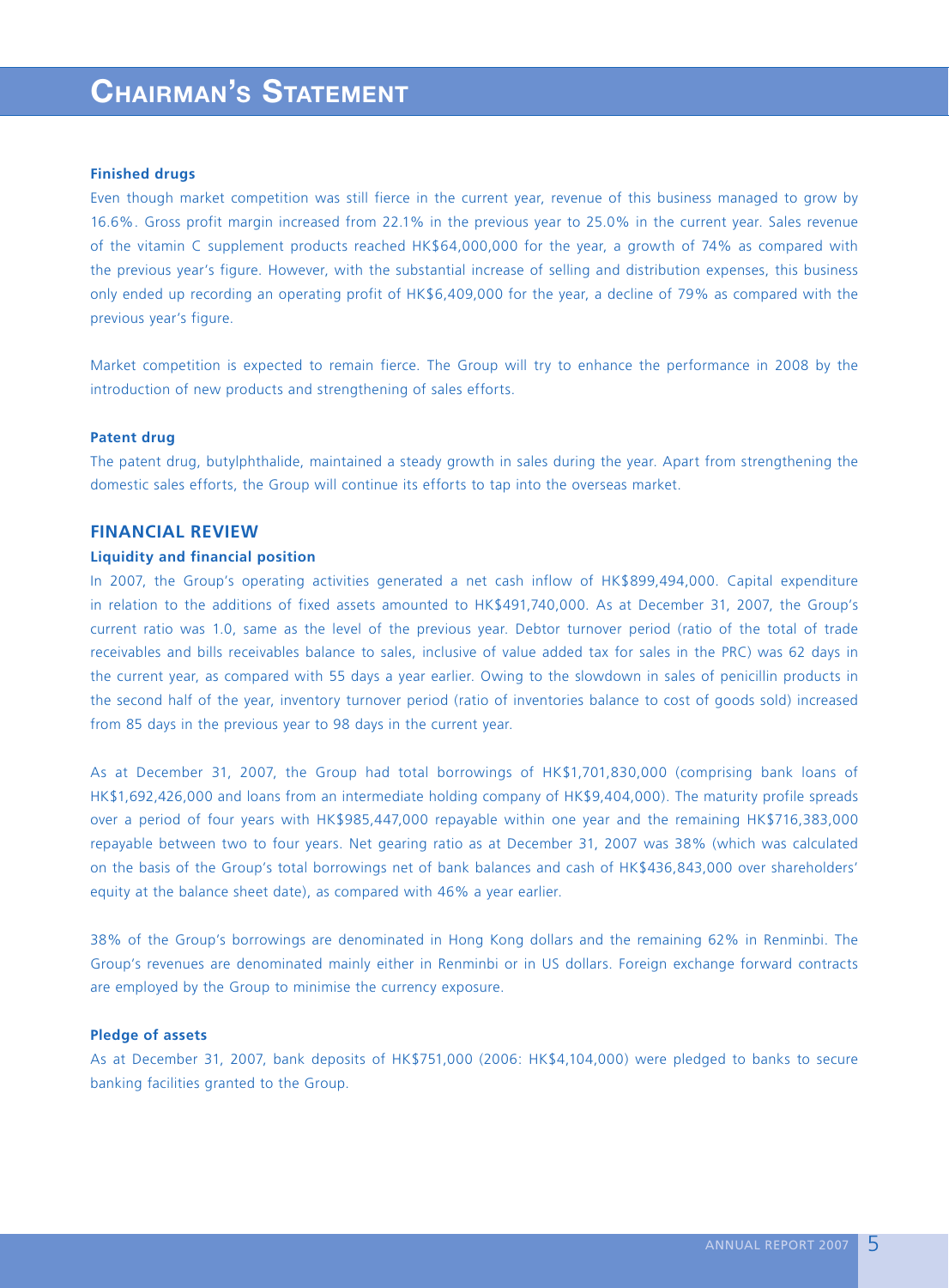# Chairman's Statement

### Finished drugs

Even though market competition was still fierce in the current year, revenue of this business managed to grow by 16.6%. Gross profit margin increased from 22.1% in the previous year to 25.0% in the current year. Sales revenue of the vitamin C supplement products reached HK$64,000,000 for the year, a growth of 74% as compared with the previous year's figure. However, with the substantial increase of selling and distribution expenses, this business only ended up recording an operating profit of HK$6,409,000 for the year, a decline of 79% as compared with the previous year's figure.

Market competition is expected to remain fierce. The Group will try to enhance the performance in 2008 by the introduction of new products and strengthening of sales efforts.

### Patent drug

The patent drug, butylphthalide, maintained a steady growth in sales during the year. Apart from strengthening the domestic sales efforts, the Group will continue its efforts to tap into the overseas market.

## FINANCIAL REVIEW

### Liquidity and financial position

In 2007, the Group's operating activities generated a net cash inflow of HK$899,494,000. Capital expenditure in relation to the additions of fixed assets amounted to HK$491,740,000. As at December 31, 2007, the Group's current ratio was 1.0, same as the level of the previous year. Debtor turnover period (ratio of the total of trade receivables and bills receivables balance to sales, inclusive of value added tax for sales in the PRC) was 62 days in the current year, as compared with 55 days a year earlier. Owing to the slowdown in sales of penicillin products in the second half of the year, inventory turnover period (ratio of inventories balance to cost of goods sold) increased from 85 days in the previous year to 98 days in the current year.

As at December 31, 2007, the Group had total borrowings of HK$1,701,830,000 (comprising bank loans of HK$1,692,426,000 and loans from an intermediate holding company of HK$9,404,000). The maturity profile spreads over a period of four years with HK$985,447,000 repayable within one year and the remaining HK$716,383,000 repayable between two to four years. Net gearing ratio as at December 31, 2007 was 38% (which was calculated on the basis of the Group's total borrowings net of bank balances and cash of HK$436,843,000 over shareholders' equity at the balance sheet date), as compared with 46% a year earlier.

38% of the Group's borrowings are denominated in Hong Kong dollars and the remaining 62% in Renminbi. The Group's revenues are denominated mainly either in Renminbi or in US dollars. Foreign exchange forward contracts are employed by the Group to minimise the currency exposure.

### Pledge of assets

As at December 31, 2007, bank deposits of HK$751,000 (2006: HK$4,104,000) were pledged to banks to secure banking facilities granted to the Group.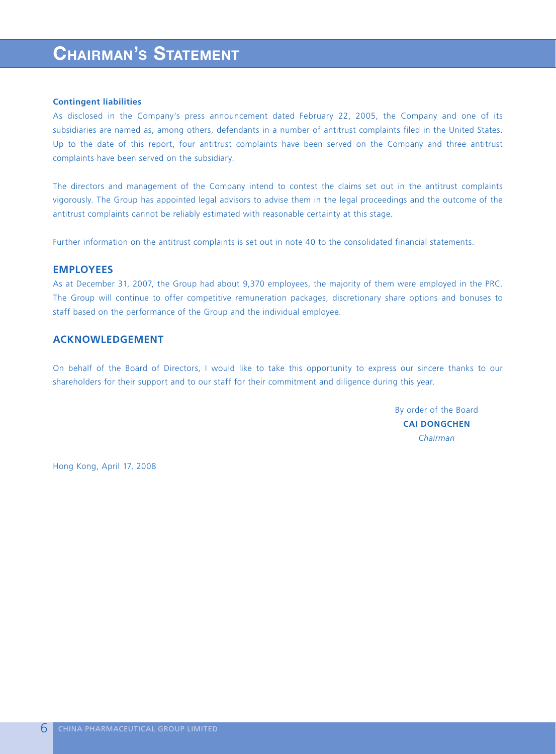# Chairman's Statement

### Contingent liabilities

As disclosed in the Company's press announcement dated February 22, 2005, the Company and one of its subsidiaries are named as, among others, defendants in a number of antitrust complaints filed in the United States. Up to the date of this report, four antitrust complaints have been served on the Company and three antitrust complaints have been served on the subsidiary.

The directors and management of the Company intend to contest the claims set out in the antitrust complaints vigorously. The Group has appointed legal advisors to advise them in the legal proceedings and the outcome of the antitrust complaints cannot be reliably estimated with reasonable certainty at this stage.

Further information on the antitrust complaints is set out in note 40 to the consolidated financial statements.

## EMPLOYEES

As at December 31, 2007, the Group had about 9,370 employees, the majority of them were employed in the PRC. The Group will continue to offer competitive remuneration packages, discretionary share options and bonuses to staff based on the performance of the Group and the individual employee.

## ACKNOWLEDGEMENT

On behalf of the Board of Directors, I would like to take this opportunity to express our sincere thanks to our shareholders for their support and to our staff for their commitment and diligence during this year.

By order of the Board
**CAI DONGCHEN**
*Chairman*

Hong Kong, April 17, 2008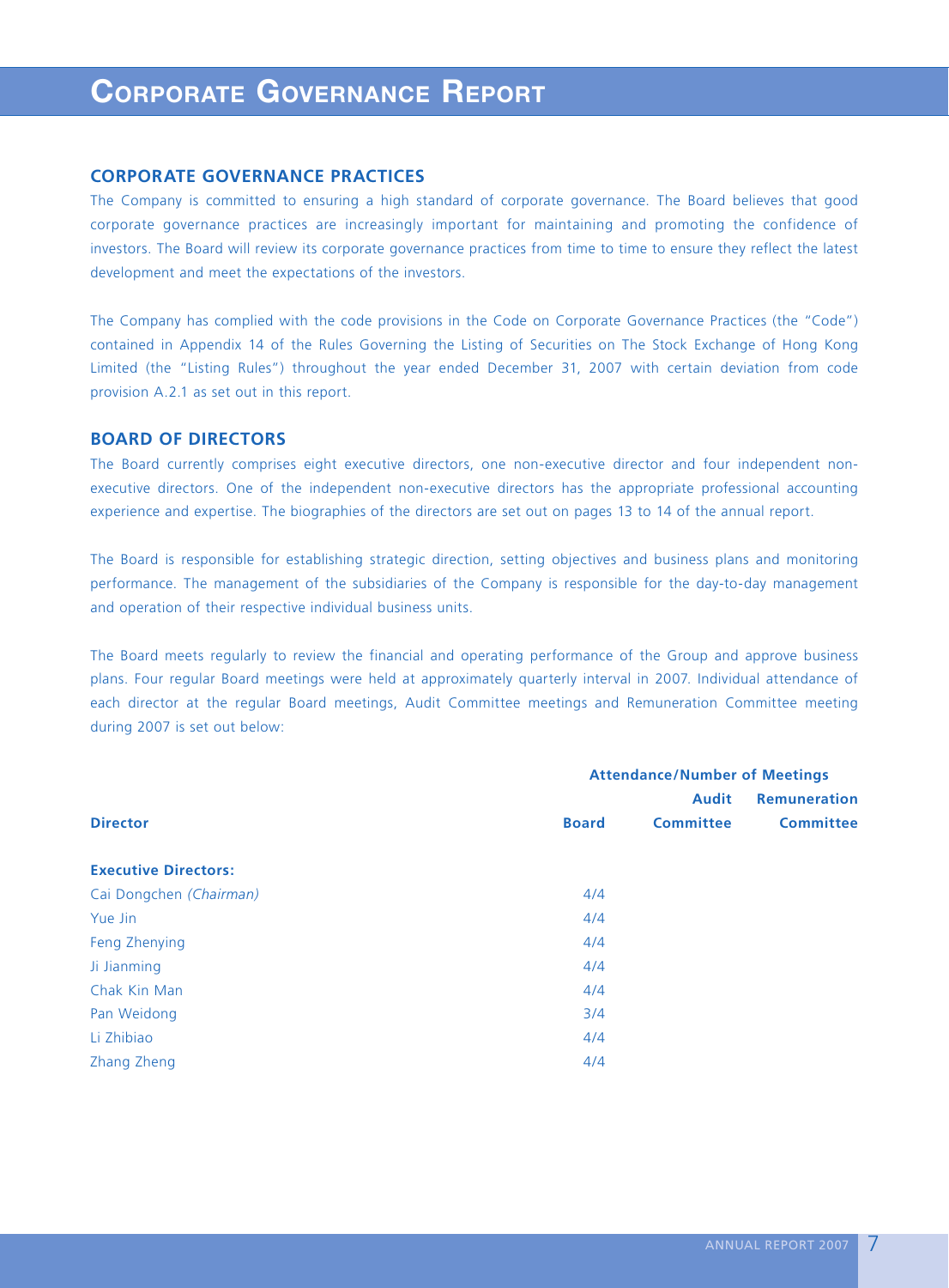# Corporate Governance Report

## CORPORATE GOVERNANCE PRACTICES

The Company is committed to ensuring a high standard of corporate governance. The Board believes that good corporate governance practices are increasingly important for maintaining and promoting the confidence of investors. The Board will review its corporate governance practices from time to time to ensure they reflect the latest development and meet the expectations of the investors.

The Company has complied with the code provisions in the Code on Corporate Governance Practices (the "Code") contained in Appendix 14 of the Rules Governing the Listing of Securities on The Stock Exchange of Hong Kong Limited (the "Listing Rules") throughout the year ended December 31, 2007 with certain deviation from code provision A.2.1 as set out in this report.

## BOARD OF DIRECTORS

The Board currently comprises eight executive directors, one non-executive director and four independent non-executive directors. One of the independent non-executive directors has the appropriate professional accounting experience and expertise. The biographies of the directors are set out on pages 13 to 14 of the annual report.

The Board is responsible for establishing strategic direction, setting objectives and business plans and monitoring performance. The management of the subsidiaries of the Company is responsible for the day-to-day management and operation of their respective individual business units.

The Board meets regularly to review the financial and operating performance of the Group and approve business plans. Four regular Board meetings were held at approximately quarterly interval in 2007. Individual attendance of each director at the regular Board meetings, Audit Committee meetings and Remuneration Committee meeting during 2007 is set out below:

| | Attendance/Number of Meetings | | |
|---|---|---|---|
| **Director** | **Board** | **Audit Committee** | **Remuneration Committee** |
| **Executive Directors:** | | | |
| Cai Dongchen *(Chairman)* | 4/4 | | |
| Yue Jin | 4/4 | | |
| Feng Zhenying | 4/4 | | |
| Ji Jianming | 4/4 | | |
| Chak Kin Man | 4/4 | | |
| Pan Weidong | 3/4 | | |
| Li Zhibiao | 4/4 | | |
| Zhang Zheng | 4/4 | | |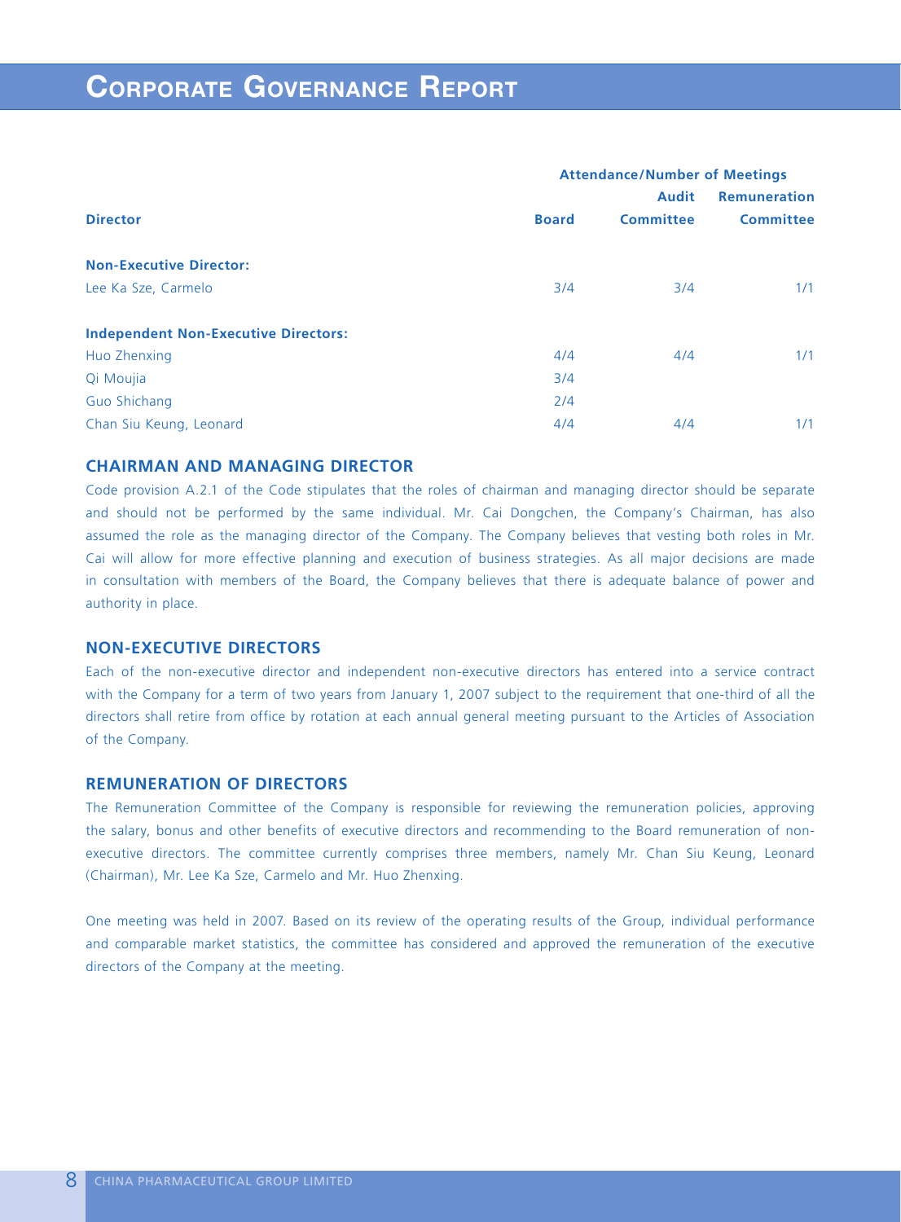| Director | Attendance/Number of Meetings | | |
|---|---|---|---|
| | Board | Audit Committee | Remuneration Committee |
| **Non-Executive Director:** | | | |
| Lee Ka Sze, Carmelo | 3/4 | 3/4 | 1/1 |
| **Independent Non-Executive Directors:** | | | |
| Huo Zhenxing | 4/4 | 4/4 | 1/1 |
| Qi Moujia | 3/4 | | |
| Guo Shichang | 2/4 | | |
| Chan Siu Keung, Leonard | 4/4 | 4/4 | 1/1 |

## CHAIRMAN AND MANAGING DIRECTOR

Code provision A.2.1 of the Code stipulates that the roles of chairman and managing director should be separate and should not be performed by the same individual. Mr. Cai Dongchen, the Company's Chairman, has also assumed the role as the managing director of the Company. The Company believes that vesting both roles in Mr. Cai will allow for more effective planning and execution of business strategies. As all major decisions are made in consultation with members of the Board, the Company believes that there is adequate balance of power and authority in place.

## NON-EXECUTIVE DIRECTORS

Each of the non-executive director and independent non-executive directors has entered into a service contract with the Company for a term of two years from January 1, 2007 subject to the requirement that one-third of all the directors shall retire from office by rotation at each annual general meeting pursuant to the Articles of Association of the Company.

## REMUNERATION OF DIRECTORS

The Remuneration Committee of the Company is responsible for reviewing the remuneration policies, approving the salary, bonus and other benefits of executive directors and recommending to the Board remuneration of non-executive directors. The committee currently comprises three members, namely Mr. Chan Siu Keung, Leonard (Chairman), Mr. Lee Ka Sze, Carmelo and Mr. Huo Zhenxing.

One meeting was held in 2007. Based on its review of the operating results of the Group, individual performance and comparable market statistics, the committee has considered and approved the remuneration of the executive directors of the Company at the meeting.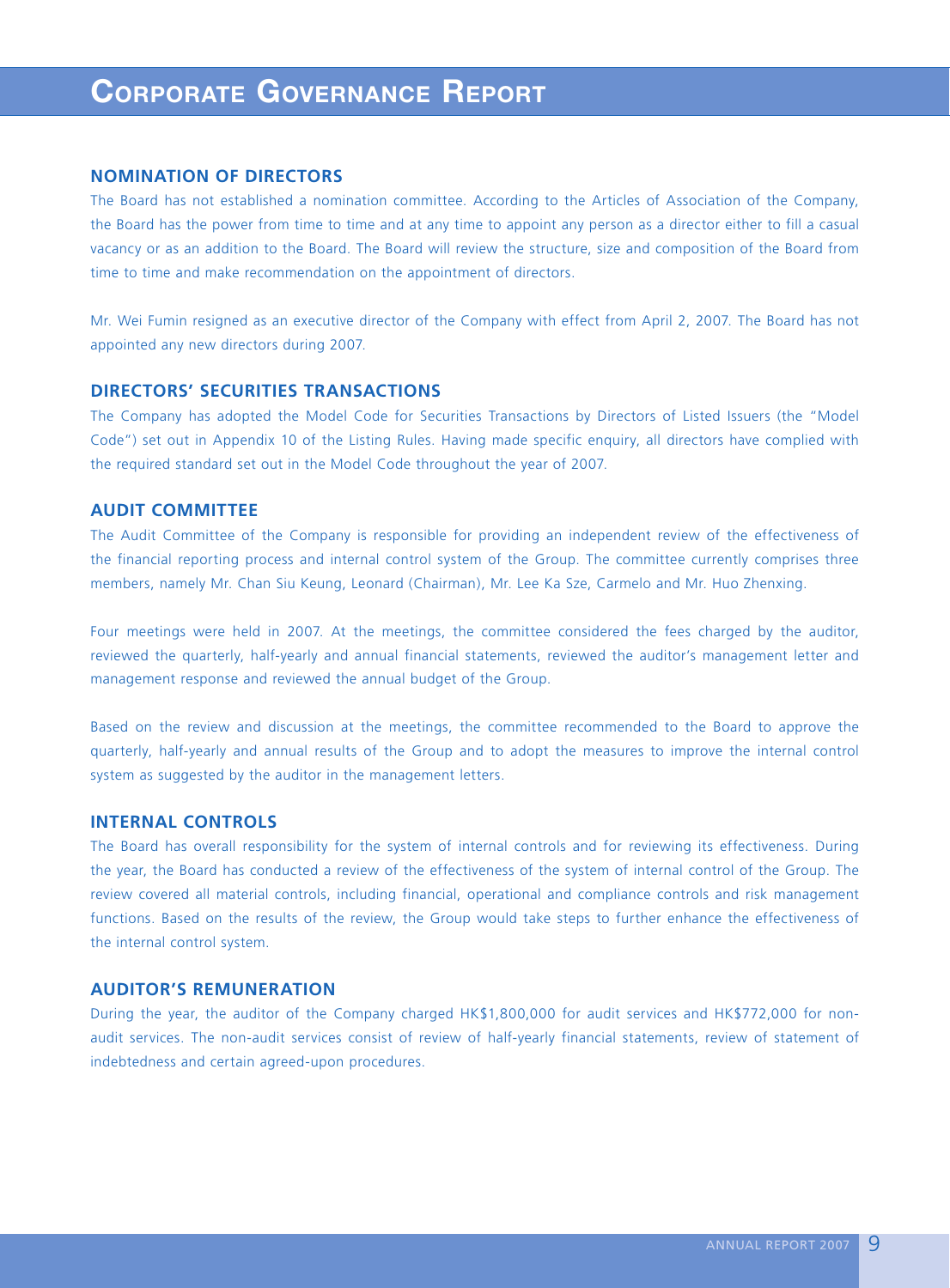# Corporate Governance Report

## NOMINATION OF DIRECTORS

The Board has not established a nomination committee. According to the Articles of Association of the Company, the Board has the power from time to time and at any time to appoint any person as a director either to fill a casual vacancy or as an addition to the Board. The Board will review the structure, size and composition of the Board from time to time and make recommendation on the appointment of directors.

Mr. Wei Fumin resigned as an executive director of the Company with effect from April 2, 2007. The Board has not appointed any new directors during 2007.

## DIRECTORS' SECURITIES TRANSACTIONS

The Company has adopted the Model Code for Securities Transactions by Directors of Listed Issuers (the "Model Code") set out in Appendix 10 of the Listing Rules. Having made specific enquiry, all directors have complied with the required standard set out in the Model Code throughout the year of 2007.

## AUDIT COMMITTEE

The Audit Committee of the Company is responsible for providing an independent review of the effectiveness of the financial reporting process and internal control system of the Group. The committee currently comprises three members, namely Mr. Chan Siu Keung, Leonard (Chairman), Mr. Lee Ka Sze, Carmelo and Mr. Huo Zhenxing.

Four meetings were held in 2007. At the meetings, the committee considered the fees charged by the auditor, reviewed the quarterly, half-yearly and annual financial statements, reviewed the auditor's management letter and management response and reviewed the annual budget of the Group.

Based on the review and discussion at the meetings, the committee recommended to the Board to approve the quarterly, half-yearly and annual results of the Group and to adopt the measures to improve the internal control system as suggested by the auditor in the management letters.

## INTERNAL CONTROLS

The Board has overall responsibility for the system of internal controls and for reviewing its effectiveness. During the year, the Board has conducted a review of the effectiveness of the system of internal control of the Group. The review covered all material controls, including financial, operational and compliance controls and risk management functions. Based on the results of the review, the Group would take steps to further enhance the effectiveness of the internal control system.

## AUDITOR'S REMUNERATION

During the year, the auditor of the Company charged HK$1,800,000 for audit services and HK$772,000 for non-audit services. The non-audit services consist of review of half-yearly financial statements, review of statement of indebtedness and certain agreed-upon procedures.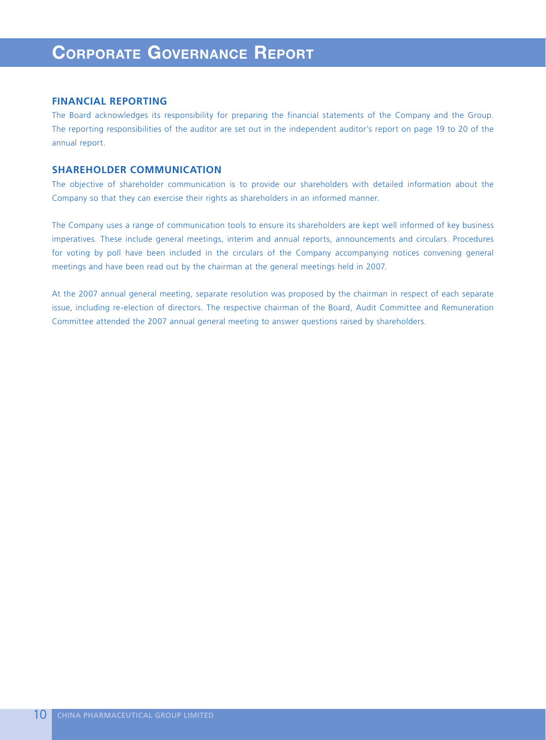## FINANCIAL REPORTING

The Board acknowledges its responsibility for preparing the financial statements of the Company and the Group. The reporting responsibilities of the auditor are set out in the independent auditor's report on page 19 to 20 of the annual report.

## SHAREHOLDER COMMUNICATION

The objective of shareholder communication is to provide our shareholders with detailed information about the Company so that they can exercise their rights as shareholders in an informed manner.

The Company uses a range of communication tools to ensure its shareholders are kept well informed of key business imperatives. These include general meetings, interim and annual reports, announcements and circulars. Procedures for voting by poll have been included in the circulars of the Company accompanying notices convening general meetings and have been read out by the chairman at the general meetings held in 2007.

At the 2007 annual general meeting, separate resolution was proposed by the chairman in respect of each separate issue, including re-election of directors. The respective chairman of the Board, Audit Committee and Remuneration Committee attended the 2007 annual general meeting to answer questions raised by shareholders.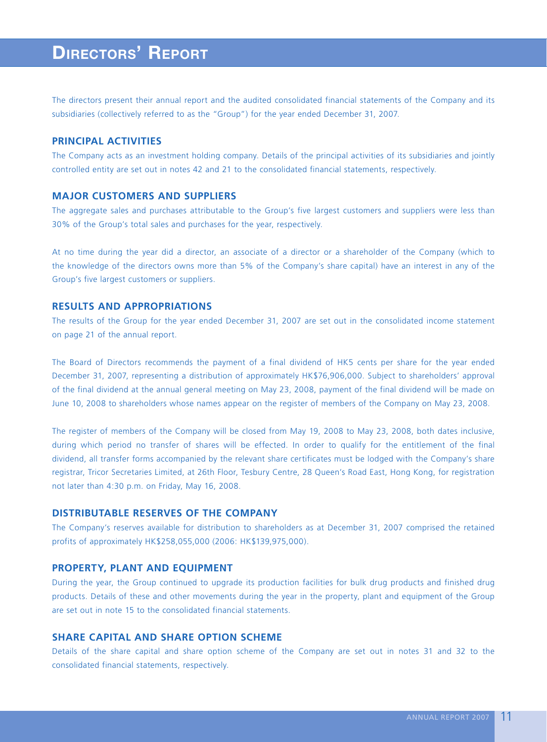# DIRECTORS' REPORT

The directors present their annual report and the audited consolidated financial statements of the Company and its subsidiaries (collectively referred to as the "Group") for the year ended December 31, 2007.

## PRINCIPAL ACTIVITIES

The Company acts as an investment holding company. Details of the principal activities of its subsidiaries and jointly controlled entity are set out in notes 42 and 21 to the consolidated financial statements, respectively.

## MAJOR CUSTOMERS AND SUPPLIERS

The aggregate sales and purchases attributable to the Group's five largest customers and suppliers were less than 30% of the Group's total sales and purchases for the year, respectively.

At no time during the year did a director, an associate of a director or a shareholder of the Company (which to the knowledge of the directors owns more than 5% of the Company's share capital) have an interest in any of the Group's five largest customers or suppliers.

## RESULTS AND APPROPRIATIONS

The results of the Group for the year ended December 31, 2007 are set out in the consolidated income statement on page 21 of the annual report.

The Board of Directors recommends the payment of a final dividend of HK5 cents per share for the year ended December 31, 2007, representing a distribution of approximately HK$76,906,000. Subject to shareholders' approval of the final dividend at the annual general meeting on May 23, 2008, payment of the final dividend will be made on June 10, 2008 to shareholders whose names appear on the register of members of the Company on May 23, 2008.

The register of members of the Company will be closed from May 19, 2008 to May 23, 2008, both dates inclusive, during which period no transfer of shares will be effected. In order to qualify for the entitlement of the final dividend, all transfer forms accompanied by the relevant share certificates must be lodged with the Company's share registrar, Tricor Secretaries Limited, at 26th Floor, Tesbury Centre, 28 Queen's Road East, Hong Kong, for registration not later than 4:30 p.m. on Friday, May 16, 2008.

## DISTRIBUTABLE RESERVES OF THE COMPANY

The Company's reserves available for distribution to shareholders as at December 31, 2007 comprised the retained profits of approximately HK$258,055,000 (2006: HK$139,975,000).

## PROPERTY, PLANT AND EQUIPMENT

During the year, the Group continued to upgrade its production facilities for bulk drug products and finished drug products. Details of these and other movements during the year in the property, plant and equipment of the Group are set out in note 15 to the consolidated financial statements.

## SHARE CAPITAL AND SHARE OPTION SCHEME

Details of the share capital and share option scheme of the Company are set out in notes 31 and 32 to the consolidated financial statements, respectively.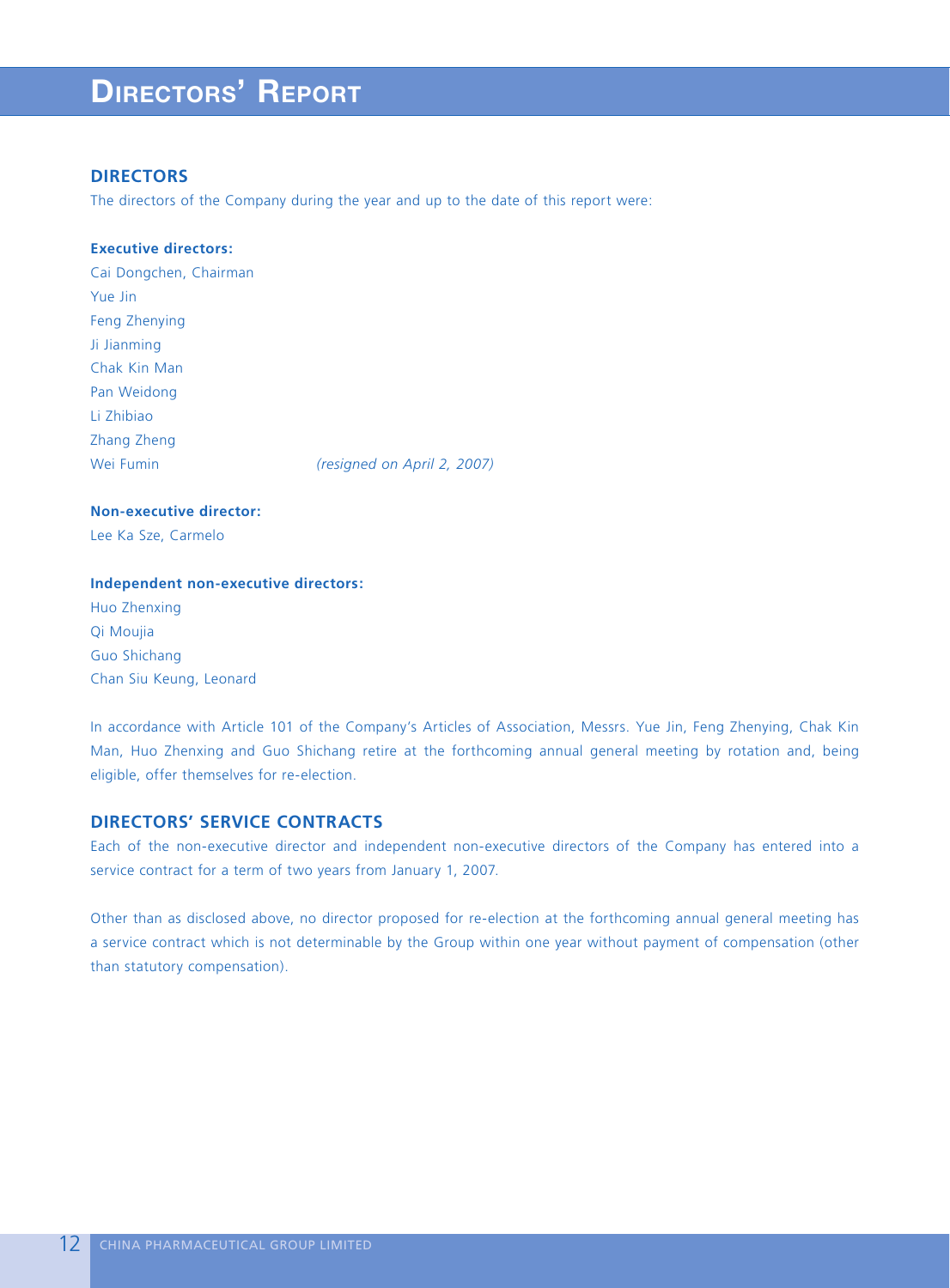# Directors' Report

## DIRECTORS

The directors of the Company during the year and up to the date of this report were:

**Executive directors:**

Cai Dongchen, Chairman
Yue Jin
Feng Zhenying
Ji Jianming
Chak Kin Man
Pan Weidong
Li Zhibiao
Zhang Zheng
Wei Fumin *(resigned on April 2, 2007)*

**Non-executive director:**

Lee Ka Sze, Carmelo

**Independent non-executive directors:**

Huo Zhenxing
Qi Moujia
Guo Shichang
Chan Siu Keung, Leonard

In accordance with Article 101 of the Company's Articles of Association, Messrs. Yue Jin, Feng Zhenying, Chak Kin Man, Huo Zhenxing and Guo Shichang retire at the forthcoming annual general meeting by rotation and, being eligible, offer themselves for re-election.

## DIRECTORS' SERVICE CONTRACTS

Each of the non-executive director and independent non-executive directors of the Company has entered into a service contract for a term of two years from January 1, 2007.

Other than as disclosed above, no director proposed for re-election at the forthcoming annual general meeting has a service contract which is not determinable by the Group within one year without payment of compensation (other than statutory compensation).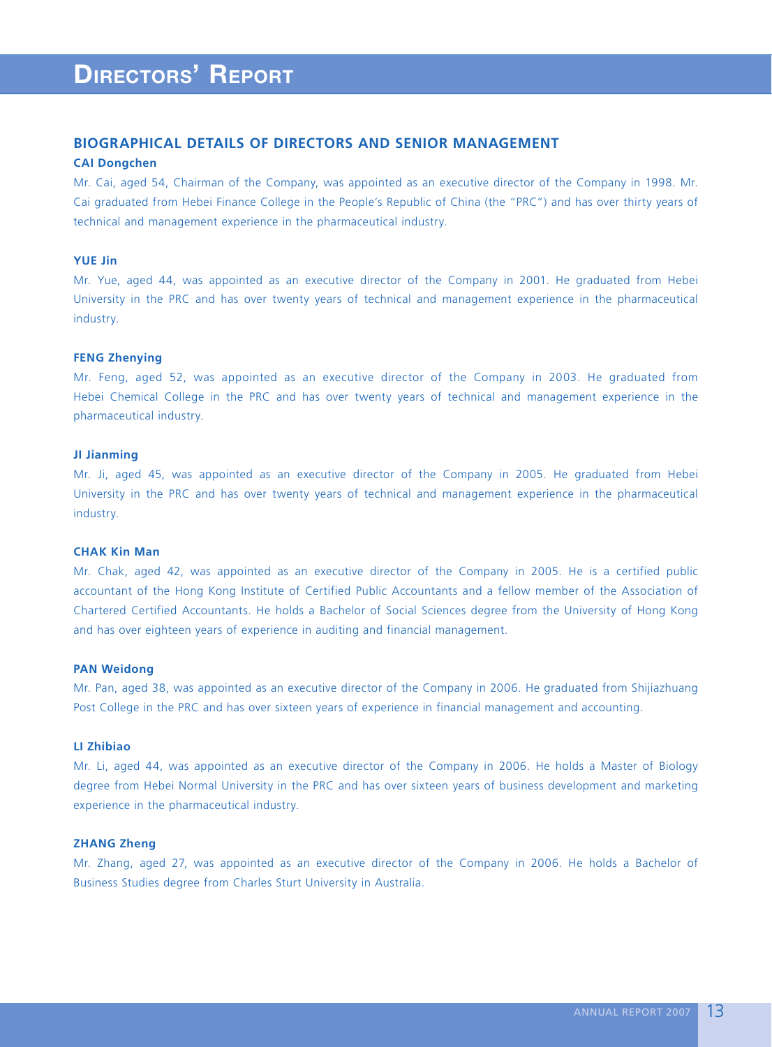# Directors' Report

## BIOGRAPHICAL DETAILS OF DIRECTORS AND SENIOR MANAGEMENT

### CAI Dongchen

Mr. Cai, aged 54, Chairman of the Company, was appointed as an executive director of the Company in 1998. Mr. Cai graduated from Hebei Finance College in the People's Republic of China (the "PRC") and has over thirty years of technical and management experience in the pharmaceutical industry.

### YUE Jin

Mr. Yue, aged 44, was appointed as an executive director of the Company in 2001. He graduated from Hebei University in the PRC and has over twenty years of technical and management experience in the pharmaceutical industry.

### FENG Zhenying

Mr. Feng, aged 52, was appointed as an executive director of the Company in 2003. He graduated from Hebei Chemical College in the PRC and has over twenty years of technical and management experience in the pharmaceutical industry.

### JI Jianming

Mr. Ji, aged 45, was appointed as an executive director of the Company in 2005. He graduated from Hebei University in the PRC and has over twenty years of technical and management experience in the pharmaceutical industry.

### CHAK Kin Man

Mr. Chak, aged 42, was appointed as an executive director of the Company in 2005. He is a certified public accountant of the Hong Kong Institute of Certified Public Accountants and a fellow member of the Association of Chartered Certified Accountants. He holds a Bachelor of Social Sciences degree from the University of Hong Kong and has over eighteen years of experience in auditing and financial management.

### PAN Weidong

Mr. Pan, aged 38, was appointed as an executive director of the Company in 2006. He graduated from Shijiazhuang Post College in the PRC and has over sixteen years of experience in financial management and accounting.

### LI Zhibiao

Mr. Li, aged 44, was appointed as an executive director of the Company in 2006. He holds a Master of Biology degree from Hebei Normal University in the PRC and has over sixteen years of business development and marketing experience in the pharmaceutical industry.

### ZHANG Zheng

Mr. Zhang, aged 27, was appointed as an executive director of the Company in 2006. He holds a Bachelor of Business Studies degree from Charles Sturt University in Australia.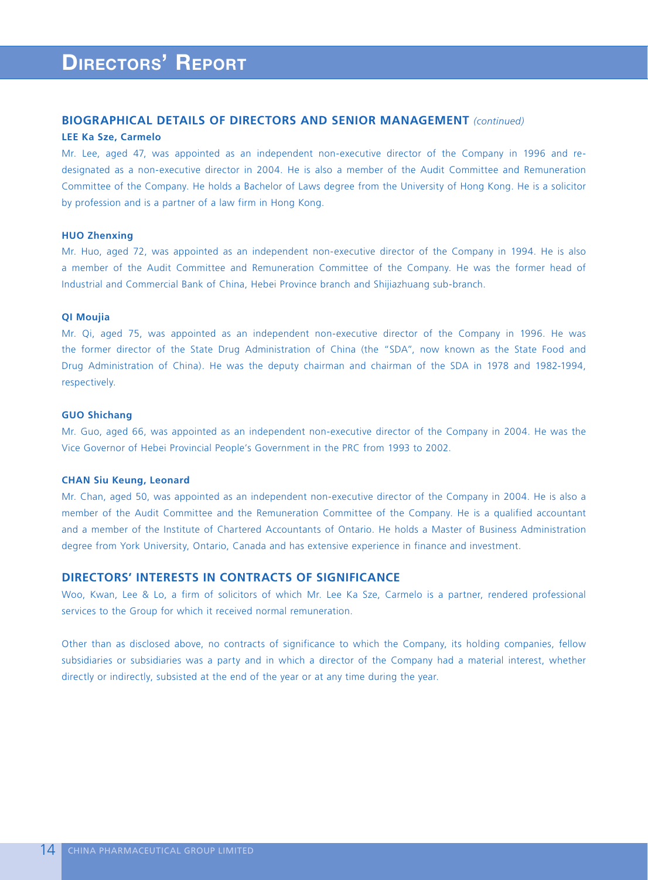## BIOGRAPHICAL DETAILS OF DIRECTORS AND SENIOR MANAGEMENT *(continued)*

**LEE Ka Sze, Carmelo**

Mr. Lee, aged 47, was appointed as an independent non-executive director of the Company in 1996 and re-designated as a non-executive director in 2004. He is also a member of the Audit Committee and Remuneration Committee of the Company. He holds a Bachelor of Laws degree from the University of Hong Kong. He is a solicitor by profession and is a partner of a law firm in Hong Kong.

**HUO Zhenxing**

Mr. Huo, aged 72, was appointed as an independent non-executive director of the Company in 1994. He is also a member of the Audit Committee and Remuneration Committee of the Company. He was the former head of Industrial and Commercial Bank of China, Hebei Province branch and Shijiazhuang sub-branch.

**QI Moujia**

Mr. Qi, aged 75, was appointed as an independent non-executive director of the Company in 1996. He was the former director of the State Drug Administration of China (the "SDA", now known as the State Food and Drug Administration of China). He was the deputy chairman and chairman of the SDA in 1978 and 1982-1994, respectively.

**GUO Shichang**

Mr. Guo, aged 66, was appointed as an independent non-executive director of the Company in 2004. He was the Vice Governor of Hebei Provincial People's Government in the PRC from 1993 to 2002.

**CHAN Siu Keung, Leonard**

Mr. Chan, aged 50, was appointed as an independent non-executive director of the Company in 2004. He is also a member of the Audit Committee and the Remuneration Committee of the Company. He is a qualified accountant and a member of the Institute of Chartered Accountants of Ontario. He holds a Master of Business Administration degree from York University, Ontario, Canada and has extensive experience in finance and investment.

## DIRECTORS' INTERESTS IN CONTRACTS OF SIGNIFICANCE

Woo, Kwan, Lee & Lo, a firm of solicitors of which Mr. Lee Ka Sze, Carmelo is a partner, rendered professional services to the Group for which it received normal remuneration.

Other than as disclosed above, no contracts of significance to which the Company, its holding companies, fellow subsidiaries or subsidiaries was a party and in which a director of the Company had a material interest, whether directly or indirectly, subsisted at the end of the year or at any time during the year.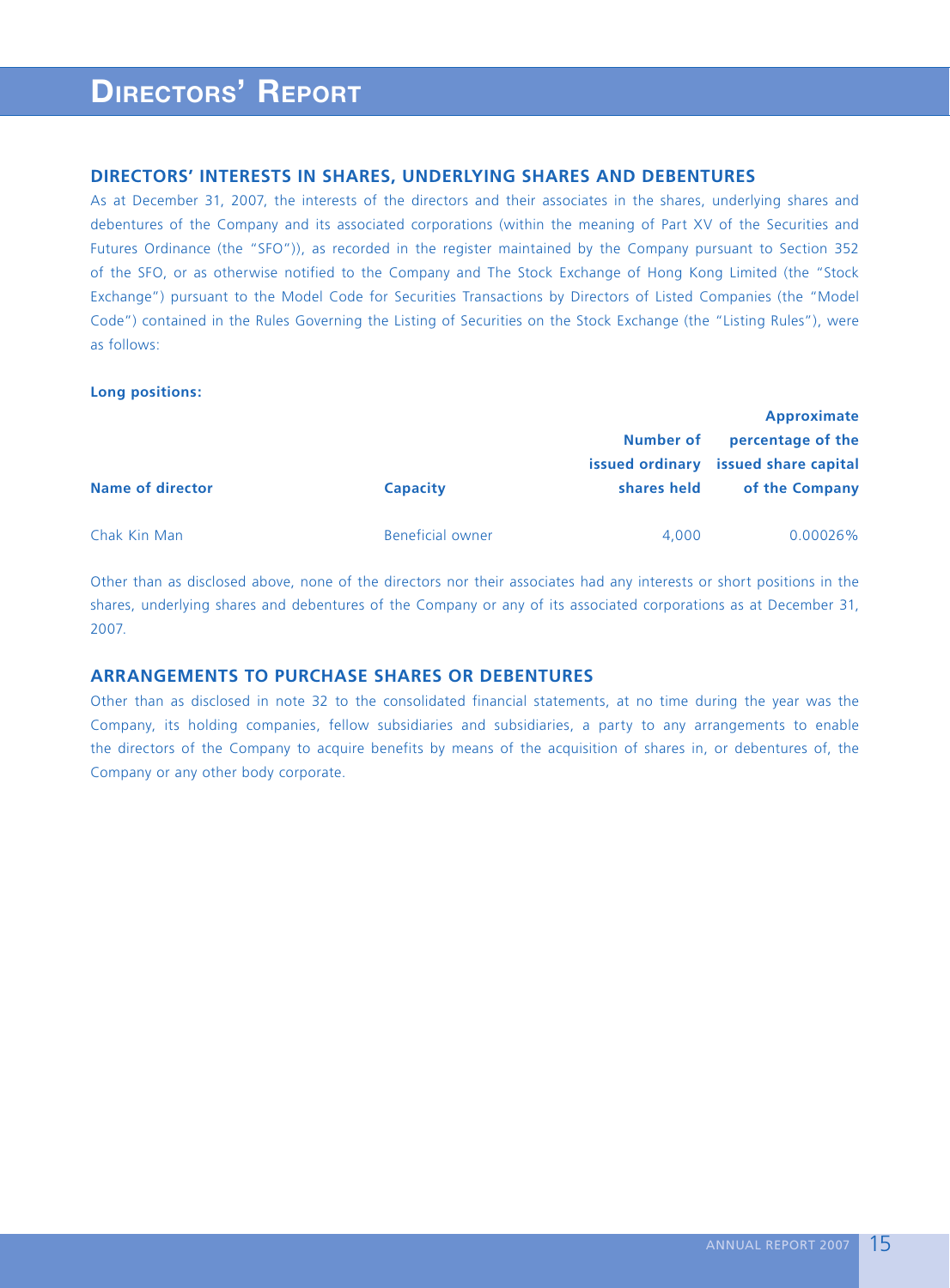# DIRECTORS' REPORT

## DIRECTORS' INTERESTS IN SHARES, UNDERLYING SHARES AND DEBENTURES

As at December 31, 2007, the interests of the directors and their associates in the shares, underlying shares and debentures of the Company and its associated corporations (within the meaning of Part XV of the Securities and Futures Ordinance (the "SFO")), as recorded in the register maintained by the Company pursuant to Section 352 of the SFO, or as otherwise notified to the Company and The Stock Exchange of Hong Kong Limited (the "Stock Exchange") pursuant to the Model Code for Securities Transactions by Directors of Listed Companies (the "Model Code") contained in the Rules Governing the Listing of Securities on the Stock Exchange (the "Listing Rules"), were as follows:

**Long positions:**

| Name of director | Capacity | Number of issued ordinary shares held | Approximate percentage of the issued share capital of the Company |
|---|---|---|---|
| Chak Kin Man | Beneficial owner | 4,000 | 0.00026% |

Other than as disclosed above, none of the directors nor their associates had any interests or short positions in the shares, underlying shares and debentures of the Company or any of its associated corporations as at December 31, 2007.

## ARRANGEMENTS TO PURCHASE SHARES OR DEBENTURES

Other than as disclosed in note 32 to the consolidated financial statements, at no time during the year was the Company, its holding companies, fellow subsidiaries and subsidiaries, a party to any arrangements to enable the directors of the Company to acquire benefits by means of the acquisition of shares in, or debentures of, the Company or any other body corporate.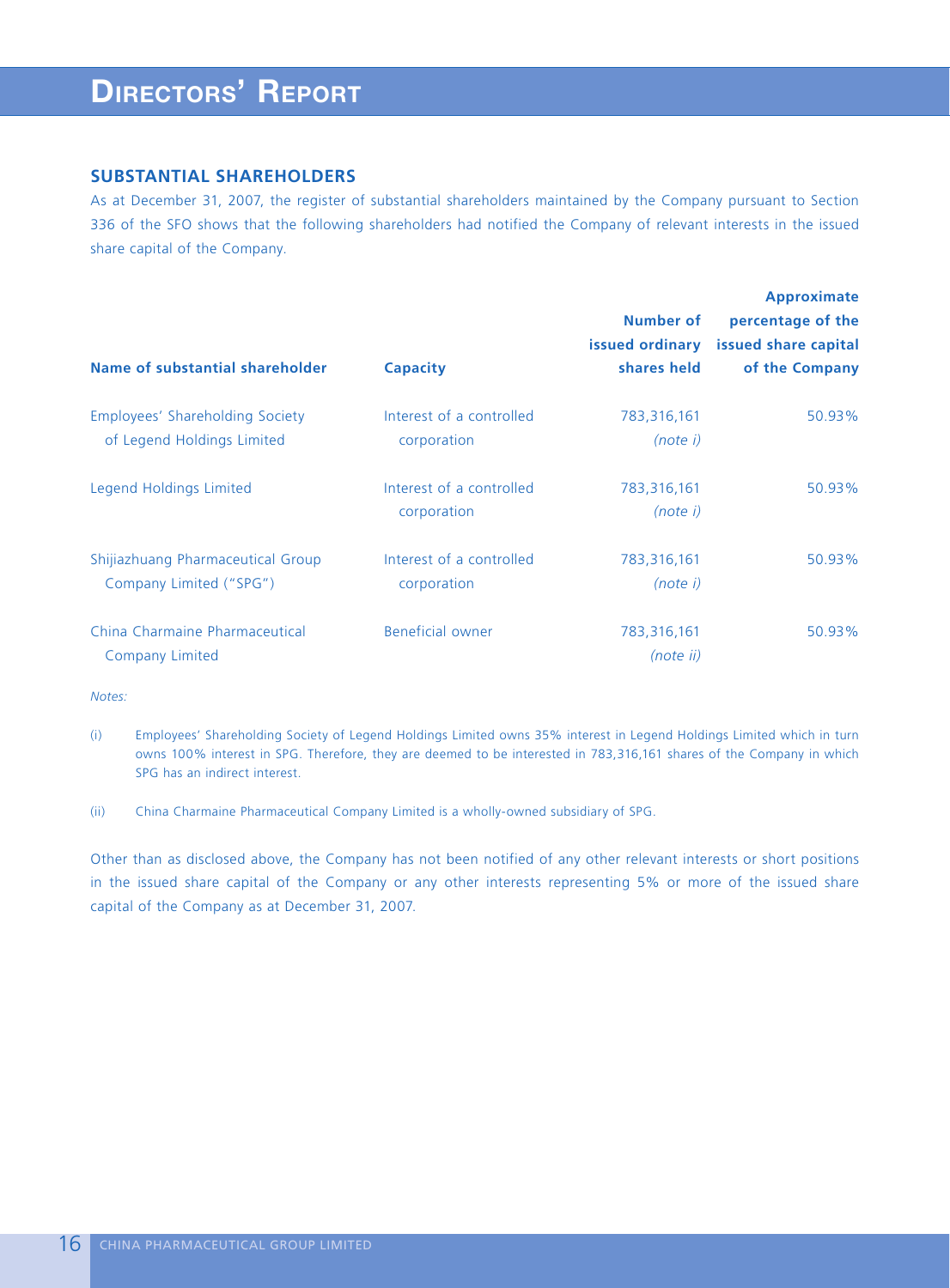# Directors' Report

## SUBSTANTIAL SHAREHOLDERS

As at December 31, 2007, the register of substantial shareholders maintained by the Company pursuant to Section 336 of the SFO shows that the following shareholders had notified the Company of relevant interests in the issued share capital of the Company.

| Name of substantial shareholder | Capacity | Number of issued ordinary shares held | Approximate percentage of the issued share capital of the Company |
|---|---|---|---|
| Employees' Shareholding Society of Legend Holdings Limited | Interest of a controlled corporation | 783,316,161 *(note i)* | 50.93% |
| Legend Holdings Limited | Interest of a controlled corporation | 783,316,161 *(note i)* | 50.93% |
| Shijiazhuang Pharmaceutical Group Company Limited ("SPG") | Interest of a controlled corporation | 783,316,161 *(note i)* | 50.93% |
| China Charmaine Pharmaceutical Company Limited | Beneficial owner | 783,316,161 *(note ii)* | 50.93% |

*Notes:*

(i) Employees' Shareholding Society of Legend Holdings Limited owns 35% interest in Legend Holdings Limited which in turn owns 100% interest in SPG. Therefore, they are deemed to be interested in 783,316,161 shares of the Company in which SPG has an indirect interest.

(ii) China Charmaine Pharmaceutical Company Limited is a wholly-owned subsidiary of SPG.

Other than as disclosed above, the Company has not been notified of any other relevant interests or short positions in the issued share capital of the Company or any other interests representing 5% or more of the issued share capital of the Company as at December 31, 2007.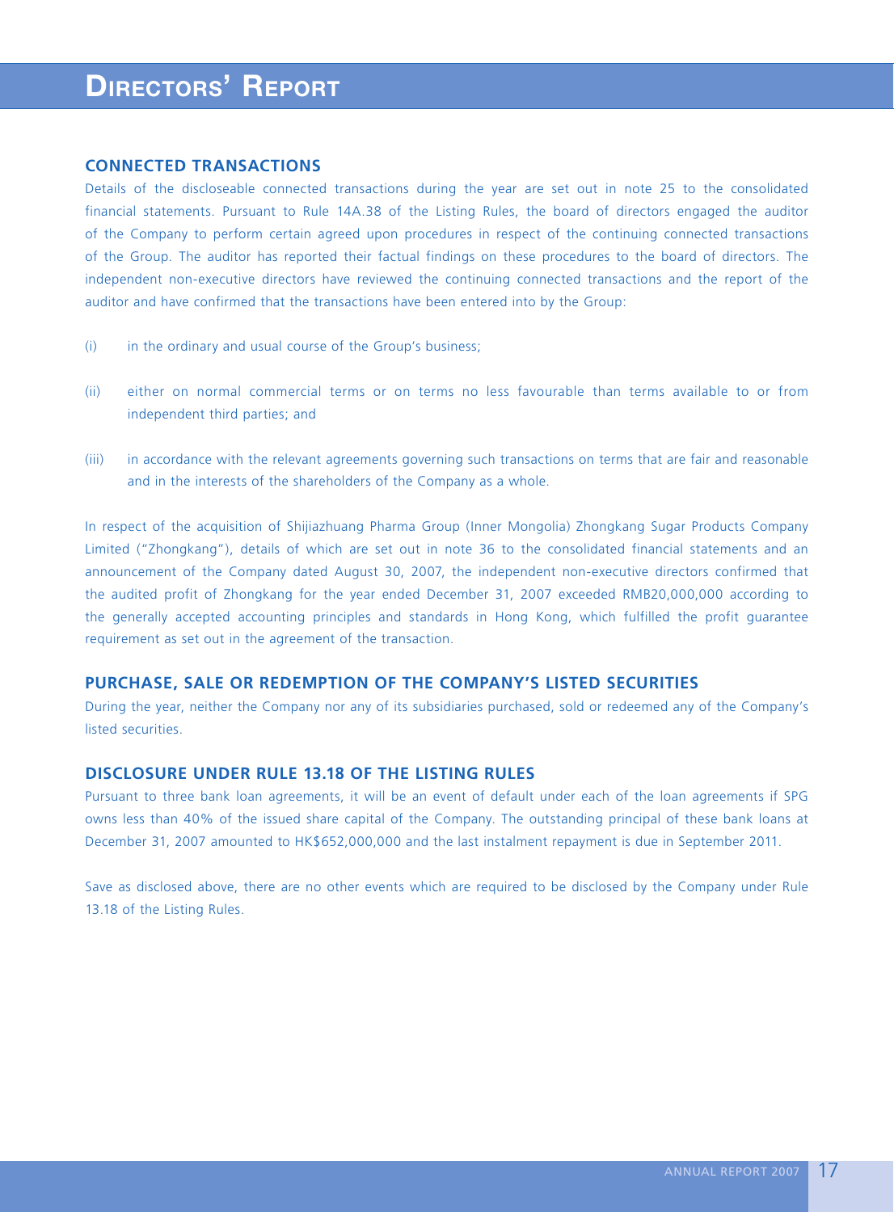# DIRECTORS' REPORT

### CONNECTED TRANSACTIONS

Details of the discloseable connected transactions during the year are set out in note 25 to the consolidated financial statements. Pursuant to Rule 14A.38 of the Listing Rules, the board of directors engaged the auditor of the Company to perform certain agreed upon procedures in respect of the continuing connected transactions of the Group. The auditor has reported their factual findings on these procedures to the board of directors. The independent non-executive directors have reviewed the continuing connected transactions and the report of the auditor and have confirmed that the transactions have been entered into by the Group:

(i) in the ordinary and usual course of the Group's business;

(ii) either on normal commercial terms or on terms no less favourable than terms available to or from independent third parties; and

(iii) in accordance with the relevant agreements governing such transactions on terms that are fair and reasonable and in the interests of the shareholders of the Company as a whole.

In respect of the acquisition of Shijiazhuang Pharma Group (Inner Mongolia) Zhongkang Sugar Products Company Limited ("Zhongkang"), details of which are set out in note 36 to the consolidated financial statements and an announcement of the Company dated August 30, 2007, the independent non-executive directors confirmed that the audited profit of Zhongkang for the year ended December 31, 2007 exceeded RMB20,000,000 according to the generally accepted accounting principles and standards in Hong Kong, which fulfilled the profit guarantee requirement as set out in the agreement of the transaction.

### PURCHASE, SALE OR REDEMPTION OF THE COMPANY'S LISTED SECURITIES

During the year, neither the Company nor any of its subsidiaries purchased, sold or redeemed any of the Company's listed securities.

### DISCLOSURE UNDER RULE 13.18 OF THE LISTING RULES

Pursuant to three bank loan agreements, it will be an event of default under each of the loan agreements if SPG owns less than 40% of the issued share capital of the Company. The outstanding principal of these bank loans at December 31, 2007 amounted to HK$652,000,000 and the last instalment repayment is due in September 2011.

Save as disclosed above, there are no other events which are required to be disclosed by the Company under Rule 13.18 of the Listing Rules.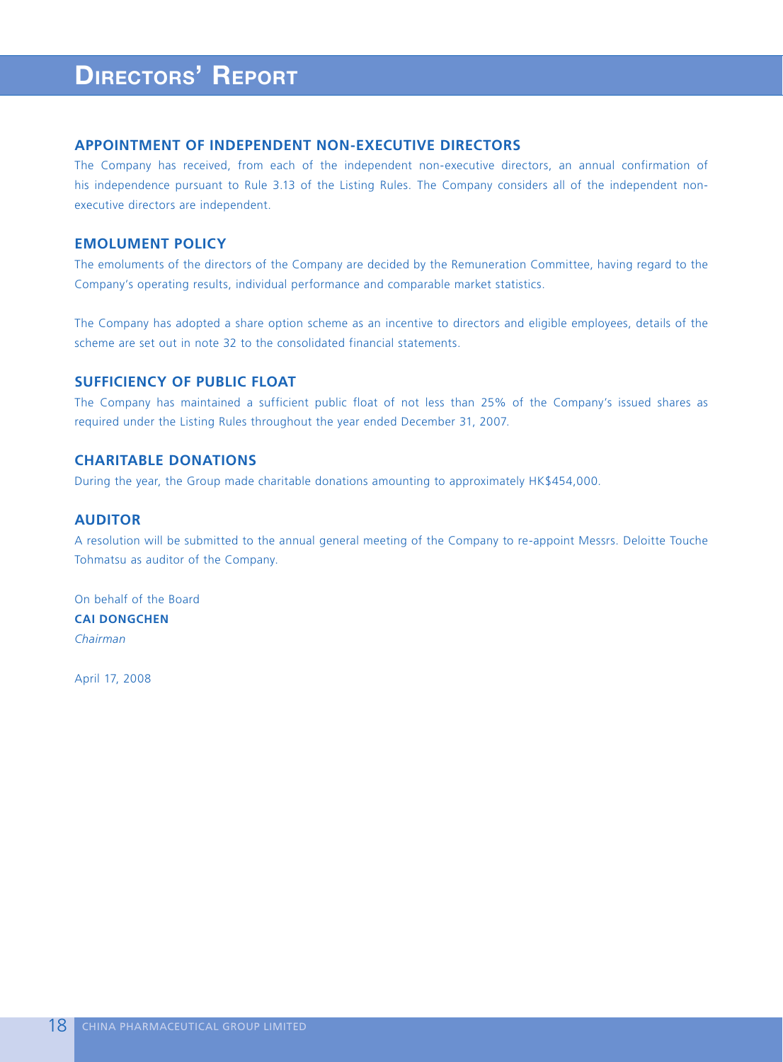# Directors' Report

## APPOINTMENT OF INDEPENDENT NON-EXECUTIVE DIRECTORS

The Company has received, from each of the independent non-executive directors, an annual confirmation of his independence pursuant to Rule 3.13 of the Listing Rules. The Company considers all of the independent non-executive directors are independent.

## EMOLUMENT POLICY

The emoluments of the directors of the Company are decided by the Remuneration Committee, having regard to the Company's operating results, individual performance and comparable market statistics.

The Company has adopted a share option scheme as an incentive to directors and eligible employees, details of the scheme are set out in note 32 to the consolidated financial statements.

## SUFFICIENCY OF PUBLIC FLOAT

The Company has maintained a sufficient public float of not less than 25% of the Company's issued shares as required under the Listing Rules throughout the year ended December 31, 2007.

## CHARITABLE DONATIONS

During the year, the Group made charitable donations amounting to approximately HK$454,000.

## AUDITOR

A resolution will be submitted to the annual general meeting of the Company to re-appoint Messrs. Deloitte Touche Tohmatsu as auditor of the Company.

On behalf of the Board
**CAI DONGCHEN**
*Chairman*

April 17, 2008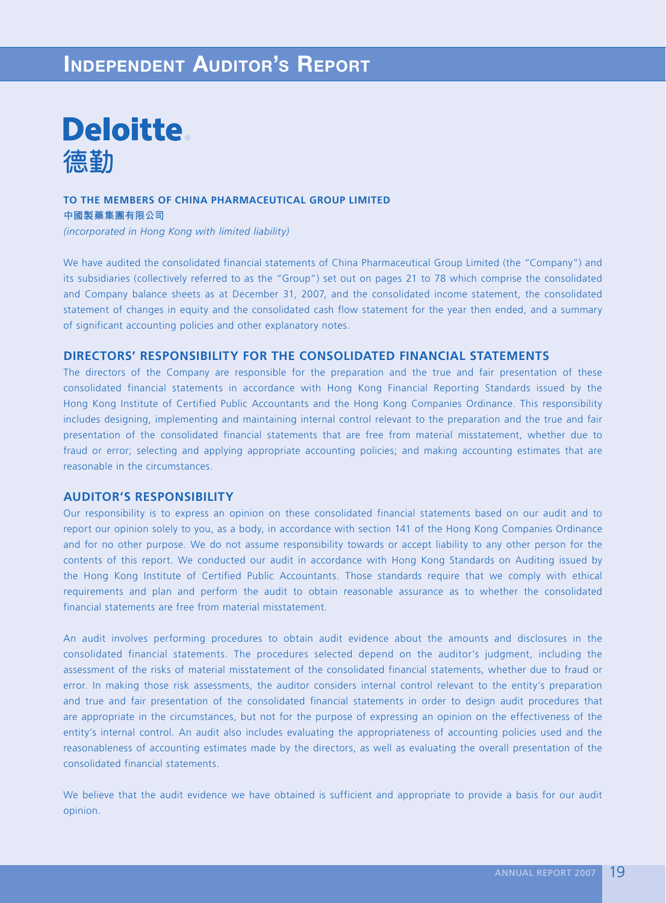# Independent Auditor's Report

**Deloitte.**
**德勤**

**TO THE MEMBERS OF CHINA PHARMACEUTICAL GROUP LIMITED**
**中國製藥集團有限公司**
*(incorporated in Hong Kong with limited liability)*

We have audited the consolidated financial statements of China Pharmaceutical Group Limited (the "Company") and its subsidiaries (collectively referred to as the "Group") set out on pages 21 to 78 which comprise the consolidated and Company balance sheets as at December 31, 2007, and the consolidated income statement, the consolidated statement of changes in equity and the consolidated cash flow statement for the year then ended, and a summary of significant accounting policies and other explanatory notes.

## DIRECTORS' RESPONSIBILITY FOR THE CONSOLIDATED FINANCIAL STATEMENTS

The directors of the Company are responsible for the preparation and the true and fair presentation of these consolidated financial statements in accordance with Hong Kong Financial Reporting Standards issued by the Hong Kong Institute of Certified Public Accountants and the Hong Kong Companies Ordinance. This responsibility includes designing, implementing and maintaining internal control relevant to the preparation and the true and fair presentation of the consolidated financial statements that are free from material misstatement, whether due to fraud or error; selecting and applying appropriate accounting policies; and making accounting estimates that are reasonable in the circumstances.

## AUDITOR'S RESPONSIBILITY

Our responsibility is to express an opinion on these consolidated financial statements based on our audit and to report our opinion solely to you, as a body, in accordance with section 141 of the Hong Kong Companies Ordinance and for no other purpose. We do not assume responsibility towards or accept liability to any other person for the contents of this report. We conducted our audit in accordance with Hong Kong Standards on Auditing issued by the Hong Kong Institute of Certified Public Accountants. Those standards require that we comply with ethical requirements and plan and perform the audit to obtain reasonable assurance as to whether the consolidated financial statements are free from material misstatement.

An audit involves performing procedures to obtain audit evidence about the amounts and disclosures in the consolidated financial statements. The procedures selected depend on the auditor's judgment, including the assessment of the risks of material misstatement of the consolidated financial statements, whether due to fraud or error. In making those risk assessments, the auditor considers internal control relevant to the entity's preparation and true and fair presentation of the consolidated financial statements in order to design audit procedures that are appropriate in the circumstances, but not for the purpose of expressing an opinion on the effectiveness of the entity's internal control. An audit also includes evaluating the appropriateness of accounting policies used and the reasonableness of accounting estimates made by the directors, as well as evaluating the overall presentation of the consolidated financial statements.

We believe that the audit evidence we have obtained is sufficient and appropriate to provide a basis for our audit opinion.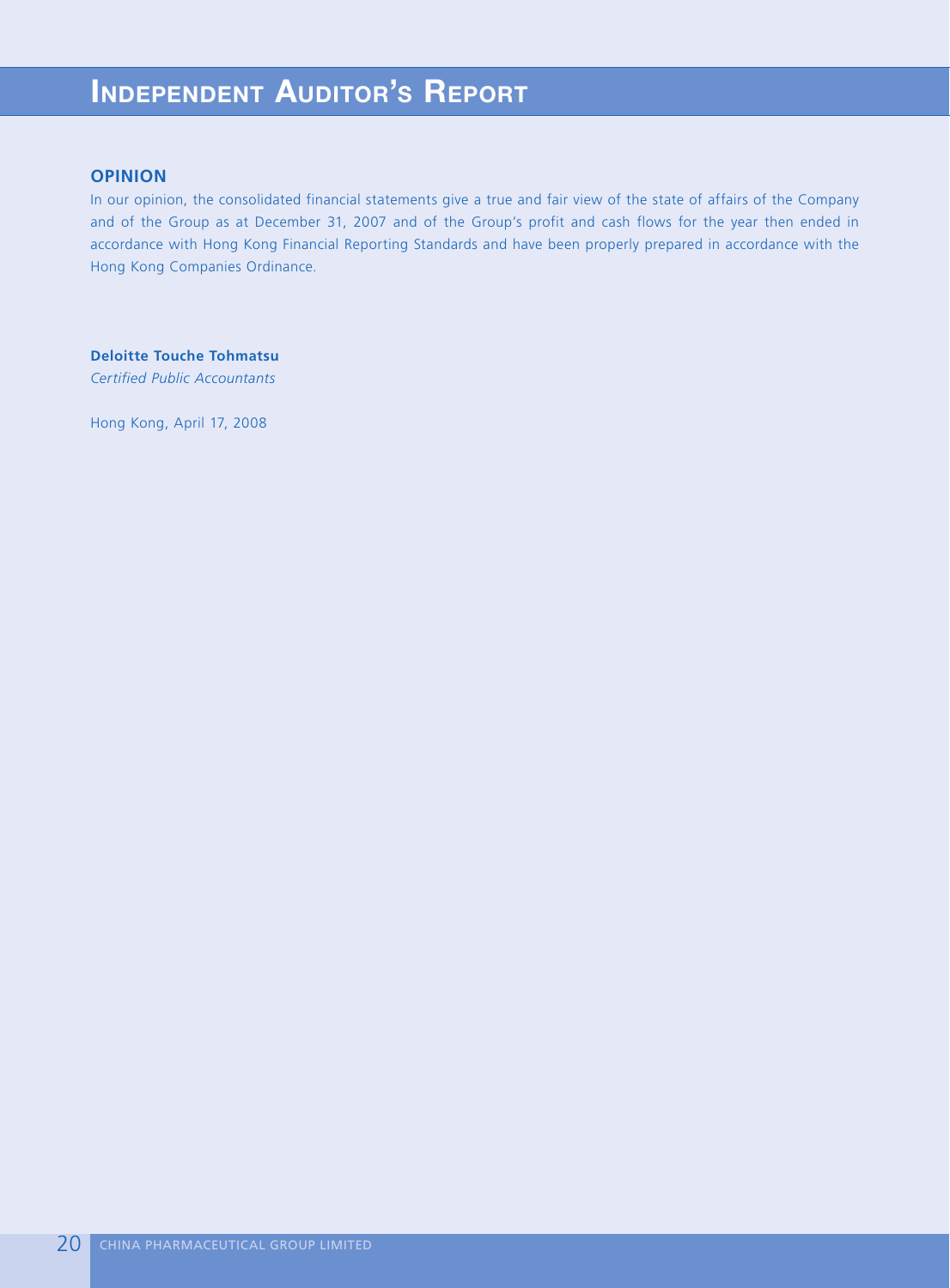# Independent Auditor's Report

## OPINION

In our opinion, the consolidated financial statements give a true and fair view of the state of affairs of the Company and of the Group as at December 31, 2007 and of the Group's profit and cash flows for the year then ended in accordance with Hong Kong Financial Reporting Standards and have been properly prepared in accordance with the Hong Kong Companies Ordinance.

**Deloitte Touche Tohmatsu**
*Certified Public Accountants*

Hong Kong, April 17, 2008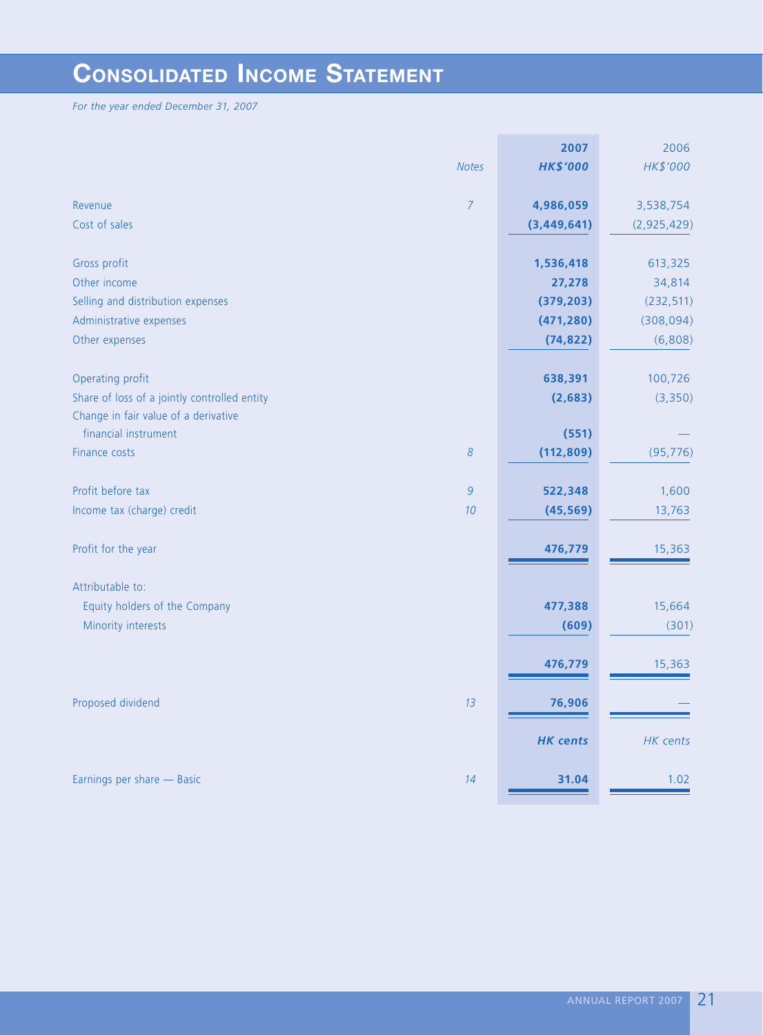# CONSOLIDATED INCOME STATEMENT

*For the year ended December 31, 2007*

| | Notes | 2007 HK$'000 | 2006 HK$'000 |
|---|---|---|---|
| Revenue | 7 | **4,986,059** | 3,538,754 |
| Cost of sales | | **(3,449,641)** | (2,925,429) |
| Gross profit | | **1,536,418** | 613,325 |
| Other income | | **27,278** | 34,814 |
| Selling and distribution expenses | | **(379,203)** | (232,511) |
| Administrative expenses | | **(471,280)** | (308,094) |
| Other expenses | | **(74,822)** | (6,808) |
| Operating profit | | **638,391** | 100,726 |
| Share of loss of a jointly controlled entity | | **(2,683)** | (3,350) |
| Change in fair value of a derivative financial instrument | | **(551)** | — |
| Finance costs | 8 | **(112,809)** | (95,776) |
| Profit before tax | 9 | **522,348** | 1,600 |
| Income tax (charge) credit | 10 | **(45,569)** | 13,763 |
| Profit for the year | | **476,779** | 15,363 |
| Attributable to: | | | |
| Equity holders of the Company | | **477,388** | 15,664 |
| Minority interests | | **(609)** | (301) |
| | | **476,779** | 15,363 |
| Proposed dividend | 13 | **76,906** | — |
| | | ***HK cents*** | *HK cents* |
| Earnings per share — Basic | 14 | **31.04** | 1.02 |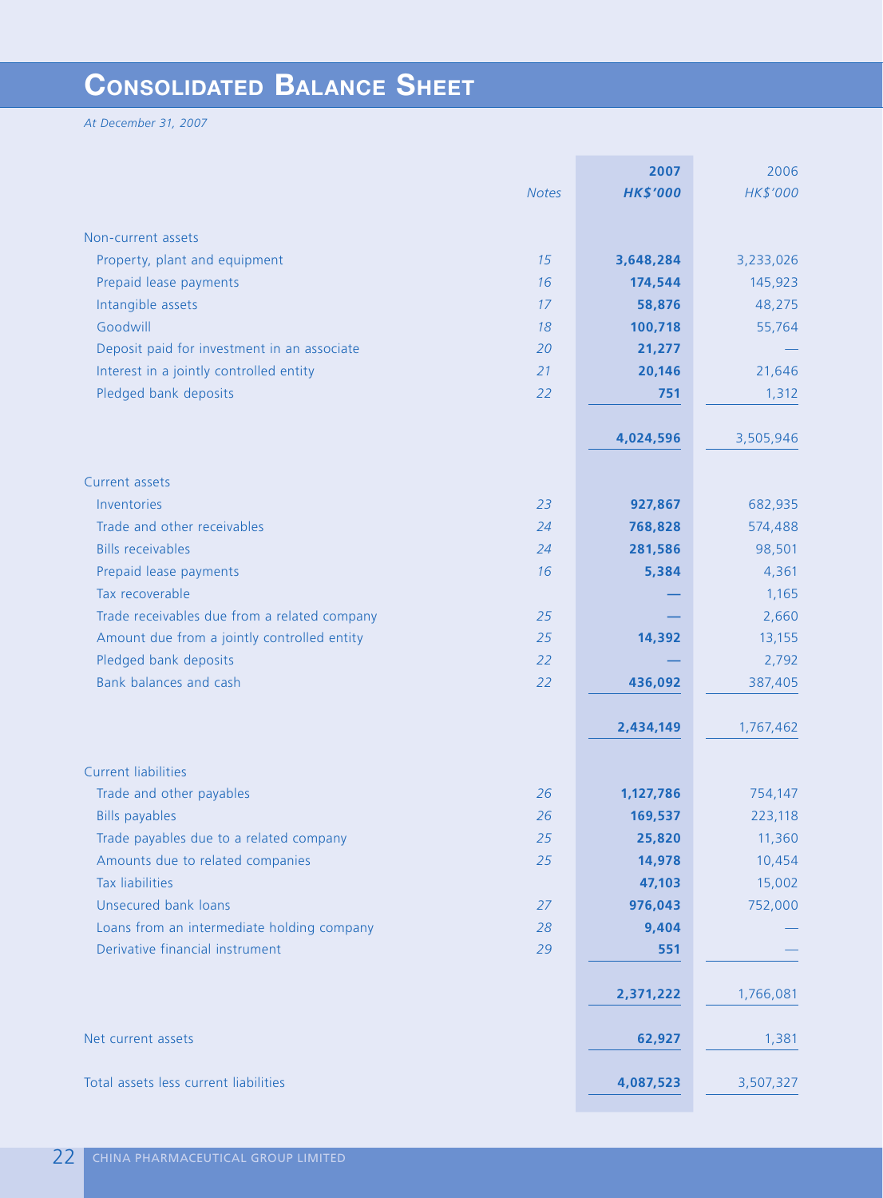# Consolidated Balance Sheet

*At December 31, 2007*

| | Notes | 2007 HK$'000 | 2006 HK$'000 |
|---|---|---|---|
| **Non-current assets** | | | |
| Property, plant and equipment | 15 | **3,648,284** | 3,233,026 |
| Prepaid lease payments | 16 | **174,544** | 145,923 |
| Intangible assets | 17 | **58,876** | 48,275 |
| Goodwill | 18 | **100,718** | 55,764 |
| Deposit paid for investment in an associate | 20 | **21,277** | — |
| Interest in a jointly controlled entity | 21 | **20,146** | 21,646 |
| Pledged bank deposits | 22 | **751** | 1,312 |
| | | **4,024,596** | 3,505,946 |
| **Current assets** | | | |
| Inventories | 23 | **927,867** | 682,935 |
| Trade and other receivables | 24 | **768,828** | 574,488 |
| Bills receivables | 24 | **281,586** | 98,501 |
| Prepaid lease payments | 16 | **5,384** | 4,361 |
| Tax recoverable | | **—** | 1,165 |
| Trade receivables due from a related company | 25 | **—** | 2,660 |
| Amount due from a jointly controlled entity | 25 | **14,392** | 13,155 |
| Pledged bank deposits | 22 | **—** | 2,792 |
| Bank balances and cash | 22 | **436,092** | 387,405 |
| | | **2,434,149** | 1,767,462 |
| **Current liabilities** | | | |
| Trade and other payables | 26 | **1,127,786** | 754,147 |
| Bills payables | 26 | **169,537** | 223,118 |
| Trade payables due to a related company | 25 | **25,820** | 11,360 |
| Amounts due to related companies | 25 | **14,978** | 10,454 |
| Tax liabilities | | **47,103** | 15,002 |
| Unsecured bank loans | 27 | **976,043** | 752,000 |
| Loans from an intermediate holding company | 28 | **9,404** | — |
| Derivative financial instrument | 29 | **551** | — |
| | | **2,371,222** | 1,766,081 |
| **Net current assets** | | **62,927** | 1,381 |
| **Total assets less current liabilities** | | **4,087,523** | 3,507,327 |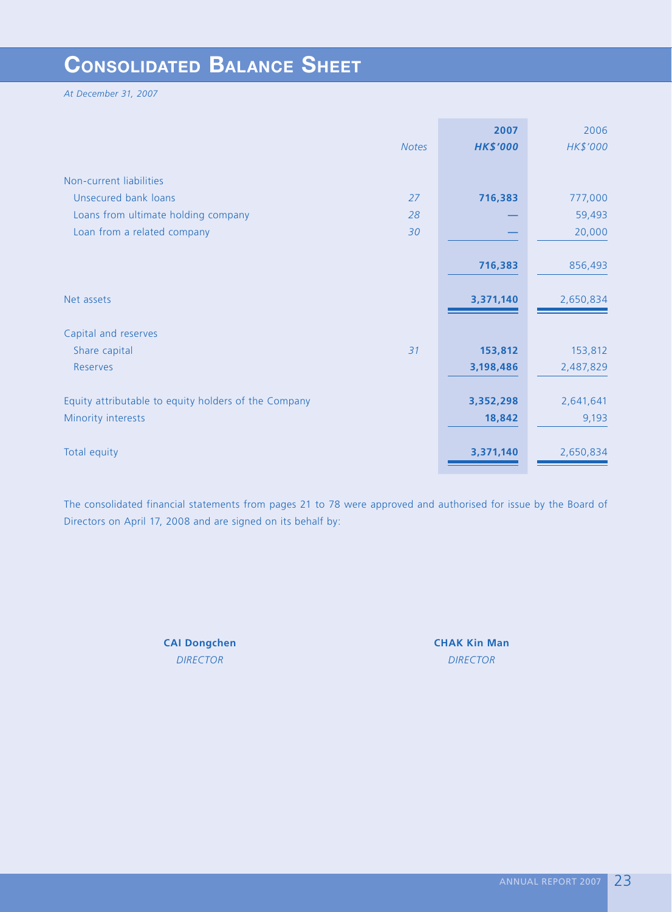# Consolidated Balance Sheet

*At December 31, 2007*

| | Notes | 2007 HK$'000 | 2006 HK$'000 |
|---|---|---|---|
| Non-current liabilities | | | |
| Unsecured bank loans | 27 | **716,383** | 777,000 |
| Loans from ultimate holding company | 28 | **—** | 59,493 |
| Loan from a related company | 30 | **—** | 20,000 |
| | | **716,383** | 856,493 |
| Net assets | | **3,371,140** | 2,650,834 |
| Capital and reserves | | | |
| Share capital | 31 | **153,812** | 153,812 |
| Reserves | | **3,198,486** | 2,487,829 |
| Equity attributable to equity holders of the Company | | **3,352,298** | 2,641,641 |
| Minority interests | | **18,842** | 9,193 |
| Total equity | | **3,371,140** | 2,650,834 |

The consolidated financial statements from pages 21 to 78 were approved and authorised for issue by the Board of Directors on April 17, 2008 and are signed on its behalf by:

**CAI Dongchen**
*DIRECTOR*

**CHAK Kin Man**
*DIRECTOR*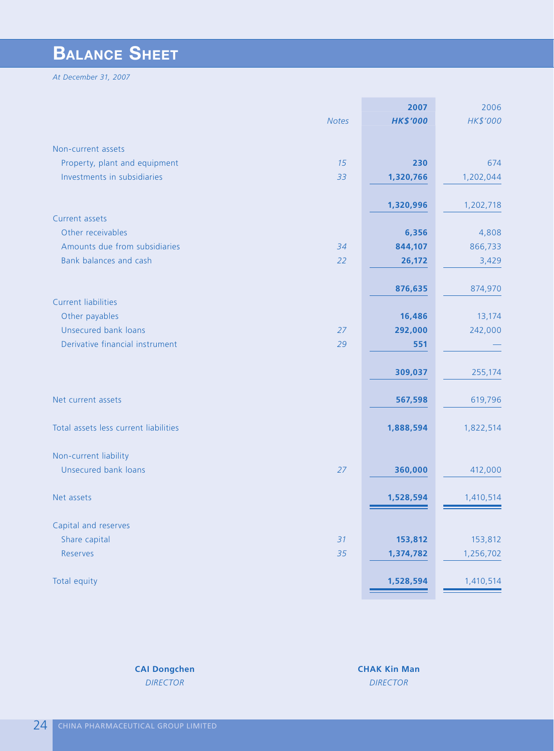# Balance Sheet

*At December 31, 2007*

| | Notes | 2007 HK$'000 | 2006 HK$'000 |
|---|---|---|---|
| Non-current assets | | | |
| Property, plant and equipment | 15 | 230 | 674 |
| Investments in subsidiaries | 33 | 1,320,766 | 1,202,044 |
| | | 1,320,996 | 1,202,718 |
| Current assets | | | |
| Other receivables | | 6,356 | 4,808 |
| Amounts due from subsidiaries | 34 | 844,107 | 866,733 |
| Bank balances and cash | 22 | 26,172 | 3,429 |
| | | 876,635 | 874,970 |
| Current liabilities | | | |
| Other payables | | 16,486 | 13,174 |
| Unsecured bank loans | 27 | 292,000 | 242,000 |
| Derivative financial instrument | 29 | 551 | — |
| | | 309,037 | 255,174 |
| Net current assets | | 567,598 | 619,796 |
| Total assets less current liabilities | | 1,888,594 | 1,822,514 |
| Non-current liability | | | |
| Unsecured bank loans | 27 | 360,000 | 412,000 |
| Net assets | | 1,528,594 | 1,410,514 |
| Capital and reserves | | | |
| Share capital | 31 | 153,812 | 153,812 |
| Reserves | 35 | 1,374,782 | 1,256,702 |
| Total equity | | 1,528,594 | 1,410,514 |

**CAI Dongchen**
*DIRECTOR*

**CHAK Kin Man**
*DIRECTOR*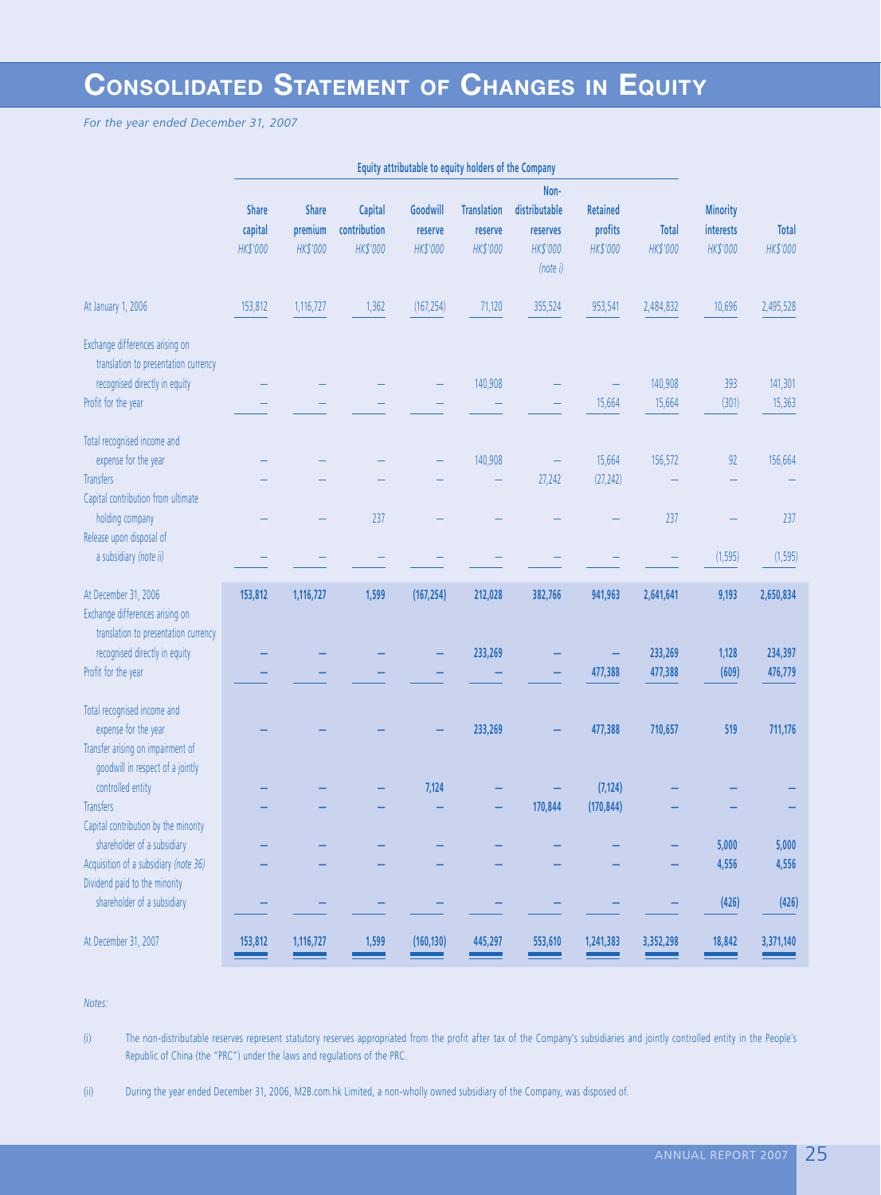# Consolidated Statement of Changes in Equity

*For the year ended December 31, 2007*

| | Equity attributable to equity holders of the Company | | | | | | | | | |
|---|---|---|---|---|---|---|---|---|---|---|
| | Share capital HK$'000 | Share premium HK$'000 | Capital contribution HK$'000 | Goodwill reserve HK$'000 | Translation reserve HK$'000 | Non-distributable reserves HK$'000 (note i) | Retained profits HK$'000 | Total HK$'000 | Minority interests HK$'000 | Total HK$'000 |
| At January 1, 2006 | 153,812 | 1,116,727 | 1,362 | (167,254) | 71,120 | 355,524 | 953,541 | 2,484,832 | 10,696 | 2,495,528 |
| Exchange differences arising on translation to presentation currency recognised directly in equity | – | – | – | – | 140,908 | – | – | 140,908 | 393 | 141,301 |
| Profit for the year | – | – | – | – | – | – | 15,664 | 15,664 | (301) | 15,363 |
| Total recognised income and expense for the year | – | – | – | – | 140,908 | – | 15,664 | 156,572 | 92 | 156,664 |
| Transfers | – | – | – | – | – | 27,242 | (27,242) | – | – | – |
| Capital contribution from ultimate holding company | – | – | 237 | – | – | – | – | 237 | – | 237 |
| Release upon disposal of a subsidiary *(note ii)* | – | – | – | – | – | – | – | – | (1,595) | (1,595) |
| **At December 31, 2006** | **153,812** | **1,116,727** | **1,599** | **(167,254)** | **212,028** | **382,766** | **941,963** | **2,641,641** | **9,193** | **2,650,834** |
| Exchange differences arising on translation to presentation currency recognised directly in equity | – | – | – | – | 233,269 | – | – | 233,269 | 1,128 | 234,397 |
| Profit for the year | – | – | – | – | – | – | 477,388 | 477,388 | (609) | 476,779 |
| Total recognised income and expense for the year | – | – | – | – | 233,269 | – | 477,388 | 710,657 | 519 | 711,176 |
| Transfer arising on impairment of goodwill in respect of a jointly controlled entity | – | – | – | 7,124 | – | – | (7,124) | – | – | – |
| Transfers | – | – | – | – | – | 170,844 | (170,844) | – | – | – |
| Capital contribution by the minority shareholder of a subsidiary | – | – | – | – | – | – | – | – | 5,000 | 5,000 |
| Acquisition of a subsidiary *(note 36)* | – | – | – | – | – | – | – | – | 4,556 | 4,556 |
| Dividend paid to the minority shareholder of a subsidiary | – | – | – | – | – | – | – | – | (426) | (426) |
| **At December 31, 2007** | **153,812** | **1,116,727** | **1,599** | **(160,130)** | **445,297** | **553,610** | **1,241,383** | **3,352,298** | **18,842** | **3,371,140** |

*Notes:*

(i) The non-distributable reserves represent statutory reserves appropriated from the profit after tax of the Company's subsidiaries and jointly controlled entity in the People's Republic of China (the "PRC") under the laws and regulations of the PRC.

(ii) During the year ended December 31, 2006, M2B.com.hk Limited, a non-wholly owned subsidiary of the Company, was disposed of.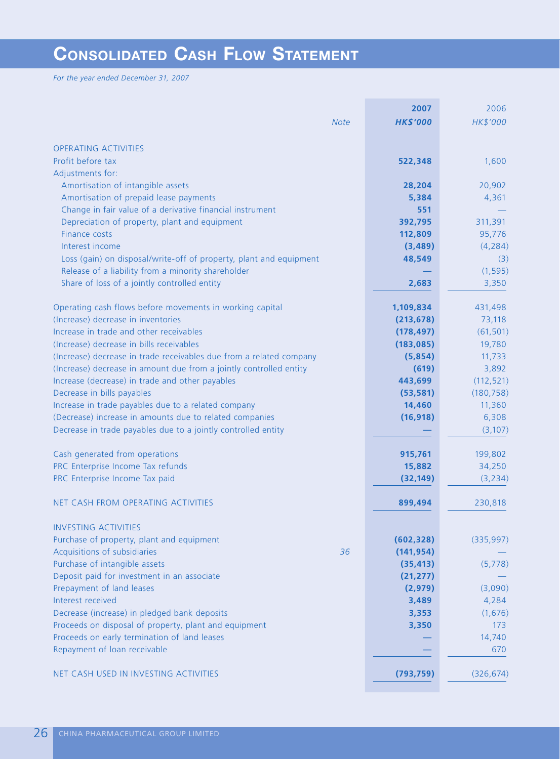# CONSOLIDATED CASH FLOW STATEMENT

*For the year ended December 31, 2007*

| | Note | 2007 HK$'000 | 2006 HK$'000 |
|---|---|---|---|
| **OPERATING ACTIVITIES** | | | |
| Profit before tax | | **522,348** | 1,600 |
| Adjustments for: | | | |
| Amortisation of intangible assets | | **28,204** | 20,902 |
| Amortisation of prepaid lease payments | | **5,384** | 4,361 |
| Change in fair value of a derivative financial instrument | | **551** | — |
| Depreciation of property, plant and equipment | | **392,795** | 311,391 |
| Finance costs | | **112,809** | 95,776 |
| Interest income | | **(3,489)** | (4,284) |
| Loss (gain) on disposal/write-off of property, plant and equipment | | **48,549** | (3) |
| Release of a liability from a minority shareholder | | **—** | (1,595) |
| Share of loss of a jointly controlled entity | | **2,683** | 3,350 |
| Operating cash flows before movements in working capital | | **1,109,834** | 431,498 |
| (Increase) decrease in inventories | | **(213,678)** | 73,118 |
| Increase in trade and other receivables | | **(178,497)** | (61,501) |
| (Increase) decrease in bills receivables | | **(183,085)** | 19,780 |
| (Increase) decrease in trade receivables due from a related company | | **(5,854)** | 11,733 |
| (Increase) decrease in amount due from a jointly controlled entity | | **(619)** | 3,892 |
| Increase (decrease) in trade and other payables | | **443,699** | (112,521) |
| Decrease in bills payables | | **(53,581)** | (180,758) |
| Increase in trade payables due to a related company | | **14,460** | 11,360 |
| (Decrease) increase in amounts due to related companies | | **(16,918)** | 6,308 |
| Decrease in trade payables due to a jointly controlled entity | | **—** | (3,107) |
| Cash generated from operations | | **915,761** | 199,802 |
| PRC Enterprise Income Tax refunds | | **15,882** | 34,250 |
| PRC Enterprise Income Tax paid | | **(32,149)** | (3,234) |
| NET CASH FROM OPERATING ACTIVITIES | | **899,494** | 230,818 |
| **INVESTING ACTIVITIES** | | | |
| Purchase of property, plant and equipment | | **(602,328)** | (335,997) |
| Acquisitions of subsidiaries | 36 | **(141,954)** | — |
| Purchase of intangible assets | | **(35,413)** | (5,778) |
| Deposit paid for investment in an associate | | **(21,277)** | — |
| Prepayment of land leases | | **(2,979)** | (3,090) |
| Interest received | | **3,489** | 4,284 |
| Decrease (increase) in pledged bank deposits | | **3,353** | (1,676) |
| Proceeds on disposal of property, plant and equipment | | **3,350** | 173 |
| Proceeds on early termination of land leases | | **—** | 14,740 |
| Repayment of loan receivable | | **—** | 670 |
| NET CASH USED IN INVESTING ACTIVITIES | | **(793,759)** | (326,674) |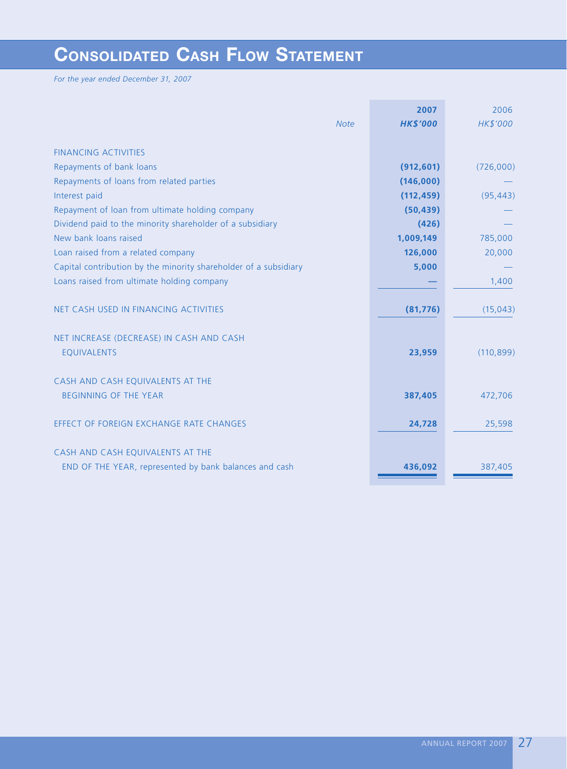# CONSOLIDATED CASH FLOW STATEMENT

*For the year ended December 31, 2007*

| | Note | 2007<br>HK$'000 | 2006<br>HK$'000 |
|---|---|---|---|
| FINANCING ACTIVITIES | | | |
| Repayments of bank loans | | (912,601) | (726,000) |
| Repayments of loans from related parties | | (146,000) | — |
| Interest paid | | (112,459) | (95,443) |
| Repayment of loan from ultimate holding company | | (50,439) | — |
| Dividend paid to the minority shareholder of a subsidiary | | (426) | — |
| New bank loans raised | | 1,009,149 | 785,000 |
| Loan raised from a related company | | 126,000 | 20,000 |
| Capital contribution by the minority shareholder of a subsidiary | | 5,000 | — |
| Loans raised from ultimate holding company | | — | 1,400 |
| NET CASH USED IN FINANCING ACTIVITIES | | (81,776) | (15,043) |
| NET INCREASE (DECREASE) IN CASH AND CASH EQUIVALENTS | | 23,959 | (110,899) |
| CASH AND CASH EQUIVALENTS AT THE BEGINNING OF THE YEAR | | 387,405 | 472,706 |
| EFFECT OF FOREIGN EXCHANGE RATE CHANGES | | 24,728 | 25,598 |
| CASH AND CASH EQUIVALENTS AT THE END OF THE YEAR, represented by bank balances and cash | | 436,092 | 387,405 |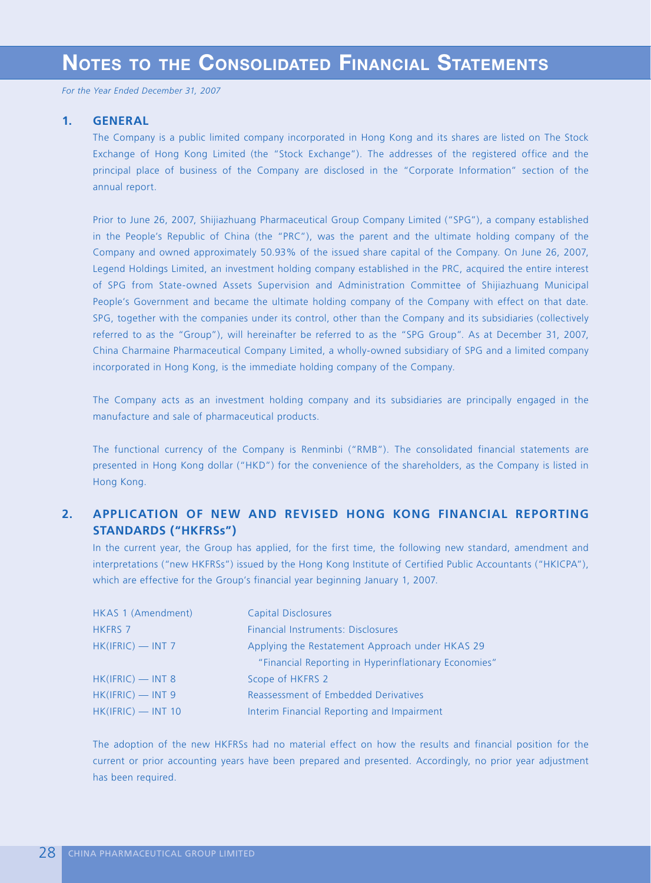# NOTES TO THE CONSOLIDATED FINANCIAL STATEMENTS

*For the Year Ended December 31, 2007*

## 1. GENERAL

The Company is a public limited company incorporated in Hong Kong and its shares are listed on The Stock Exchange of Hong Kong Limited (the "Stock Exchange"). The addresses of the registered office and the principal place of business of the Company are disclosed in the "Corporate Information" section of the annual report.

Prior to June 26, 2007, Shijiazhuang Pharmaceutical Group Company Limited ("SPG"), a company established in the People's Republic of China (the "PRC"), was the parent and the ultimate holding company of the Company and owned approximately 50.93% of the issued share capital of the Company. On June 26, 2007, Legend Holdings Limited, an investment holding company established in the PRC, acquired the entire interest of SPG from State-owned Assets Supervision and Administration Committee of Shijiazhuang Municipal People's Government and became the ultimate holding company of the Company with effect on that date. SPG, together with the companies under its control, other than the Company and its subsidiaries (collectively referred to as the "Group"), will hereinafter be referred to as the "SPG Group". As at December 31, 2007, China Charmaine Pharmaceutical Company Limited, a wholly-owned subsidiary of SPG and a limited company incorporated in Hong Kong, is the immediate holding company of the Company.

The Company acts as an investment holding company and its subsidiaries are principally engaged in the manufacture and sale of pharmaceutical products.

The functional currency of the Company is Renminbi ("RMB"). The consolidated financial statements are presented in Hong Kong dollar ("HKD") for the convenience of the shareholders, as the Company is listed in Hong Kong.

## 2. APPLICATION OF NEW AND REVISED HONG KONG FINANCIAL REPORTING STANDARDS ("HKFRSs")

In the current year, the Group has applied, for the first time, the following new standard, amendment and interpretations ("new HKFRSs") issued by the Hong Kong Institute of Certified Public Accountants ("HKICPA"), which are effective for the Group's financial year beginning January 1, 2007.

| | |
|---|---|
| HKAS 1 (Amendment) | Capital Disclosures |
| HKFRS 7 | Financial Instruments: Disclosures |
| HK(IFRIC) — INT 7 | Applying the Restatement Approach under HKAS 29 "Financial Reporting in Hyperinflationary Economies" |
| HK(IFRIC) — INT 8 | Scope of HKFRS 2 |
| HK(IFRIC) — INT 9 | Reassessment of Embedded Derivatives |
| HK(IFRIC) — INT 10 | Interim Financial Reporting and Impairment |

The adoption of the new HKFRSs had no material effect on how the results and financial position for the current or prior accounting years have been prepared and presented. Accordingly, no prior year adjustment has been required.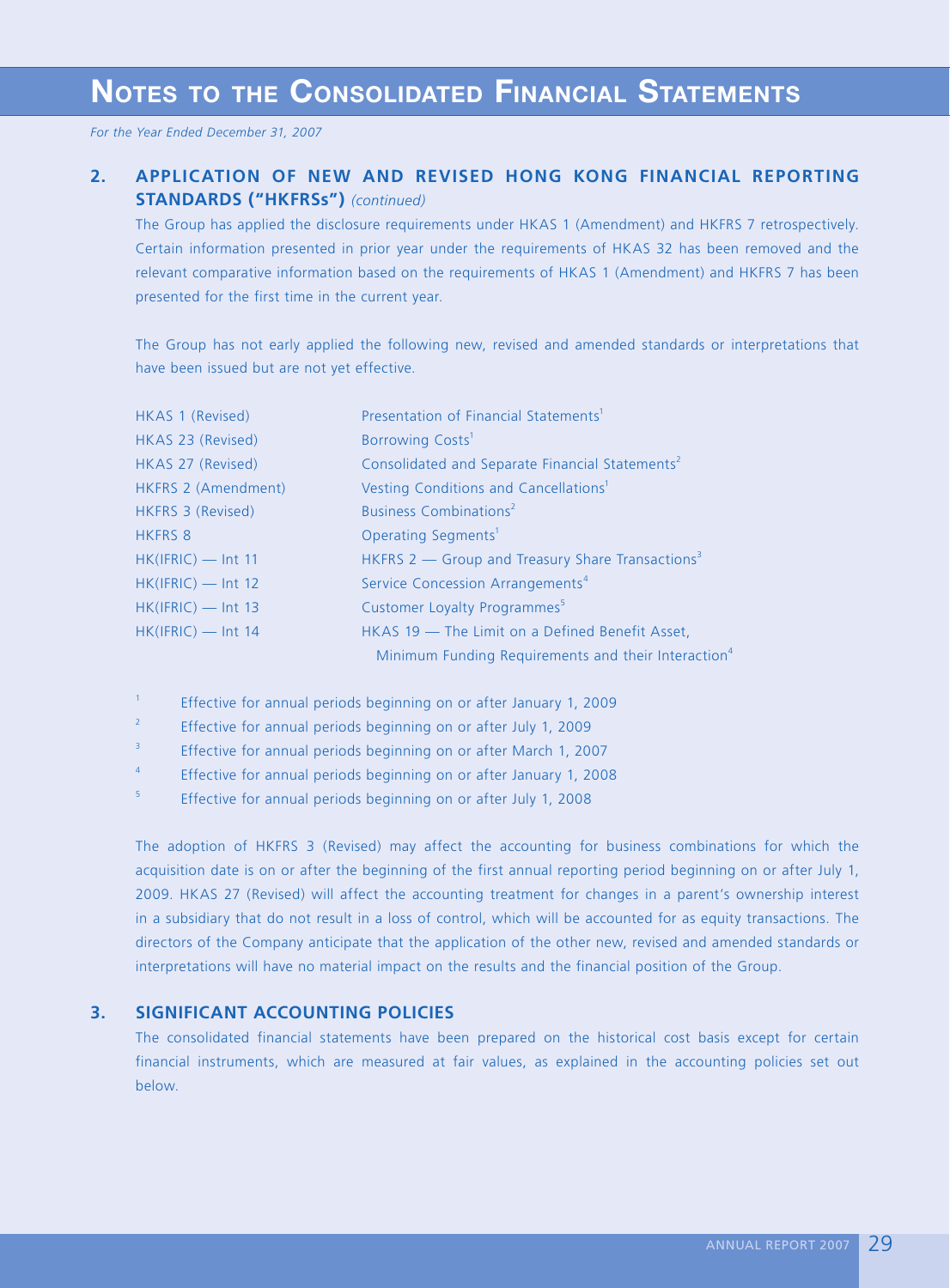# NOTES TO THE CONSOLIDATED FINANCIAL STATEMENTS

*For the Year Ended December 31, 2007*

## 2. APPLICATION OF NEW AND REVISED HONG KONG FINANCIAL REPORTING STANDARDS ("HKFRSs") *(continued)*

The Group has applied the disclosure requirements under HKAS 1 (Amendment) and HKFRS 7 retrospectively. Certain information presented in prior year under the requirements of HKAS 32 has been removed and the relevant comparative information based on the requirements of HKAS 1 (Amendment) and HKFRS 7 has been presented for the first time in the current year.

The Group has not early applied the following new, revised and amended standards or interpretations that have been issued but are not yet effective.

| | |
|---|---|
| HKAS 1 (Revised) | Presentation of Financial Statements[1] |
| HKAS 23 (Revised) | Borrowing Costs[1] |
| HKAS 27 (Revised) | Consolidated and Separate Financial Statements[2] |
| HKFRS 2 (Amendment) | Vesting Conditions and Cancellations[1] |
| HKFRS 3 (Revised) | Business Combinations[2] |
| HKFRS 8 | Operating Segments[1] |
| HK(IFRIC) — Int 11 | HKFRS 2 — Group and Treasury Share Transactions[3] |
| HK(IFRIC) — Int 12 | Service Concession Arrangements[4] |
| HK(IFRIC) — Int 13 | Customer Loyalty Programmes[5] |
| HK(IFRIC) — Int 14 | HKAS 19 — The Limit on a Defined Benefit Asset, Minimum Funding Requirements and their Interaction[4] |

[1] Effective for annual periods beginning on or after January 1, 2009

[2] Effective for annual periods beginning on or after July 1, 2009

[3] Effective for annual periods beginning on or after March 1, 2007

[4] Effective for annual periods beginning on or after January 1, 2008

[5] Effective for annual periods beginning on or after July 1, 2008

The adoption of HKFRS 3 (Revised) may affect the accounting for business combinations for which the acquisition date is on or after the beginning of the first annual reporting period beginning on or after July 1, 2009. HKAS 27 (Revised) will affect the accounting treatment for changes in a parent's ownership interest in a subsidiary that do not result in a loss of control, which will be accounted for as equity transactions. The directors of the Company anticipate that the application of the other new, revised and amended standards or interpretations will have no material impact on the results and the financial position of the Group.

## 3. SIGNIFICANT ACCOUNTING POLICIES

The consolidated financial statements have been prepared on the historical cost basis except for certain financial instruments, which are measured at fair values, as explained in the accounting policies set out below.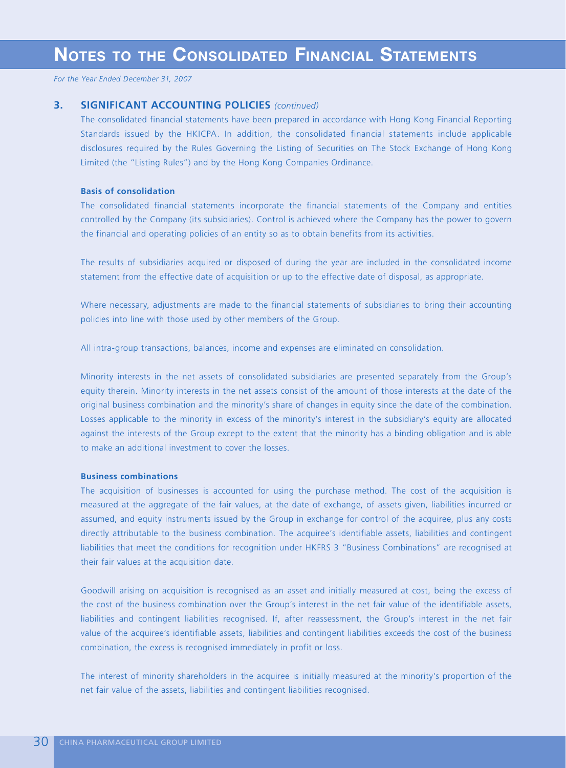## 3. SIGNIFICANT ACCOUNTING POLICIES *(continued)*

The consolidated financial statements have been prepared in accordance with Hong Kong Financial Reporting Standards issued by the HKICPA. In addition, the consolidated financial statements include applicable disclosures required by the Rules Governing the Listing of Securities on The Stock Exchange of Hong Kong Limited (the "Listing Rules") and by the Hong Kong Companies Ordinance.

### Basis of consolidation

The consolidated financial statements incorporate the financial statements of the Company and entities controlled by the Company (its subsidiaries). Control is achieved where the Company has the power to govern the financial and operating policies of an entity so as to obtain benefits from its activities.

The results of subsidiaries acquired or disposed of during the year are included in the consolidated income statement from the effective date of acquisition or up to the effective date of disposal, as appropriate.

Where necessary, adjustments are made to the financial statements of subsidiaries to bring their accounting policies into line with those used by other members of the Group.

All intra-group transactions, balances, income and expenses are eliminated on consolidation.

Minority interests in the net assets of consolidated subsidiaries are presented separately from the Group's equity therein. Minority interests in the net assets consist of the amount of those interests at the date of the original business combination and the minority's share of changes in equity since the date of the combination. Losses applicable to the minority in excess of the minority's interest in the subsidiary's equity are allocated against the interests of the Group except to the extent that the minority has a binding obligation and is able to make an additional investment to cover the losses.

### Business combinations

The acquisition of businesses is accounted for using the purchase method. The cost of the acquisition is measured at the aggregate of the fair values, at the date of exchange, of assets given, liabilities incurred or assumed, and equity instruments issued by the Group in exchange for control of the acquiree, plus any costs directly attributable to the business combination. The acquiree's identifiable assets, liabilities and contingent liabilities that meet the conditions for recognition under HKFRS 3 "Business Combinations" are recognised at their fair values at the acquisition date.

Goodwill arising on acquisition is recognised as an asset and initially measured at cost, being the excess of the cost of the business combination over the Group's interest in the net fair value of the identifiable assets, liabilities and contingent liabilities recognised. If, after reassessment, the Group's interest in the net fair value of the acquiree's identifiable assets, liabilities and contingent liabilities exceeds the cost of the business combination, the excess is recognised immediately in profit or loss.

The interest of minority shareholders in the acquiree is initially measured at the minority's proportion of the net fair value of the assets, liabilities and contingent liabilities recognised.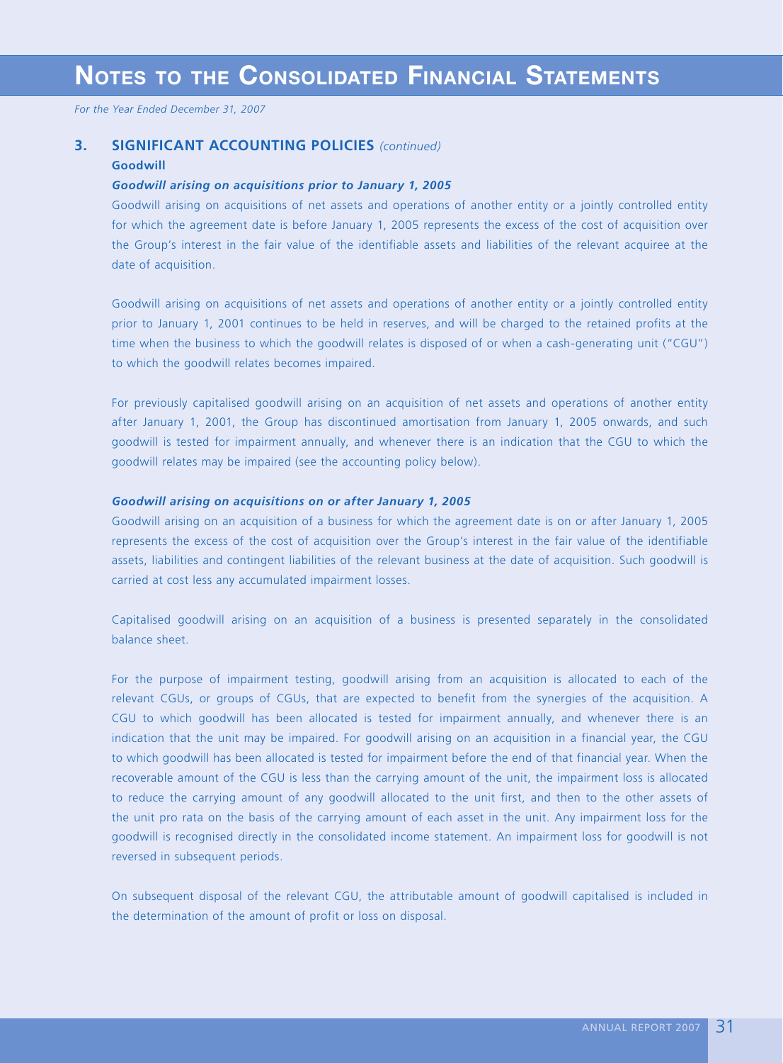## 3. SIGNIFICANT ACCOUNTING POLICIES *(continued)*

### Goodwill

***Goodwill arising on acquisitions prior to January 1, 2005***

Goodwill arising on acquisitions of net assets and operations of another entity or a jointly controlled entity for which the agreement date is before January 1, 2005 represents the excess of the cost of acquisition over the Group's interest in the fair value of the identifiable assets and liabilities of the relevant acquiree at the date of acquisition.

Goodwill arising on acquisitions of net assets and operations of another entity or a jointly controlled entity prior to January 1, 2001 continues to be held in reserves, and will be charged to the retained profits at the time when the business to which the goodwill relates is disposed of or when a cash-generating unit ("CGU") to which the goodwill relates becomes impaired.

For previously capitalised goodwill arising on an acquisition of net assets and operations of another entity after January 1, 2001, the Group has discontinued amortisation from January 1, 2005 onwards, and such goodwill is tested for impairment annually, and whenever there is an indication that the CGU to which the goodwill relates may be impaired (see the accounting policy below).

***Goodwill arising on acquisitions on or after January 1, 2005***

Goodwill arising on an acquisition of a business for which the agreement date is on or after January 1, 2005 represents the excess of the cost of acquisition over the Group's interest in the fair value of the identifiable assets, liabilities and contingent liabilities of the relevant business at the date of acquisition. Such goodwill is carried at cost less any accumulated impairment losses.

Capitalised goodwill arising on an acquisition of a business is presented separately in the consolidated balance sheet.

For the purpose of impairment testing, goodwill arising from an acquisition is allocated to each of the relevant CGUs, or groups of CGUs, that are expected to benefit from the synergies of the acquisition. A CGU to which goodwill has been allocated is tested for impairment annually, and whenever there is an indication that the unit may be impaired. For goodwill arising on an acquisition in a financial year, the CGU to which goodwill has been allocated is tested for impairment before the end of that financial year. When the recoverable amount of the CGU is less than the carrying amount of the unit, the impairment loss is allocated to reduce the carrying amount of any goodwill allocated to the unit first, and then to the other assets of the unit pro rata on the basis of the carrying amount of each asset in the unit. Any impairment loss for the goodwill is recognised directly in the consolidated income statement. An impairment loss for goodwill is not reversed in subsequent periods.

On subsequent disposal of the relevant CGU, the attributable amount of goodwill capitalised is included in the determination of the amount of profit or loss on disposal.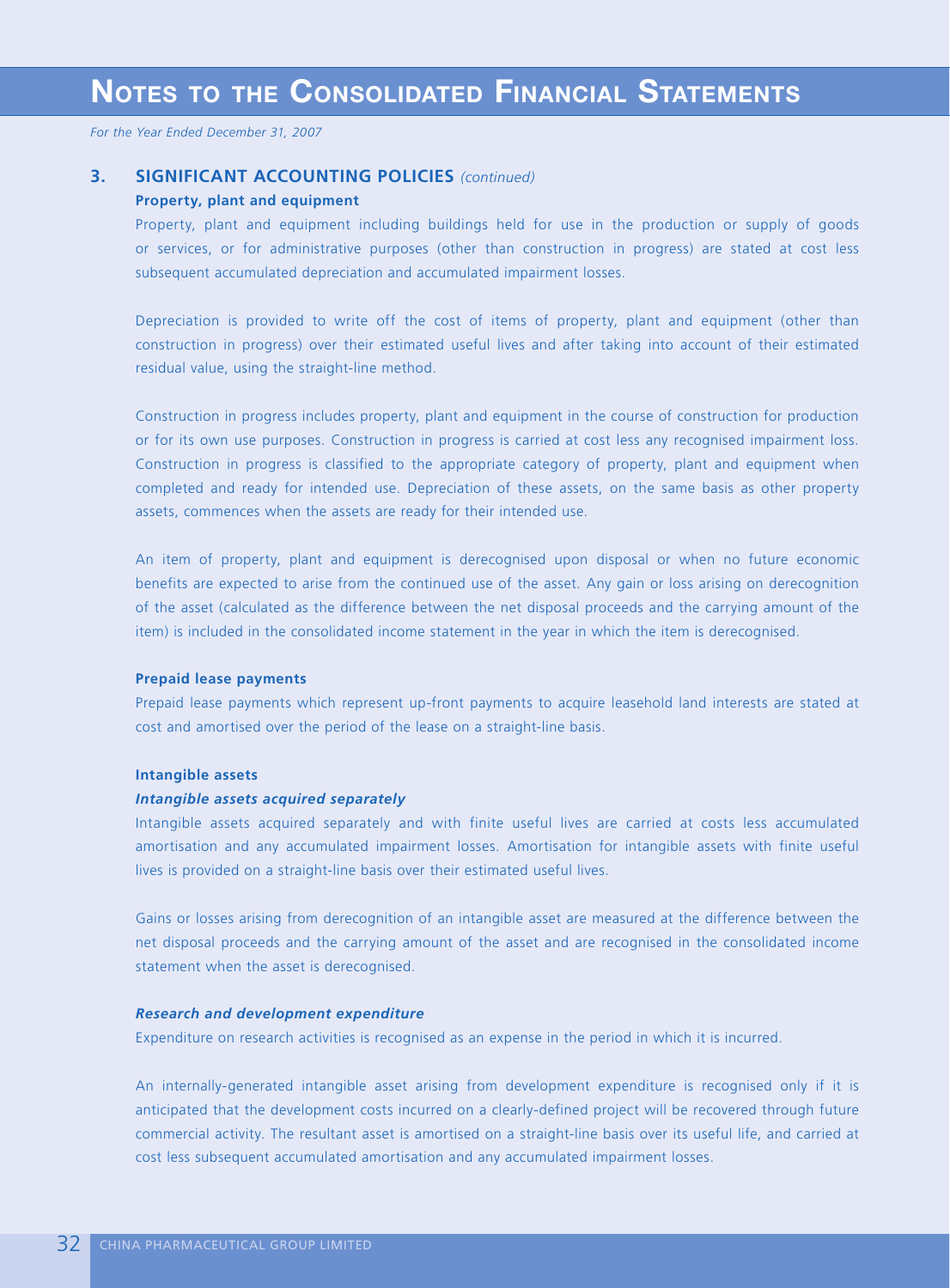# NOTES TO THE CONSOLIDATED FINANCIAL STATEMENTS

*For the Year Ended December 31, 2007*

## 3. SIGNIFICANT ACCOUNTING POLICIES *(continued)*

**Property, plant and equipment**

Property, plant and equipment including buildings held for use in the production or supply of goods or services, or for administrative purposes (other than construction in progress) are stated at cost less subsequent accumulated depreciation and accumulated impairment losses.

Depreciation is provided to write off the cost of items of property, plant and equipment (other than construction in progress) over their estimated useful lives and after taking into account of their estimated residual value, using the straight-line method.

Construction in progress includes property, plant and equipment in the course of construction for production or for its own use purposes. Construction in progress is carried at cost less any recognised impairment loss. Construction in progress is classified to the appropriate category of property, plant and equipment when completed and ready for intended use. Depreciation of these assets, on the same basis as other property assets, commences when the assets are ready for their intended use.

An item of property, plant and equipment is derecognised upon disposal or when no future economic benefits are expected to arise from the continued use of the asset. Any gain or loss arising on derecognition of the asset (calculated as the difference between the net disposal proceeds and the carrying amount of the item) is included in the consolidated income statement in the year in which the item is derecognised.

**Prepaid lease payments**

Prepaid lease payments which represent up-front payments to acquire leasehold land interests are stated at cost and amortised over the period of the lease on a straight-line basis.

**Intangible assets**

***Intangible assets acquired separately***

Intangible assets acquired separately and with finite useful lives are carried at costs less accumulated amortisation and any accumulated impairment losses. Amortisation for intangible assets with finite useful lives is provided on a straight-line basis over their estimated useful lives.

Gains or losses arising from derecognition of an intangible asset are measured at the difference between the net disposal proceeds and the carrying amount of the asset and are recognised in the consolidated income statement when the asset is derecognised.

***Research and development expenditure***

Expenditure on research activities is recognised as an expense in the period in which it is incurred.

An internally-generated intangible asset arising from development expenditure is recognised only if it is anticipated that the development costs incurred on a clearly-defined project will be recovered through future commercial activity. The resultant asset is amortised on a straight-line basis over its useful life, and carried at cost less subsequent accumulated amortisation and any accumulated impairment losses.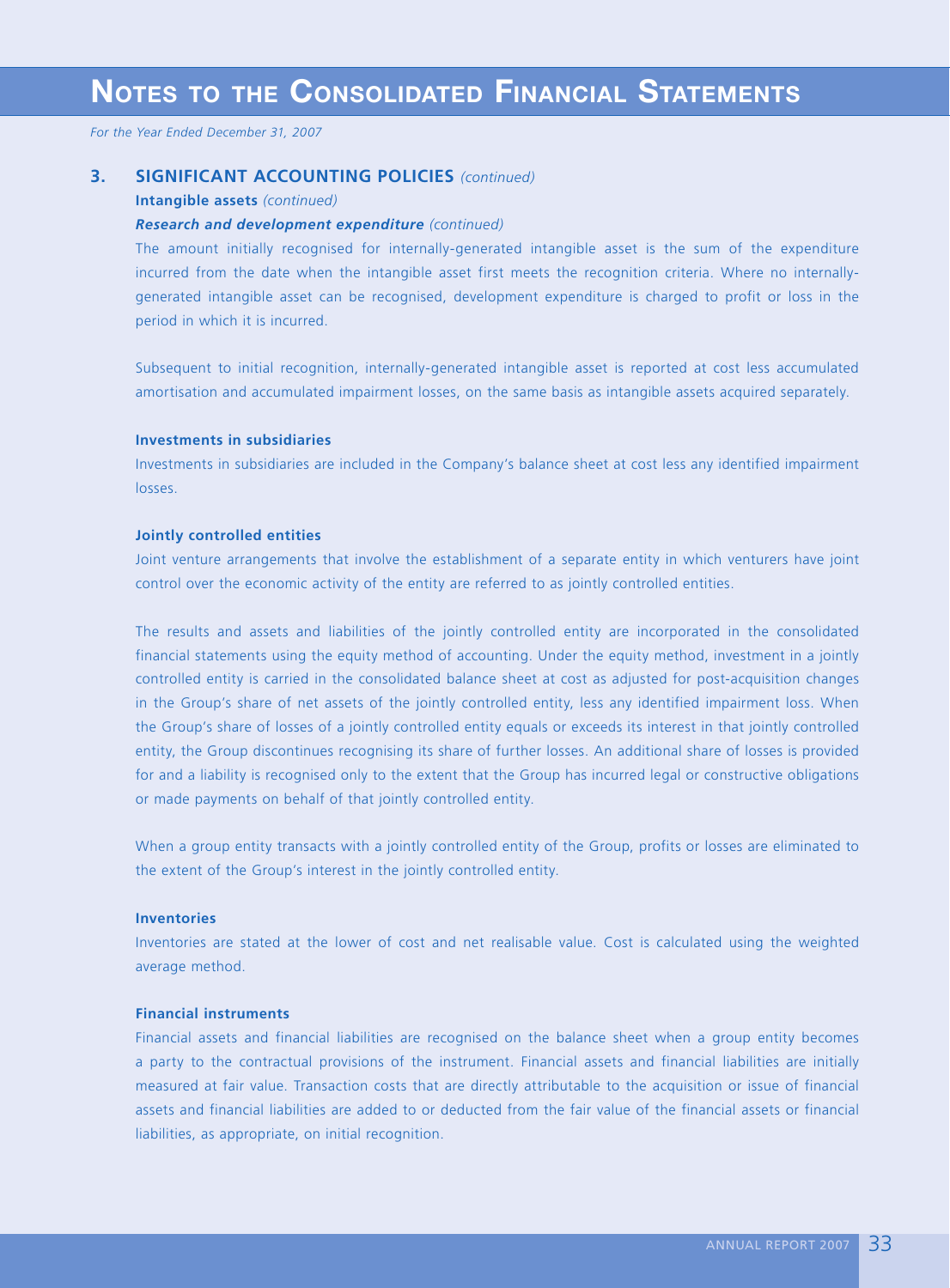# NOTES TO THE CONSOLIDATED FINANCIAL STATEMENTS

*For the Year Ended December 31, 2007*

## 3. SIGNIFICANT ACCOUNTING POLICIES *(continued)*

**Intangible assets** *(continued)*

***Research and development expenditure*** *(continued)*

The amount initially recognised for internally-generated intangible asset is the sum of the expenditure incurred from the date when the intangible asset first meets the recognition criteria. Where no internally-generated intangible asset can be recognised, development expenditure is charged to profit or loss in the period in which it is incurred.

Subsequent to initial recognition, internally-generated intangible asset is reported at cost less accumulated amortisation and accumulated impairment losses, on the same basis as intangible assets acquired separately.

**Investments in subsidiaries**

Investments in subsidiaries are included in the Company's balance sheet at cost less any identified impairment losses.

**Jointly controlled entities**

Joint venture arrangements that involve the establishment of a separate entity in which venturers have joint control over the economic activity of the entity are referred to as jointly controlled entities.

The results and assets and liabilities of the jointly controlled entity are incorporated in the consolidated financial statements using the equity method of accounting. Under the equity method, investment in a jointly controlled entity is carried in the consolidated balance sheet at cost as adjusted for post-acquisition changes in the Group's share of net assets of the jointly controlled entity, less any identified impairment loss. When the Group's share of losses of a jointly controlled entity equals or exceeds its interest in that jointly controlled entity, the Group discontinues recognising its share of further losses. An additional share of losses is provided for and a liability is recognised only to the extent that the Group has incurred legal or constructive obligations or made payments on behalf of that jointly controlled entity.

When a group entity transacts with a jointly controlled entity of the Group, profits or losses are eliminated to the extent of the Group's interest in the jointly controlled entity.

**Inventories**

Inventories are stated at the lower of cost and net realisable value. Cost is calculated using the weighted average method.

**Financial instruments**

Financial assets and financial liabilities are recognised on the balance sheet when a group entity becomes a party to the contractual provisions of the instrument. Financial assets and financial liabilities are initially measured at fair value. Transaction costs that are directly attributable to the acquisition or issue of financial assets and financial liabilities are added to or deducted from the fair value of the financial assets or financial liabilities, as appropriate, on initial recognition.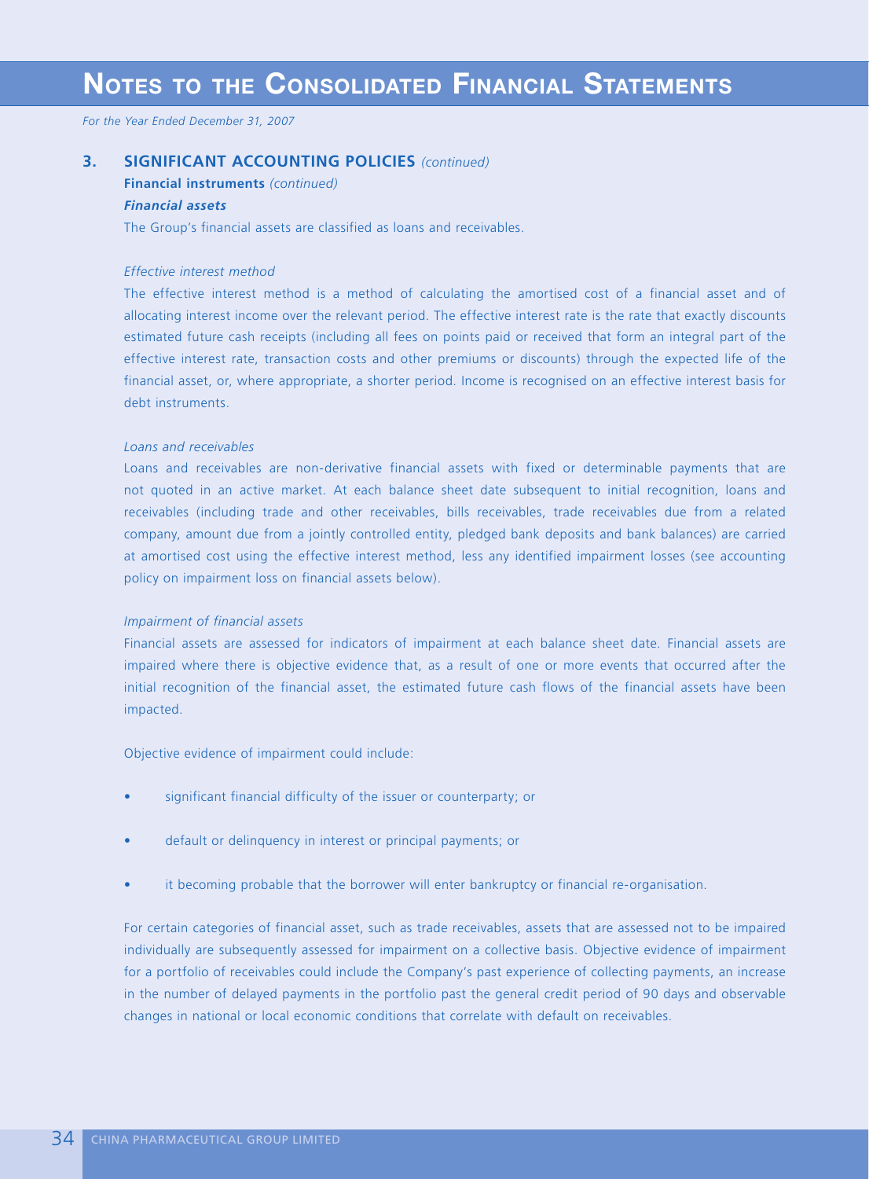# NOTES TO THE CONSOLIDATED FINANCIAL STATEMENTS

*For the Year Ended December 31, 2007*

## 3. SIGNIFICANT ACCOUNTING POLICIES *(continued)*

**Financial instruments** *(continued)*

***Financial assets***

The Group's financial assets are classified as loans and receivables.

*Effective interest method*

The effective interest method is a method of calculating the amortised cost of a financial asset and of allocating interest income over the relevant period. The effective interest rate is the rate that exactly discounts estimated future cash receipts (including all fees on points paid or received that form an integral part of the effective interest rate, transaction costs and other premiums or discounts) through the expected life of the financial asset, or, where appropriate, a shorter period. Income is recognised on an effective interest basis for debt instruments.

*Loans and receivables*

Loans and receivables are non-derivative financial assets with fixed or determinable payments that are not quoted in an active market. At each balance sheet date subsequent to initial recognition, loans and receivables (including trade and other receivables, bills receivables, trade receivables due from a related company, amount due from a jointly controlled entity, pledged bank deposits and bank balances) are carried at amortised cost using the effective interest method, less any identified impairment losses (see accounting policy on impairment loss on financial assets below).

*Impairment of financial assets*

Financial assets are assessed for indicators of impairment at each balance sheet date. Financial assets are impaired where there is objective evidence that, as a result of one or more events that occurred after the initial recognition of the financial asset, the estimated future cash flows of the financial assets have been impacted.

Objective evidence of impairment could include:

- significant financial difficulty of the issuer or counterparty; or
- default or delinquency in interest or principal payments; or
- it becoming probable that the borrower will enter bankruptcy or financial re-organisation.

For certain categories of financial asset, such as trade receivables, assets that are assessed not to be impaired individually are subsequently assessed for impairment on a collective basis. Objective evidence of impairment for a portfolio of receivables could include the Company's past experience of collecting payments, an increase in the number of delayed payments in the portfolio past the general credit period of 90 days and observable changes in national or local economic conditions that correlate with default on receivables.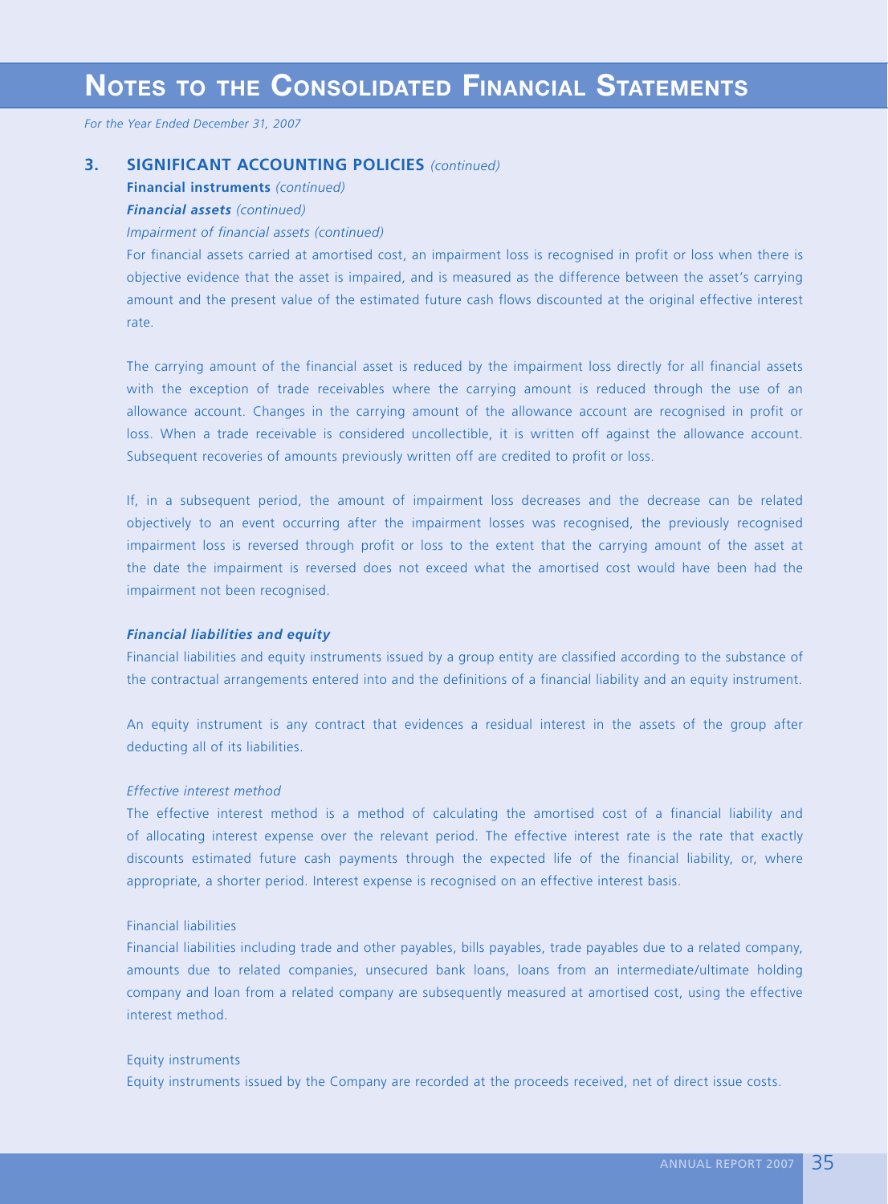# NOTES TO THE CONSOLIDATED FINANCIAL STATEMENTS

*For the Year Ended December 31, 2007*

## 3. SIGNIFICANT ACCOUNTING POLICIES *(continued)*

**Financial instruments** *(continued)*

***Financial assets*** *(continued)*

*Impairment of financial assets (continued)*

For financial assets carried at amortised cost, an impairment loss is recognised in profit or loss when there is objective evidence that the asset is impaired, and is measured as the difference between the asset's carrying amount and the present value of the estimated future cash flows discounted at the original effective interest rate.

The carrying amount of the financial asset is reduced by the impairment loss directly for all financial assets with the exception of trade receivables where the carrying amount is reduced through the use of an allowance account. Changes in the carrying amount of the allowance account are recognised in profit or loss. When a trade receivable is considered uncollectible, it is written off against the allowance account. Subsequent recoveries of amounts previously written off are credited to profit or loss.

If, in a subsequent period, the amount of impairment loss decreases and the decrease can be related objectively to an event occurring after the impairment losses was recognised, the previously recognised impairment loss is reversed through profit or loss to the extent that the carrying amount of the asset at the date the impairment is reversed does not exceed what the amortised cost would have been had the impairment not been recognised.

***Financial liabilities and equity***

Financial liabilities and equity instruments issued by a group entity are classified according to the substance of the contractual arrangements entered into and the definitions of a financial liability and an equity instrument.

An equity instrument is any contract that evidences a residual interest in the assets of the group after deducting all of its liabilities.

*Effective interest method*

The effective interest method is a method of calculating the amortised cost of a financial liability and of allocating interest expense over the relevant period. The effective interest rate is the rate that exactly discounts estimated future cash payments through the expected life of the financial liability, or, where appropriate, a shorter period. Interest expense is recognised on an effective interest basis.

Financial liabilities

Financial liabilities including trade and other payables, bills payables, trade payables due to a related company, amounts due to related companies, unsecured bank loans, loans from an intermediate/ultimate holding company and loan from a related company are subsequently measured at amortised cost, using the effective interest method.

Equity instruments

Equity instruments issued by the Company are recorded at the proceeds received, net of direct issue costs.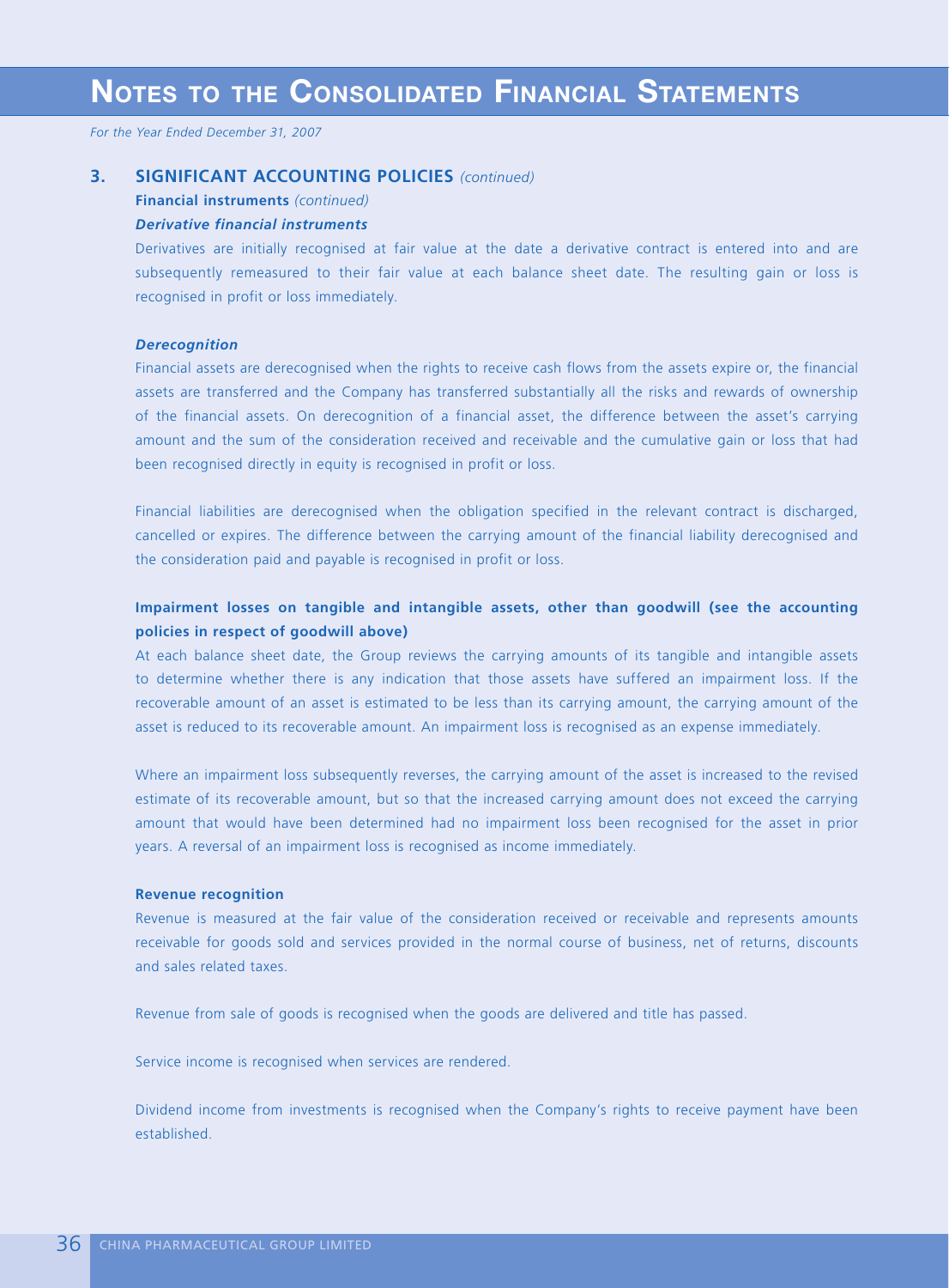# NOTES TO THE CONSOLIDATED FINANCIAL STATEMENTS

*For the Year Ended December 31, 2007*

## 3. SIGNIFICANT ACCOUNTING POLICIES *(continued)*

**Financial instruments** *(continued)*

***Derivative financial instruments***

Derivatives are initially recognised at fair value at the date a derivative contract is entered into and are subsequently remeasured to their fair value at each balance sheet date. The resulting gain or loss is recognised in profit or loss immediately.

***Derecognition***

Financial assets are derecognised when the rights to receive cash flows from the assets expire or, the financial assets are transferred and the Company has transferred substantially all the risks and rewards of ownership of the financial assets. On derecognition of a financial asset, the difference between the asset's carrying amount and the sum of the consideration received and receivable and the cumulative gain or loss that had been recognised directly in equity is recognised in profit or loss.

Financial liabilities are derecognised when the obligation specified in the relevant contract is discharged, cancelled or expires. The difference between the carrying amount of the financial liability derecognised and the consideration paid and payable is recognised in profit or loss.

**Impairment losses on tangible and intangible assets, other than goodwill (see the accounting policies in respect of goodwill above)**

At each balance sheet date, the Group reviews the carrying amounts of its tangible and intangible assets to determine whether there is any indication that those assets have suffered an impairment loss. If the recoverable amount of an asset is estimated to be less than its carrying amount, the carrying amount of the asset is reduced to its recoverable amount. An impairment loss is recognised as an expense immediately.

Where an impairment loss subsequently reverses, the carrying amount of the asset is increased to the revised estimate of its recoverable amount, but so that the increased carrying amount does not exceed the carrying amount that would have been determined had no impairment loss been recognised for the asset in prior years. A reversal of an impairment loss is recognised as income immediately.

**Revenue recognition**

Revenue is measured at the fair value of the consideration received or receivable and represents amounts receivable for goods sold and services provided in the normal course of business, net of returns, discounts and sales related taxes.

Revenue from sale of goods is recognised when the goods are delivered and title has passed.

Service income is recognised when services are rendered.

Dividend income from investments is recognised when the Company's rights to receive payment have been established.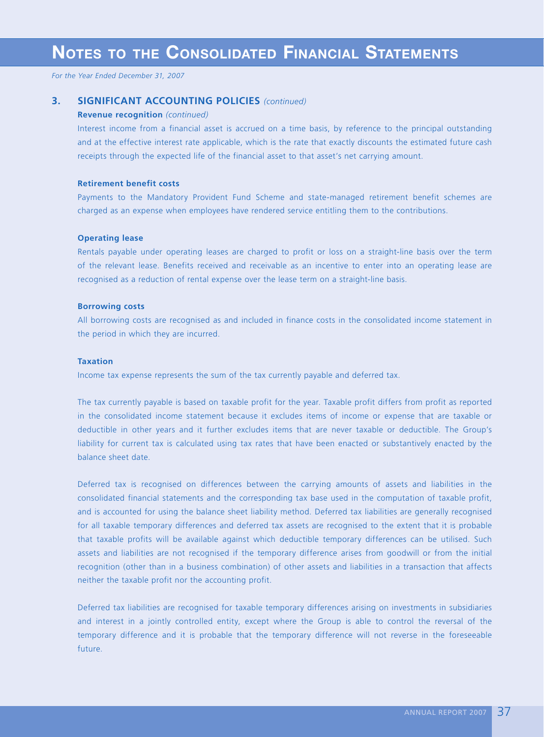# Notes to the Consolidated Financial Statements

*For the Year Ended December 31, 2007*

## 3. SIGNIFICANT ACCOUNTING POLICIES *(continued)*

**Revenue recognition** *(continued)*

Interest income from a financial asset is accrued on a time basis, by reference to the principal outstanding and at the effective interest rate applicable, which is the rate that exactly discounts the estimated future cash receipts through the expected life of the financial asset to that asset's net carrying amount.

**Retirement benefit costs**

Payments to the Mandatory Provident Fund Scheme and state-managed retirement benefit schemes are charged as an expense when employees have rendered service entitling them to the contributions.

**Operating lease**

Rentals payable under operating leases are charged to profit or loss on a straight-line basis over the term of the relevant lease. Benefits received and receivable as an incentive to enter into an operating lease are recognised as a reduction of rental expense over the lease term on a straight-line basis.

**Borrowing costs**

All borrowing costs are recognised as and included in finance costs in the consolidated income statement in the period in which they are incurred.

**Taxation**

Income tax expense represents the sum of the tax currently payable and deferred tax.

The tax currently payable is based on taxable profit for the year. Taxable profit differs from profit as reported in the consolidated income statement because it excludes items of income or expense that are taxable or deductible in other years and it further excludes items that are never taxable or deductible. The Group's liability for current tax is calculated using tax rates that have been enacted or substantively enacted by the balance sheet date.

Deferred tax is recognised on differences between the carrying amounts of assets and liabilities in the consolidated financial statements and the corresponding tax base used in the computation of taxable profit, and is accounted for using the balance sheet liability method. Deferred tax liabilities are generally recognised for all taxable temporary differences and deferred tax assets are recognised to the extent that it is probable that taxable profits will be available against which deductible temporary differences can be utilised. Such assets and liabilities are not recognised if the temporary difference arises from goodwill or from the initial recognition (other than in a business combination) of other assets and liabilities in a transaction that affects neither the taxable profit nor the accounting profit.

Deferred tax liabilities are recognised for taxable temporary differences arising on investments in subsidiaries and interest in a jointly controlled entity, except where the Group is able to control the reversal of the temporary difference and it is probable that the temporary difference will not reverse in the foreseeable future.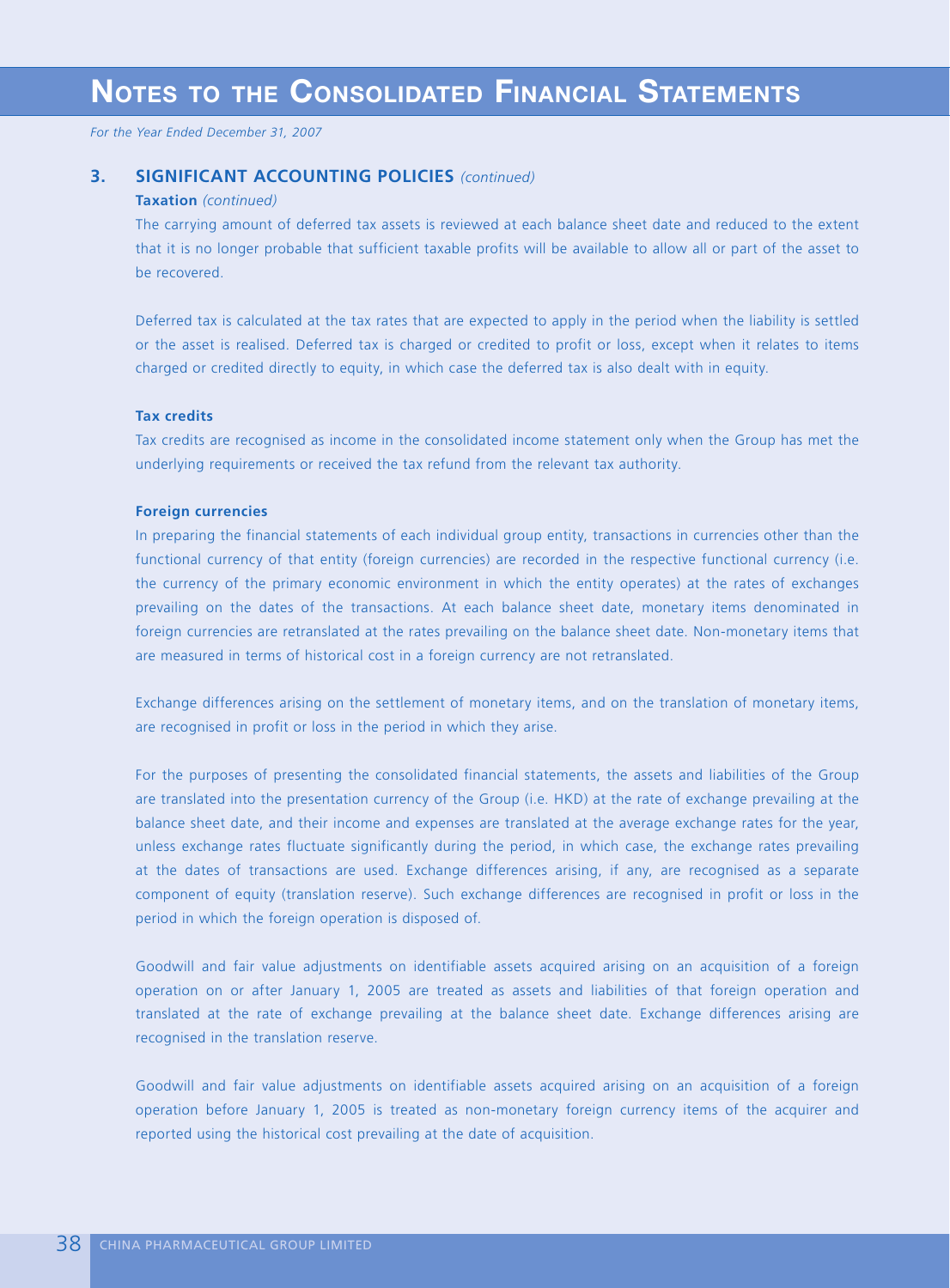# Notes to the Consolidated Financial Statements

*For the Year Ended December 31, 2007*

## 3. SIGNIFICANT ACCOUNTING POLICIES *(continued)*

**Taxation** *(continued)*

The carrying amount of deferred tax assets is reviewed at each balance sheet date and reduced to the extent that it is no longer probable that sufficient taxable profits will be available to allow all or part of the asset to be recovered.

Deferred tax is calculated at the tax rates that are expected to apply in the period when the liability is settled or the asset is realised. Deferred tax is charged or credited to profit or loss, except when it relates to items charged or credited directly to equity, in which case the deferred tax is also dealt with in equity.

**Tax credits**

Tax credits are recognised as income in the consolidated income statement only when the Group has met the underlying requirements or received the tax refund from the relevant tax authority.

**Foreign currencies**

In preparing the financial statements of each individual group entity, transactions in currencies other than the functional currency of that entity (foreign currencies) are recorded in the respective functional currency (i.e. the currency of the primary economic environment in which the entity operates) at the rates of exchanges prevailing on the dates of the transactions. At each balance sheet date, monetary items denominated in foreign currencies are retranslated at the rates prevailing on the balance sheet date. Non-monetary items that are measured in terms of historical cost in a foreign currency are not retranslated.

Exchange differences arising on the settlement of monetary items, and on the translation of monetary items, are recognised in profit or loss in the period in which they arise.

For the purposes of presenting the consolidated financial statements, the assets and liabilities of the Group are translated into the presentation currency of the Group (i.e. HKD) at the rate of exchange prevailing at the balance sheet date, and their income and expenses are translated at the average exchange rates for the year, unless exchange rates fluctuate significantly during the period, in which case, the exchange rates prevailing at the dates of transactions are used. Exchange differences arising, if any, are recognised as a separate component of equity (translation reserve). Such exchange differences are recognised in profit or loss in the period in which the foreign operation is disposed of.

Goodwill and fair value adjustments on identifiable assets acquired arising on an acquisition of a foreign operation on or after January 1, 2005 are treated as assets and liabilities of that foreign operation and translated at the rate of exchange prevailing at the balance sheet date. Exchange differences arising are recognised in the translation reserve.

Goodwill and fair value adjustments on identifiable assets acquired arising on an acquisition of a foreign operation before January 1, 2005 is treated as non-monetary foreign currency items of the acquirer and reported using the historical cost prevailing at the date of acquisition.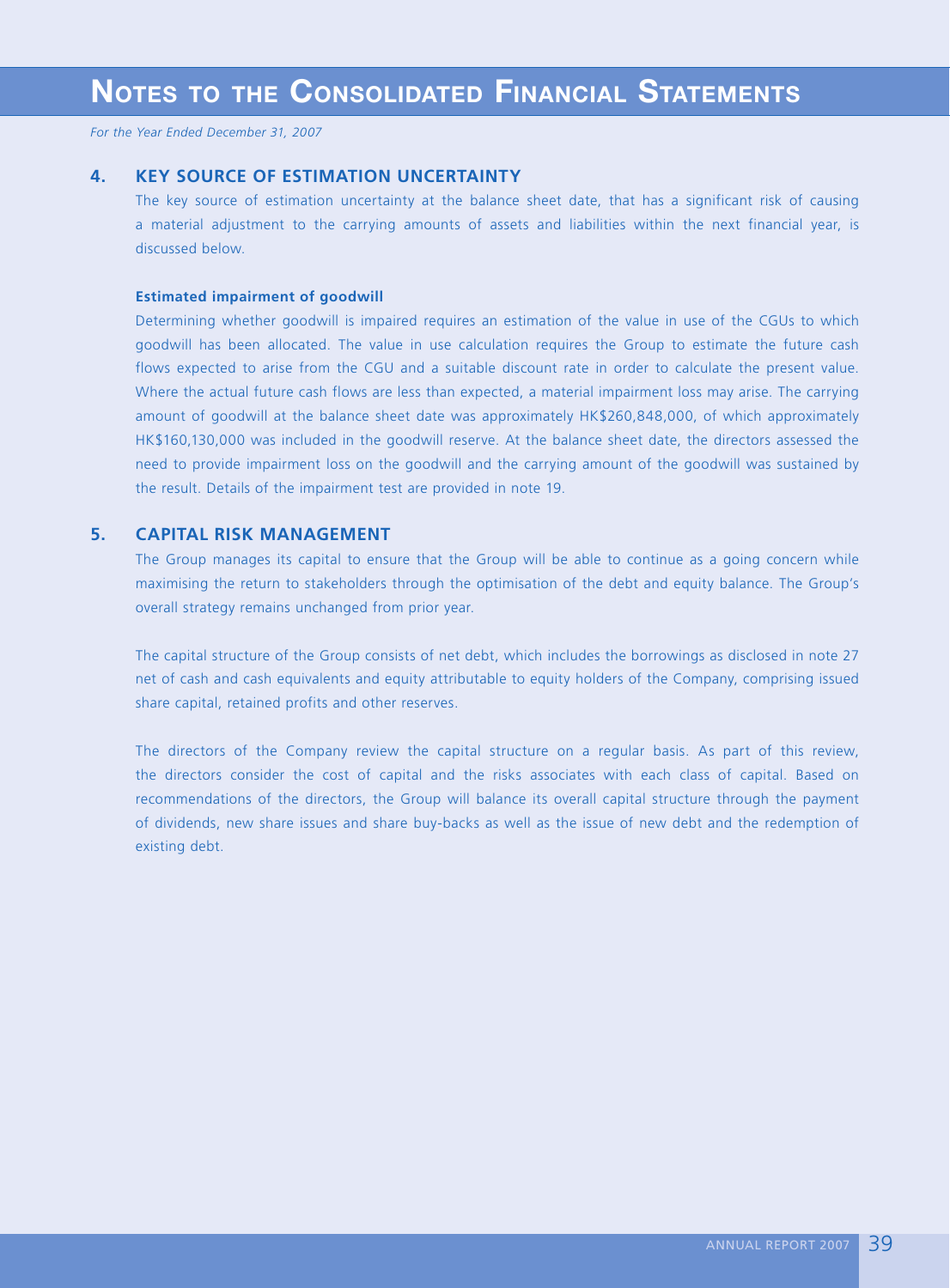## 4. KEY SOURCE OF ESTIMATION UNCERTAINTY

The key source of estimation uncertainty at the balance sheet date, that has a significant risk of causing a material adjustment to the carrying amounts of assets and liabilities within the next financial year, is discussed below.

**Estimated impairment of goodwill**

Determining whether goodwill is impaired requires an estimation of the value in use of the CGUs to which goodwill has been allocated. The value in use calculation requires the Group to estimate the future cash flows expected to arise from the CGU and a suitable discount rate in order to calculate the present value. Where the actual future cash flows are less than expected, a material impairment loss may arise. The carrying amount of goodwill at the balance sheet date was approximately HK$260,848,000, of which approximately HK$160,130,000 was included in the goodwill reserve. At the balance sheet date, the directors assessed the need to provide impairment loss on the goodwill and the carrying amount of the goodwill was sustained by the result. Details of the impairment test are provided in note 19.

## 5. CAPITAL RISK MANAGEMENT

The Group manages its capital to ensure that the Group will be able to continue as a going concern while maximising the return to stakeholders through the optimisation of the debt and equity balance. The Group's overall strategy remains unchanged from prior year.

The capital structure of the Group consists of net debt, which includes the borrowings as disclosed in note 27 net of cash and cash equivalents and equity attributable to equity holders of the Company, comprising issued share capital, retained profits and other reserves.

The directors of the Company review the capital structure on a regular basis. As part of this review, the directors consider the cost of capital and the risks associates with each class of capital. Based on recommendations of the directors, the Group will balance its overall capital structure through the payment of dividends, new share issues and share buy-backs as well as the issue of new debt and the redemption of existing debt.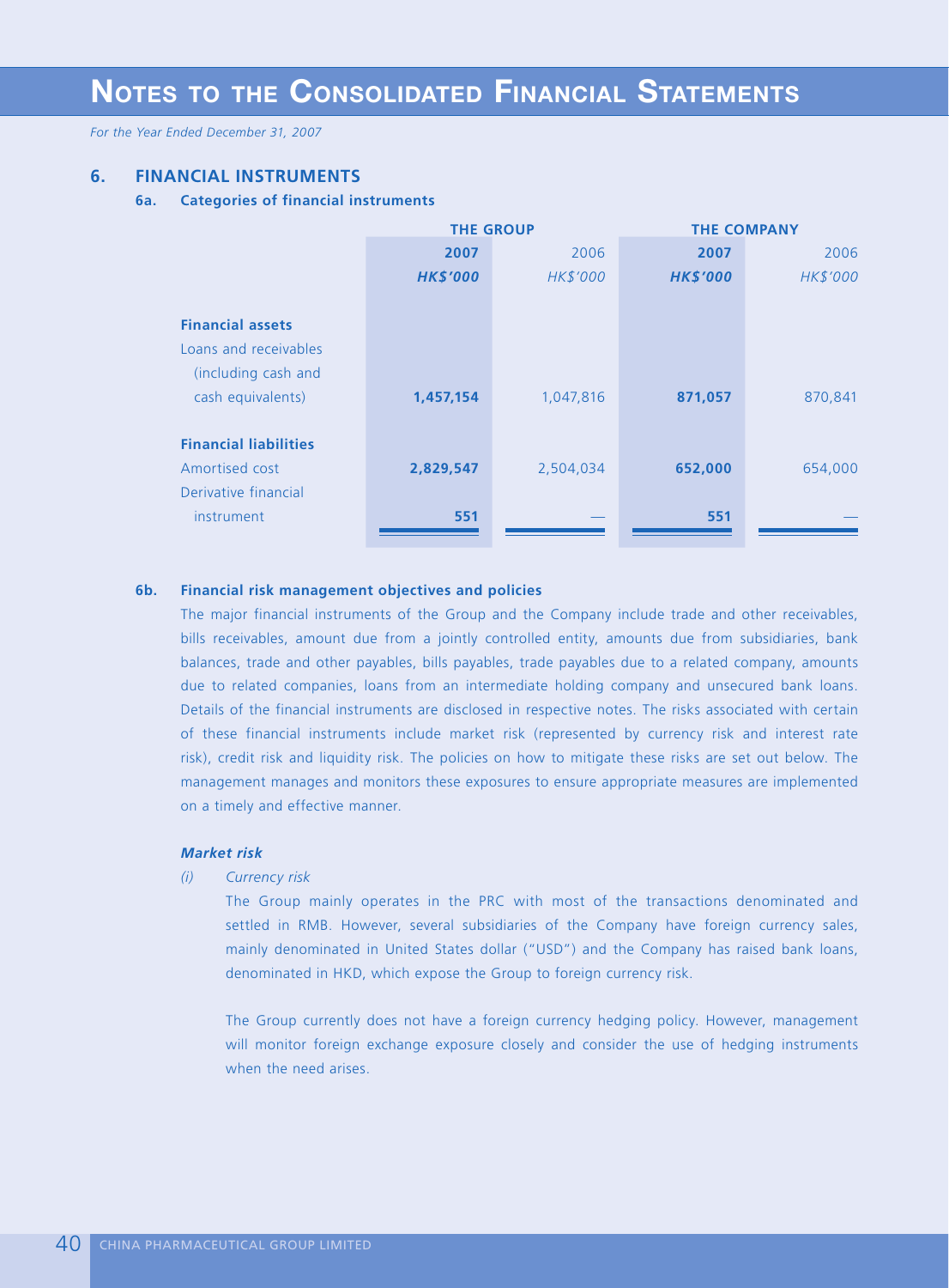# NOTES TO THE CONSOLIDATED FINANCIAL STATEMENTS

*For the Year Ended December 31, 2007*

## 6. FINANCIAL INSTRUMENTS

### 6a. Categories of financial instruments

| | THE GROUP | | THE COMPANY | |
|---|---|---|---|---|
| | **2007** | 2006 | **2007** | 2006 |
| | ***HK$'000*** | *HK$'000* | ***HK$'000*** | *HK$'000* |
| **Financial assets** | | | | |
| Loans and receivables (including cash and cash equivalents) | **1,457,154** | 1,047,816 | **871,057** | 870,841 |
| **Financial liabilities** | | | | |
| Amortised cost | **2,829,547** | 2,504,034 | **652,000** | 654,000 |
| Derivative financial instrument | **551** | — | **551** | — |

### 6b. Financial risk management objectives and policies

The major financial instruments of the Group and the Company include trade and other receivables, bills receivables, amount due from a jointly controlled entity, amounts due from subsidiaries, bank balances, trade and other payables, bills payables, trade payables due to a related company, amounts due to related companies, loans from an intermediate holding company and unsecured bank loans. Details of the financial instruments are disclosed in respective notes. The risks associated with certain of these financial instruments include market risk (represented by currency risk and interest rate risk), credit risk and liquidity risk. The policies on how to mitigate these risks are set out below. The management manages and monitors these exposures to ensure appropriate measures are implemented on a timely and effective manner.

***Market risk***

*(i) Currency risk*

The Group mainly operates in the PRC with most of the transactions denominated and settled in RMB. However, several subsidiaries of the Company have foreign currency sales, mainly denominated in United States dollar ("USD") and the Company has raised bank loans, denominated in HKD, which expose the Group to foreign currency risk.

The Group currently does not have a foreign currency hedging policy. However, management will monitor foreign exchange exposure closely and consider the use of hedging instruments when the need arises.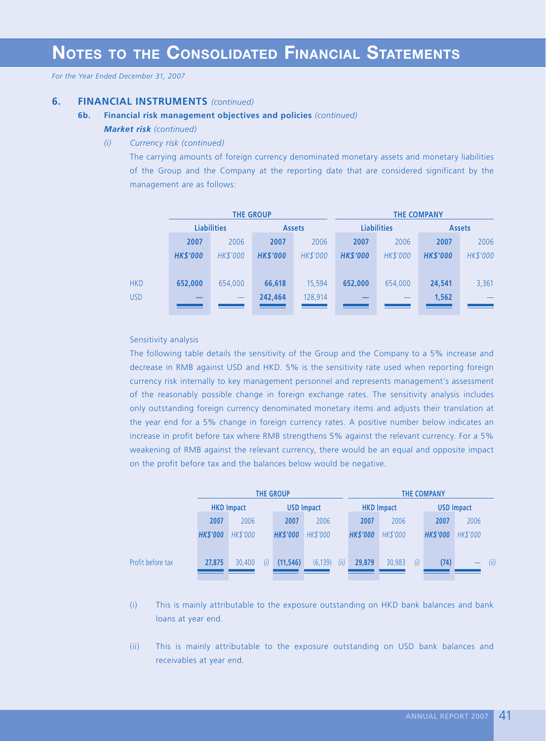# NOTES TO THE CONSOLIDATED FINANCIAL STATEMENTS

*For the Year Ended December 31, 2007*

## 6. FINANCIAL INSTRUMENTS *(continued)*

### 6b. Financial risk management objectives and policies *(continued)*

***Market risk*** *(continued)*

*(i) Currency risk (continued)*

The carrying amounts of foreign currency denominated monetary assets and monetary liabilities of the Group and the Company at the reporting date that are considered significant by the management are as follows:

| | THE GROUP | | | | THE COMPANY | | | |
|---|---|---|---|---|---|---|---|---|
| | Liabilities | | Assets | | Liabilities | | Assets | |
| | 2007 | 2006 | 2007 | 2006 | 2007 | 2006 | 2007 | 2006 |
| | HK$'000 | HK$'000 | HK$'000 | HK$'000 | HK$'000 | HK$'000 | HK$'000 | HK$'000 |
| HKD | 652,000 | 654,000 | 66,618 | 15,594 | 652,000 | 654,000 | 24,541 | 3,361 |
| USD | — | — | 242,464 | 128,914 | — | — | 1,562 | — |

Sensitivity analysis

The following table details the sensitivity of the Group and the Company to a 5% increase and decrease in RMB against USD and HKD. 5% is the sensitivity rate used when reporting foreign currency risk internally to key management personnel and represents management's assessment of the reasonably possible change in foreign exchange rates. The sensitivity analysis includes only outstanding foreign currency denominated monetary items and adjusts their translation at the year end for a 5% change in foreign currency rates. A positive number below indicates an increase in profit before tax where RMB strengthens 5% against the relevant currency. For a 5% weakening of RMB against the relevant currency, there would be an equal and opposite impact on the profit before tax and the balances below would be negative.

| | THE GROUP | | | | | | THE COMPANY | | | | | |
|---|---|---|---|---|---|---|---|---|---|---|---|---|
| | HKD Impact | | | USD Impact | | | HKD Impact | | | USD Impact | | |
| | 2007 | 2006 | | 2007 | 2006 | | 2007 | 2006 | | 2007 | 2006 | |
| | HK$'000 | HK$'000 | | HK$'000 | HK$'000 | | HK$'000 | HK$'000 | | HK$'000 | HK$'000 | |
| Profit before tax | 27,875 | 30,400 | (i) | (11,546) | (6,139) | (ii) | 29,879 | 30,983 | (i) | (74) | — | (ii) |

(i) This is mainly attributable to the exposure outstanding on HKD bank balances and bank loans at year end.

(ii) This is mainly attributable to the exposure outstanding on USD bank balances and receivables at year end.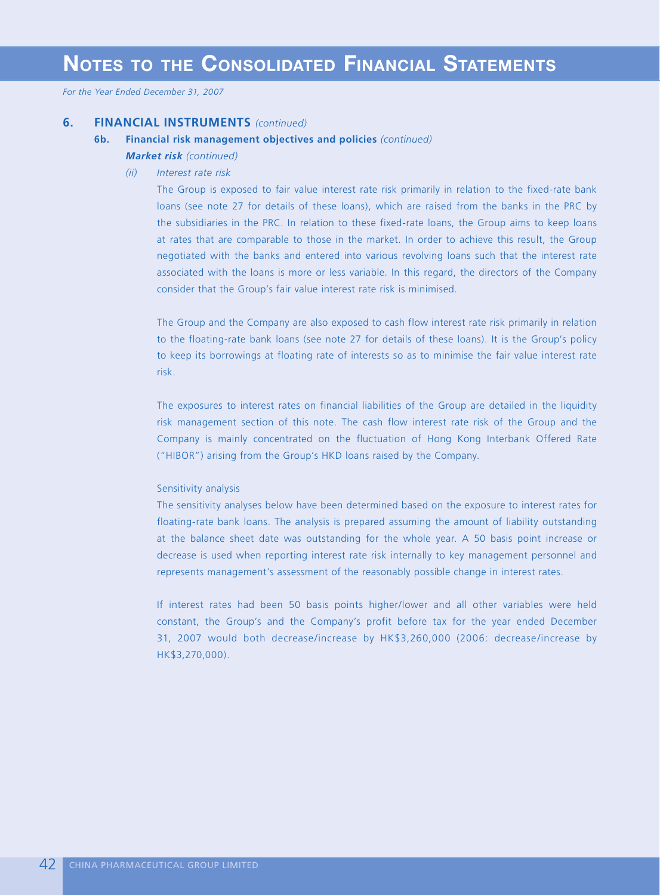## 6. FINANCIAL INSTRUMENTS *(continued)*

### 6b. Financial risk management objectives and policies *(continued)*

***Market risk*** *(continued)*

*(ii) Interest rate risk*

The Group is exposed to fair value interest rate risk primarily in relation to the fixed-rate bank loans (see note 27 for details of these loans), which are raised from the banks in the PRC by the subsidiaries in the PRC. In relation to these fixed-rate loans, the Group aims to keep loans at rates that are comparable to those in the market. In order to achieve this result, the Group negotiated with the banks and entered into various revolving loans such that the interest rate associated with the loans is more or less variable. In this regard, the directors of the Company consider that the Group's fair value interest rate risk is minimised.

The Group and the Company are also exposed to cash flow interest rate risk primarily in relation to the floating-rate bank loans (see note 27 for details of these loans). It is the Group's policy to keep its borrowings at floating rate of interests so as to minimise the fair value interest rate risk.

The exposures to interest rates on financial liabilities of the Group are detailed in the liquidity risk management section of this note. The cash flow interest rate risk of the Group and the Company is mainly concentrated on the fluctuation of Hong Kong Interbank Offered Rate ("HIBOR") arising from the Group's HKD loans raised by the Company.

Sensitivity analysis

The sensitivity analyses below have been determined based on the exposure to interest rates for floating-rate bank loans. The analysis is prepared assuming the amount of liability outstanding at the balance sheet date was outstanding for the whole year. A 50 basis point increase or decrease is used when reporting interest rate risk internally to key management personnel and represents management's assessment of the reasonably possible change in interest rates.

If interest rates had been 50 basis points higher/lower and all other variables were held constant, the Group's and the Company's profit before tax for the year ended December 31, 2007 would both decrease/increase by HK$3,260,000 (2006: decrease/increase by HK$3,270,000).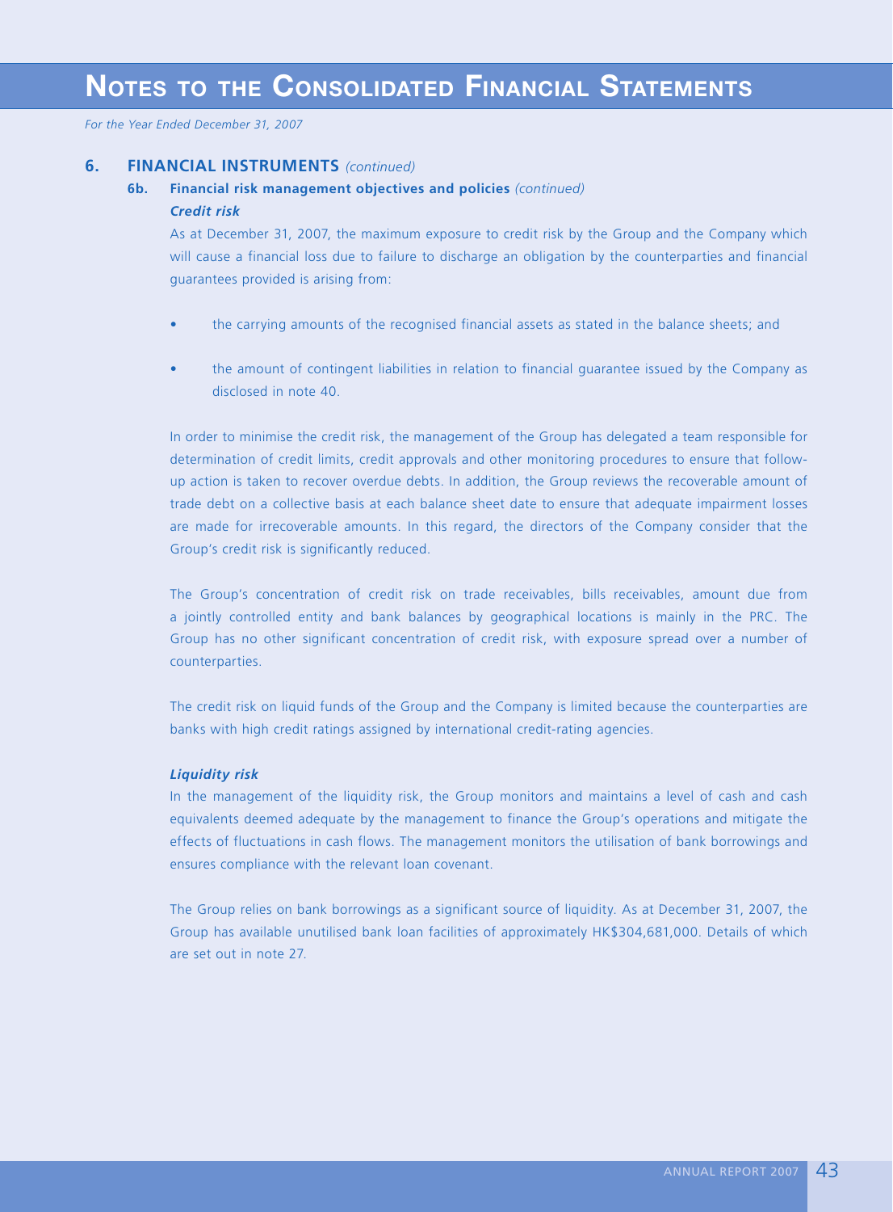# Notes to the Consolidated Financial Statements

*For the Year Ended December 31, 2007*

## 6. FINANCIAL INSTRUMENTS *(continued)*

### 6b. Financial risk management objectives and policies *(continued)*

***Credit risk***

As at December 31, 2007, the maximum exposure to credit risk by the Group and the Company which will cause a financial loss due to failure to discharge an obligation by the counterparties and financial guarantees provided is arising from:

- the carrying amounts of the recognised financial assets as stated in the balance sheets; and
- the amount of contingent liabilities in relation to financial guarantee issued by the Company as disclosed in note 40.

In order to minimise the credit risk, the management of the Group has delegated a team responsible for determination of credit limits, credit approvals and other monitoring procedures to ensure that follow-up action is taken to recover overdue debts. In addition, the Group reviews the recoverable amount of trade debt on a collective basis at each balance sheet date to ensure that adequate impairment losses are made for irrecoverable amounts. In this regard, the directors of the Company consider that the Group's credit risk is significantly reduced.

The Group's concentration of credit risk on trade receivables, bills receivables, amount due from a jointly controlled entity and bank balances by geographical locations is mainly in the PRC. The Group has no other significant concentration of credit risk, with exposure spread over a number of counterparties.

The credit risk on liquid funds of the Group and the Company is limited because the counterparties are banks with high credit ratings assigned by international credit-rating agencies.

***Liquidity risk***

In the management of the liquidity risk, the Group monitors and maintains a level of cash and cash equivalents deemed adequate by the management to finance the Group's operations and mitigate the effects of fluctuations in cash flows. The management monitors the utilisation of bank borrowings and ensures compliance with the relevant loan covenant.

The Group relies on bank borrowings as a significant source of liquidity. As at December 31, 2007, the Group has available unutilised bank loan facilities of approximately HK$304,681,000. Details of which are set out in note 27.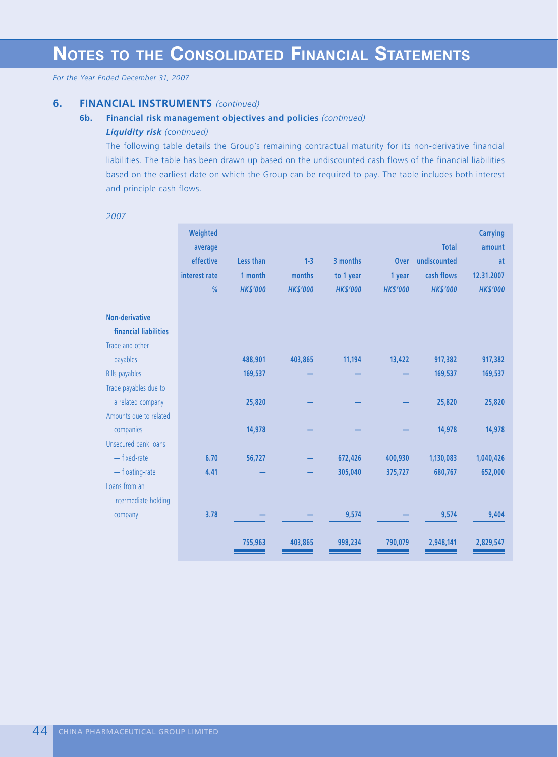# Notes to the Consolidated Financial Statements

*For the Year Ended December 31, 2007*

## 6. FINANCIAL INSTRUMENTS *(continued)*

### 6b. Financial risk management objectives and policies *(continued)*

***Liquidity risk*** *(continued)*

The following table details the Group's remaining contractual maturity for its non-derivative financial liabilities. The table has been drawn up based on the undiscounted cash flows of the financial liabilities based on the earliest date on which the Group can be required to pay. The table includes both interest and principle cash flows.

*2007*

| | Weighted average effective interest rate % | Less than 1 month HK$'000 | 1-3 months HK$'000 | 3 months to 1 year HK$'000 | Over 1 year HK$'000 | Total undiscounted cash flows HK$'000 | Carrying amount at 12.31.2007 HK$'000 |
|---|---|---|---|---|---|---|---|
| **Non-derivative financial liabilities** | | | | | | | |
| Trade and other payables | | 488,901 | 403,865 | 11,194 | 13,422 | 917,382 | 917,382 |
| Bills payables | | 169,537 | — | — | — | 169,537 | 169,537 |
| Trade payables due to a related company | | 25,820 | — | — | — | 25,820 | 25,820 |
| Amounts due to related companies | | 14,978 | — | — | — | 14,978 | 14,978 |
| Unsecured bank loans | | | | | | | |
| — fixed-rate | 6.70 | 56,727 | — | 672,426 | 400,930 | 1,130,083 | 1,040,426 |
| — floating-rate | 4.41 | — | — | 305,040 | 375,727 | 680,767 | 652,000 |
| Loans from an intermediate holding company | 3.78 | — | — | 9,574 | — | 9,574 | 9,404 |
| | | 755,963 | 403,865 | 998,234 | 790,079 | 2,948,141 | 2,829,547 |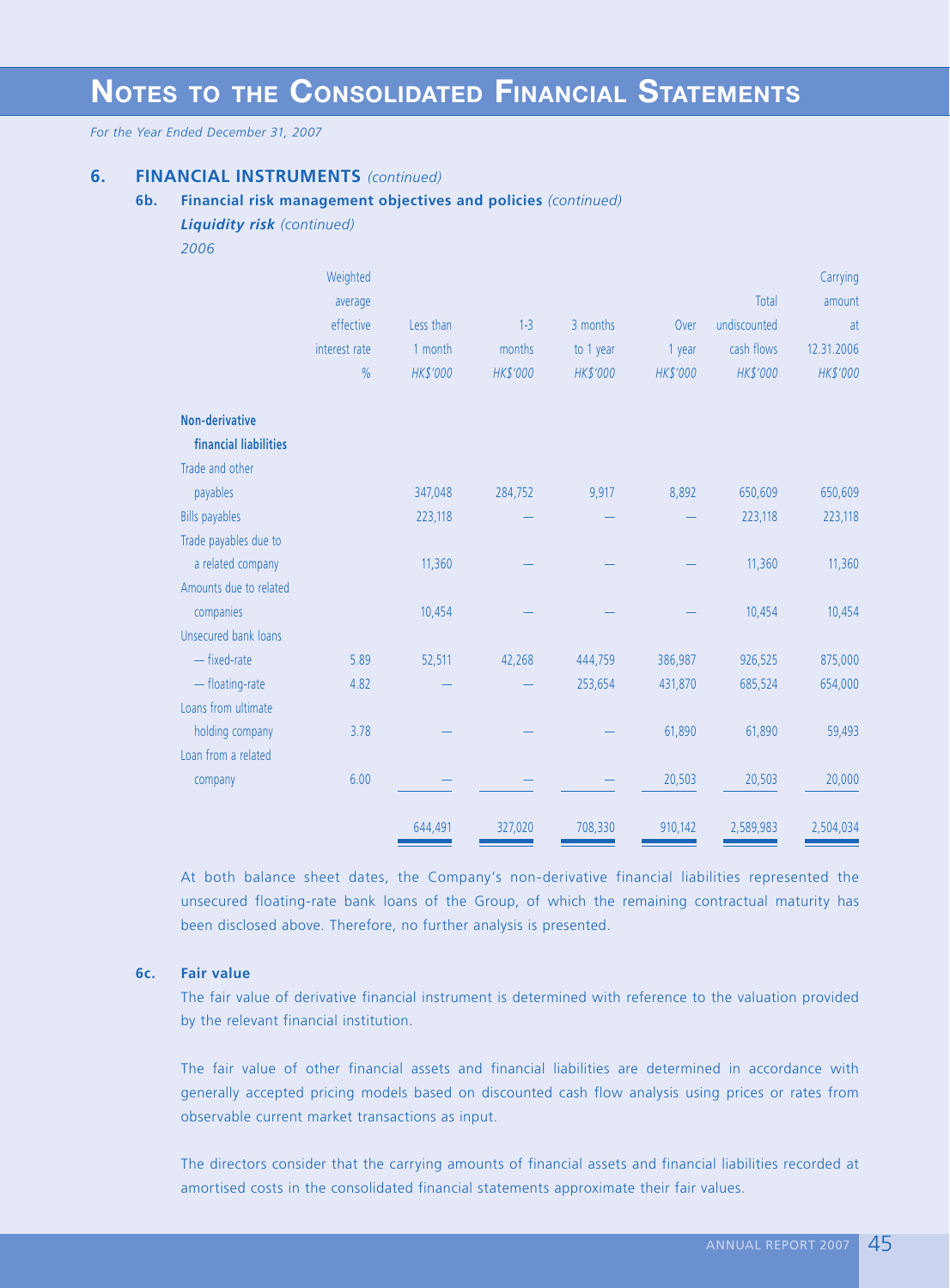# NOTES TO THE CONSOLIDATED FINANCIAL STATEMENTS

*For the Year Ended December 31, 2007*

## 6. FINANCIAL INSTRUMENTS *(continued)*

### 6b. Financial risk management objectives and policies *(continued)*

***Liquidity risk*** *(continued)*

*2006*

| | Weighted average effective interest rate | Less than 1 month | 1-3 months | 3 months to 1 year | Over 1 year | Total undiscounted cash flows | Carrying amount at 12.31.2006 |
|---|---|---|---|---|---|---|---|
| | % | *HK$'000* | *HK$'000* | *HK$'000* | *HK$'000* | *HK$'000* | *HK$'000* |
| **Non-derivative financial liabilities** | | | | | | | |
| Trade and other payables | | 347,048 | 284,752 | 9,917 | 8,892 | 650,609 | 650,609 |
| Bills payables | | 223,118 | — | — | — | 223,118 | 223,118 |
| Trade payables due to a related company | | 11,360 | — | — | — | 11,360 | 11,360 |
| Amounts due to related companies | | 10,454 | — | — | — | 10,454 | 10,454 |
| Unsecured bank loans | | | | | | | |
| — fixed-rate | 5.89 | 52,511 | 42,268 | 444,759 | 386,987 | 926,525 | 875,000 |
| — floating-rate | 4.82 | — | — | 253,654 | 431,870 | 685,524 | 654,000 |
| Loans from ultimate holding company | 3.78 | — | — | — | 61,890 | 61,890 | 59,493 |
| Loan from a related company | 6.00 | — | — | — | 20,503 | 20,503 | 20,000 |
| | | 644,491 | 327,020 | 708,330 | 910,142 | 2,589,983 | 2,504,034 |

At both balance sheet dates, the Company's non-derivative financial liabilities represented the unsecured floating-rate bank loans of the Group, of which the remaining contractual maturity has been disclosed above. Therefore, no further analysis is presented.

### 6c. Fair value

The fair value of derivative financial instrument is determined with reference to the valuation provided by the relevant financial institution.

The fair value of other financial assets and financial liabilities are determined in accordance with generally accepted pricing models based on discounted cash flow analysis using prices or rates from observable current market transactions as input.

The directors consider that the carrying amounts of financial assets and financial liabilities recorded at amortised costs in the consolidated financial statements approximate their fair values.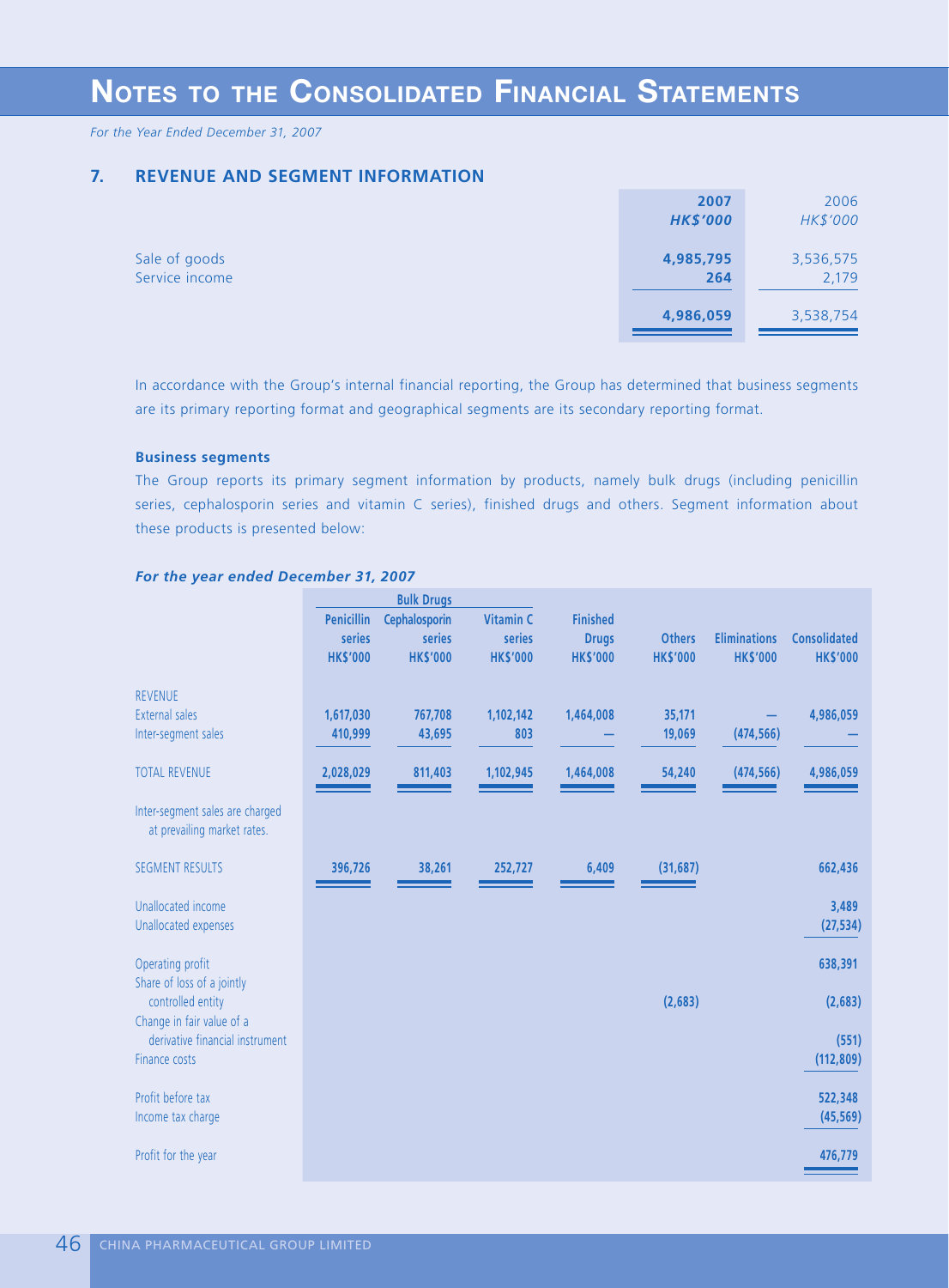# NOTES TO THE CONSOLIDATED FINANCIAL STATEMENTS

*For the Year Ended December 31, 2007*

## 7. REVENUE AND SEGMENT INFORMATION

| | **2007** | 2006 |
|---|---|---|
| | ***HK$'000*** | *HK$'000* |
| Sale of goods | **4,985,795** | 3,536,575 |
| Service income | **264** | 2,179 |
| | **4,986,059** | 3,538,754 |

In accordance with the Group's internal financial reporting, the Group has determined that business segments are its primary reporting format and geographical segments are its secondary reporting format.

**Business segments**

The Group reports its primary segment information by products, namely bulk drugs (including penicillin series, cephalosporin series and vitamin C series), finished drugs and others. Segment information about these products is presented below:

***For the year ended December 31, 2007***

| | Bulk Drugs | | | | | | |
|---|---|---|---|---|---|---|---|
| | Penicillin series HK$'000 | Cephalosporin series HK$'000 | Vitamin C series HK$'000 | Finished Drugs HK$'000 | Others HK$'000 | Eliminations HK$'000 | Consolidated HK$'000 |
| REVENUE | | | | | | | |
| External sales | 1,617,030 | 767,708 | 1,102,142 | 1,464,008 | 35,171 | — | 4,986,059 |
| Inter-segment sales | 410,999 | 43,695 | 803 | — | 19,069 | (474,566) | — |
| TOTAL REVENUE | 2,028,029 | 811,403 | 1,102,945 | 1,464,008 | 54,240 | (474,566) | 4,986,059 |
| Inter-segment sales are charged at prevailing market rates. | | | | | | | |
| SEGMENT RESULTS | 396,726 | 38,261 | 252,727 | 6,409 | (31,687) | | 662,436 |
| Unallocated income | | | | | | | 3,489 |
| Unallocated expenses | | | | | | | (27,534) |
| Operating profit | | | | | | | 638,391 |
| Share of loss of a jointly controlled entity | | | | | (2,683) | | (2,683) |
| Change in fair value of a derivative financial instrument | | | | | | | (551) |
| Finance costs | | | | | | | (112,809) |
| Profit before tax | | | | | | | 522,348 |
| Income tax charge | | | | | | | (45,569) |
| Profit for the year | | | | | | | 476,779 |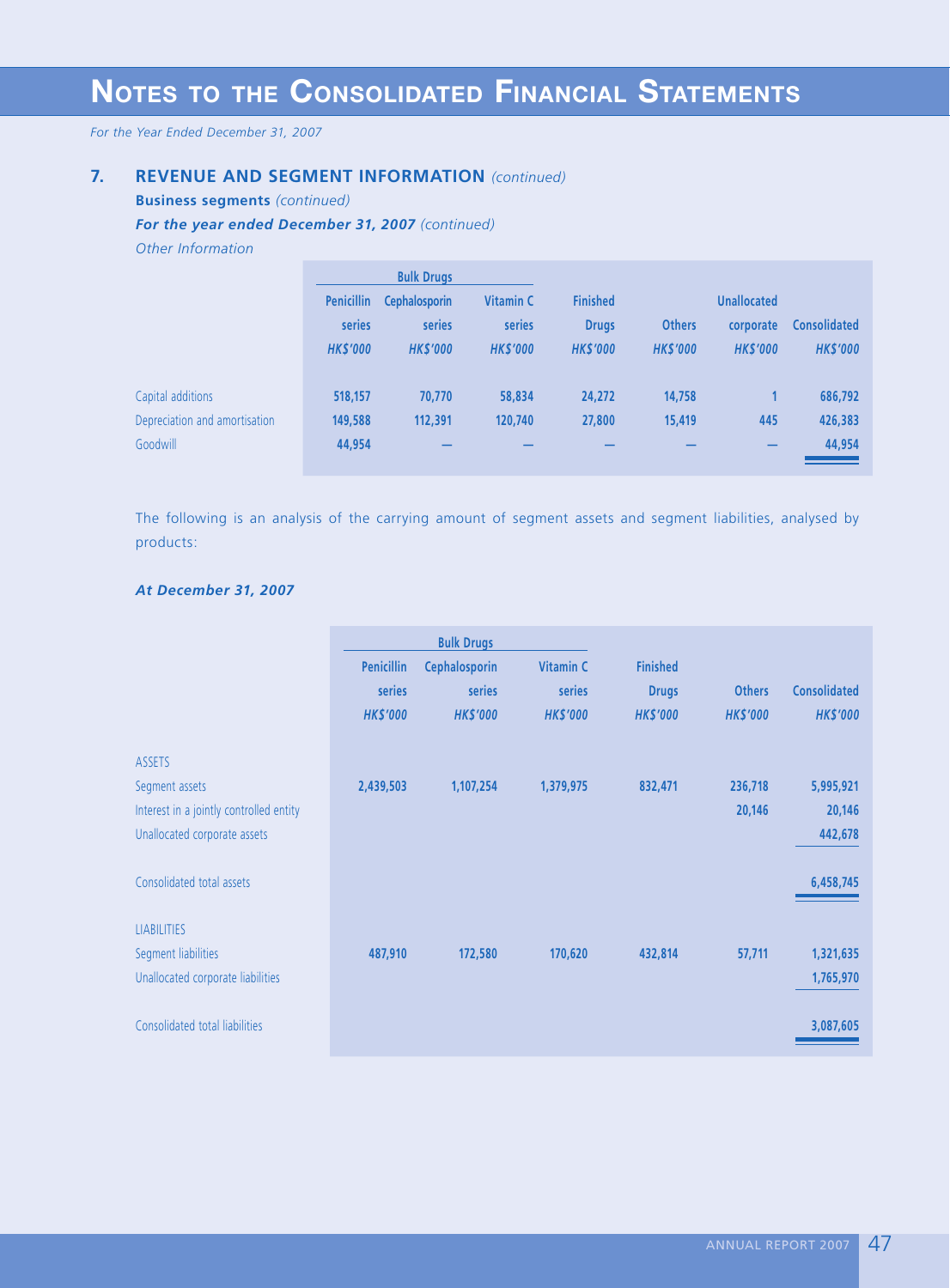# NOTES TO THE CONSOLIDATED FINANCIAL STATEMENTS

*For the Year Ended December 31, 2007*

## 7. REVENUE AND SEGMENT INFORMATION *(continued)*

**Business segments** *(continued)*

***For the year ended December 31, 2007*** *(continued)*

*Other Information*

| | Bulk Drugs | | | | | | |
|---|---|---|---|---|---|---|---|
| | Penicillin series | Cephalosporin series | Vitamin C series | Finished Drugs | Others | Unallocated corporate | Consolidated |
| | *HK$'000* | *HK$'000* | *HK$'000* | *HK$'000* | *HK$'000* | *HK$'000* | *HK$'000* |
| Capital additions | 518,157 | 70,770 | 58,834 | 24,272 | 14,758 | 1 | 686,792 |
| Depreciation and amortisation | 149,588 | 112,391 | 120,740 | 27,800 | 15,419 | 445 | 426,383 |
| Goodwill | 44,954 | — | — | — | — | — | 44,954 |

The following is an analysis of the carrying amount of segment assets and segment liabilities, analysed by products:

***At December 31, 2007***

| | Bulk Drugs | | | | | |
|---|---|---|---|---|---|---|
| | Penicillin series | Cephalosporin series | Vitamin C series | Finished Drugs | Others | Consolidated |
| | *HK$'000* | *HK$'000* | *HK$'000* | *HK$'000* | *HK$'000* | *HK$'000* |
| ASSETS | | | | | | |
| Segment assets | 2,439,503 | 1,107,254 | 1,379,975 | 832,471 | 236,718 | 5,995,921 |
| Interest in a jointly controlled entity | | | | | 20,146 | 20,146 |
| Unallocated corporate assets | | | | | | 442,678 |
| Consolidated total assets | | | | | | 6,458,745 |
| LIABILITIES | | | | | | |
| Segment liabilities | 487,910 | 172,580 | 170,620 | 432,814 | 57,711 | 1,321,635 |
| Unallocated corporate liabilities | | | | | | 1,765,970 |
| Consolidated total liabilities | | | | | | 3,087,605 |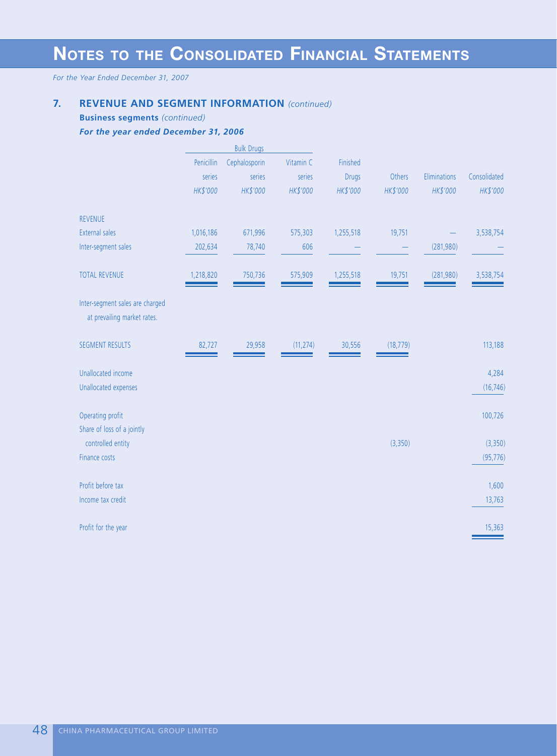# NOTES TO THE CONSOLIDATED FINANCIAL STATEMENTS

*For the Year Ended December 31, 2007*

## 7. REVENUE AND SEGMENT INFORMATION *(continued)*

**Business segments** *(continued)*

***For the year ended December 31, 2006***

| | Bulk Drugs | | | | | | |
|---|---|---|---|---|---|---|---|
| | Penicillin series | Cephalosporin series | Vitamin C series | Finished Drugs | Others | Eliminations | Consolidated |
| | *HK$'000* | *HK$'000* | *HK$'000* | *HK$'000* | *HK$'000* | *HK$'000* | *HK$'000* |
| REVENUE | | | | | | | |
| External sales | 1,016,186 | 671,996 | 575,303 | 1,255,518 | 19,751 | — | 3,538,754 |
| Inter-segment sales | 202,634 | 78,740 | 606 | — | — | (281,980) | — |
| TOTAL REVENUE | 1,218,820 | 750,736 | 575,909 | 1,255,518 | 19,751 | (281,980) | 3,538,754 |
| Inter-segment sales are charged at prevailing market rates. | | | | | | | |
| SEGMENT RESULTS | 82,727 | 29,958 | (11,274) | 30,556 | (18,779) | | 113,188 |
| Unallocated income | | | | | | | 4,284 |
| Unallocated expenses | | | | | | | (16,746) |
| Operating profit | | | | | | | 100,726 |
| Share of loss of a jointly controlled entity | | | | | (3,350) | | (3,350) |
| Finance costs | | | | | | | (95,776) |
| Profit before tax | | | | | | | 1,600 |
| Income tax credit | | | | | | | 13,763 |
| Profit for the year | | | | | | | 15,363 |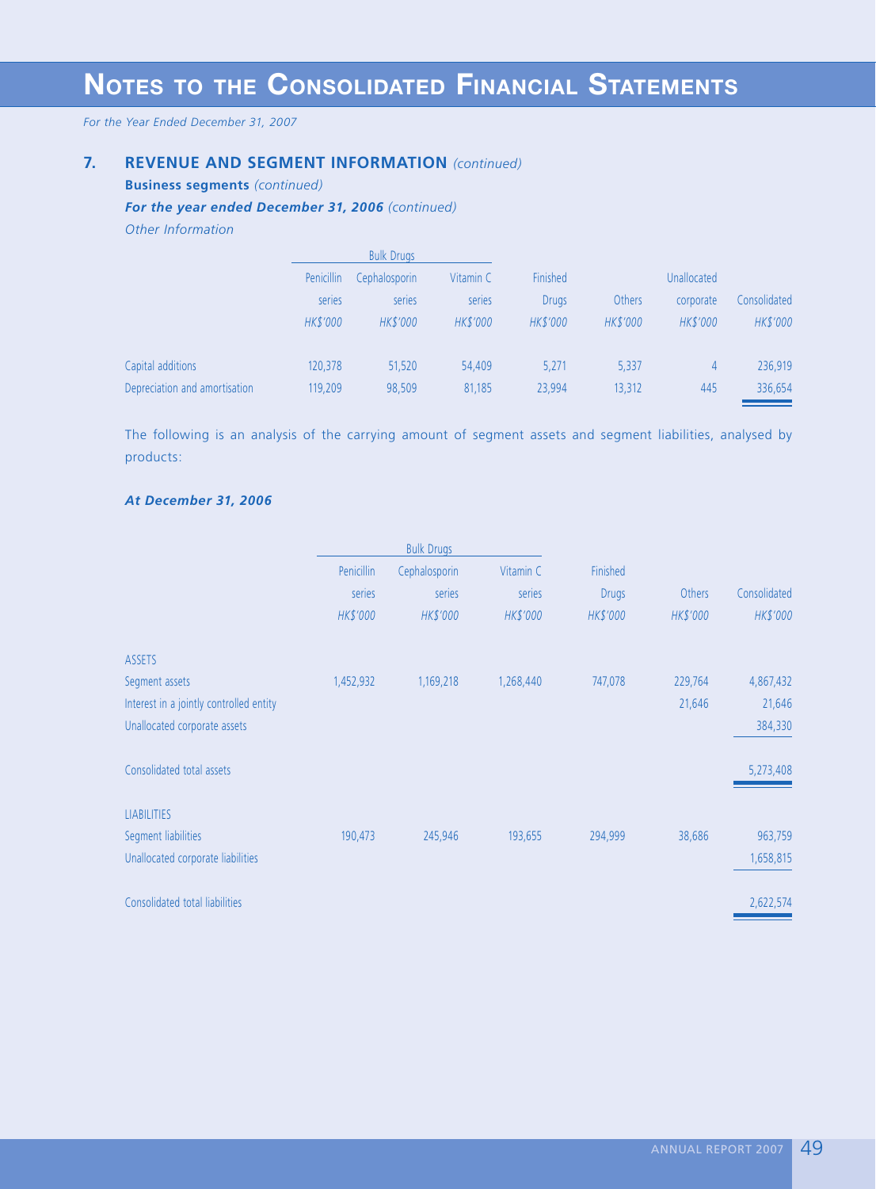# NOTES TO THE CONSOLIDATED FINANCIAL STATEMENTS

*For the Year Ended December 31, 2007*

## 7. REVENUE AND SEGMENT INFORMATION *(continued)*

**Business segments** *(continued)*

***For the year ended December 31, 2006*** *(continued)*

*Other Information*

| | Bulk Drugs | | | | | | |
|---|---|---|---|---|---|---|---|
| | Penicillin series | Cephalosporin series | Vitamin C series | Finished Drugs | Others | Unallocated corporate | Consolidated |
| | *HK$'000* | *HK$'000* | *HK$'000* | *HK$'000* | *HK$'000* | *HK$'000* | *HK$'000* |
| Capital additions | 120,378 | 51,520 | 54,409 | 5,271 | 5,337 | 4 | 236,919 |
| Depreciation and amortisation | 119,209 | 98,509 | 81,185 | 23,994 | 13,312 | 445 | 336,654 |

The following is an analysis of the carrying amount of segment assets and segment liabilities, analysed by products:

***At December 31, 2006***

| | Bulk Drugs | | | | | |
|---|---|---|---|---|---|---|
| | Penicillin series | Cephalosporin series | Vitamin C series | Finished Drugs | Others | Consolidated |
| | *HK$'000* | *HK$'000* | *HK$'000* | *HK$'000* | *HK$'000* | *HK$'000* |
| ASSETS | | | | | | |
| Segment assets | 1,452,932 | 1,169,218 | 1,268,440 | 747,078 | 229,764 | 4,867,432 |
| Interest in a jointly controlled entity | | | | | 21,646 | 21,646 |
| Unallocated corporate assets | | | | | | 384,330 |
| Consolidated total assets | | | | | | 5,273,408 |
| LIABILITIES | | | | | | |
| Segment liabilities | 190,473 | 245,946 | 193,655 | 294,999 | 38,686 | 963,759 |
| Unallocated corporate liabilities | | | | | | 1,658,815 |
| Consolidated total liabilities | | | | | | 2,622,574 |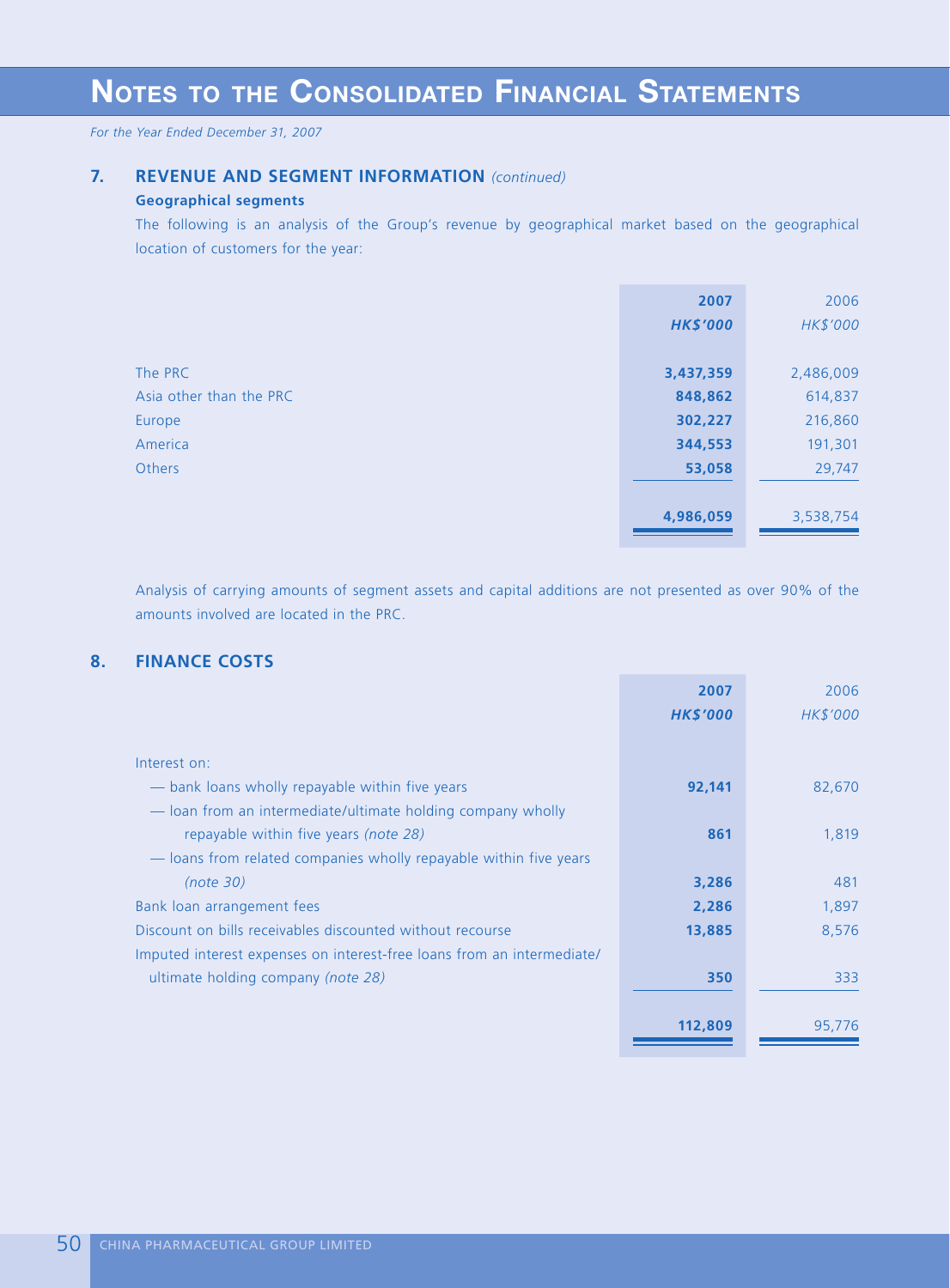# NOTES TO THE CONSOLIDATED FINANCIAL STATEMENTS

*For the Year Ended December 31, 2007*

## 7. REVENUE AND SEGMENT INFORMATION *(continued)*

### Geographical segments

The following is an analysis of the Group's revenue by geographical market based on the geographical location of customers for the year:

| | **2007** | 2006 |
|---|---|---|
| | ***HK$'000*** | *HK$'000* |
| The PRC | **3,437,359** | 2,486,009 |
| Asia other than the PRC | **848,862** | 614,837 |
| Europe | **302,227** | 216,860 |
| America | **344,553** | 191,301 |
| Others | **53,058** | 29,747 |
| | **4,986,059** | 3,538,754 |

Analysis of carrying amounts of segment assets and capital additions are not presented as over 90% of the amounts involved are located in the PRC.

## 8. FINANCE COSTS

| | **2007** | 2006 |
|---|---|---|
| | ***HK$'000*** | *HK$'000* |
| Interest on: | | |
| — bank loans wholly repayable within five years | **92,141** | 82,670 |
| — loan from an intermediate/ultimate holding company wholly repayable within five years *(note 28)* | **861** | 1,819 |
| — loans from related companies wholly repayable within five years *(note 30)* | **3,286** | 481 |
| Bank loan arrangement fees | **2,286** | 1,897 |
| Discount on bills receivables discounted without recourse | **13,885** | 8,576 |
| Imputed interest expenses on interest-free loans from an intermediate/ ultimate holding company *(note 28)* | **350** | 333 |
| | **112,809** | 95,776 |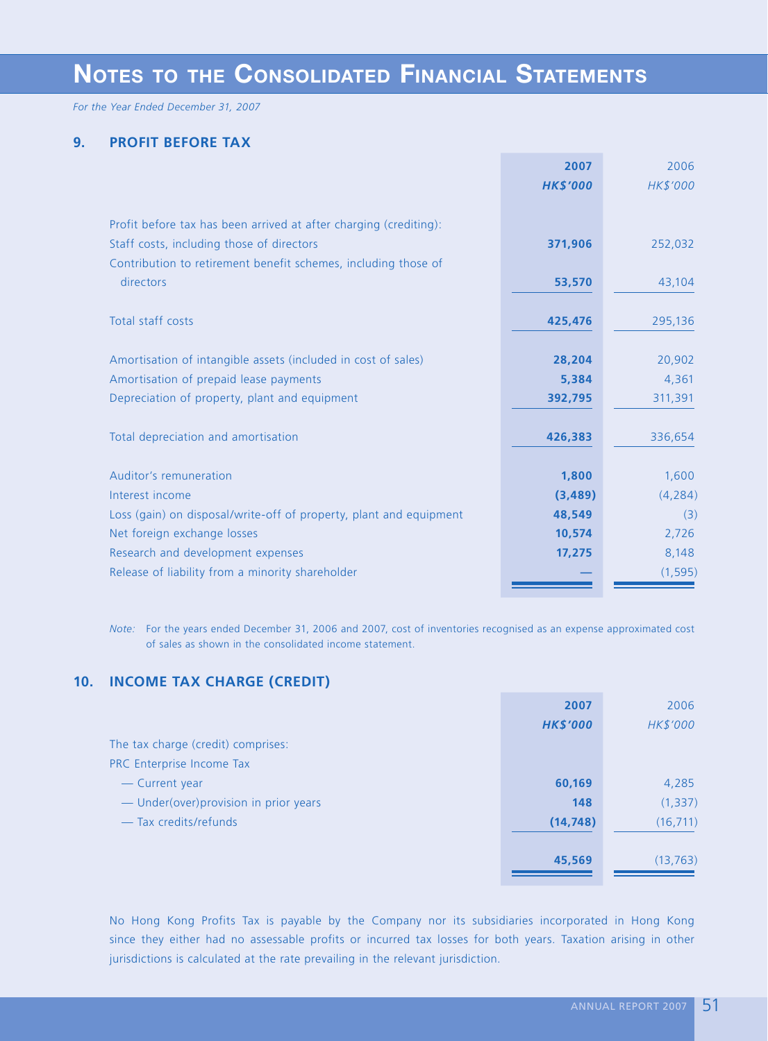# NOTES TO THE CONSOLIDATED FINANCIAL STATEMENTS

*For the Year Ended December 31, 2007*

## 9. PROFIT BEFORE TAX

| | **2007** | 2006 |
|---|---|---|
| | ***HK$'000*** | *HK$'000* |
| Profit before tax has been arrived at after charging (crediting): | | |
| Staff costs, including those of directors | **371,906** | 252,032 |
| Contribution to retirement benefit schemes, including those of directors | **53,570** | 43,104 |
| Total staff costs | **425,476** | 295,136 |
| Amortisation of intangible assets (included in cost of sales) | **28,204** | 20,902 |
| Amortisation of prepaid lease payments | **5,384** | 4,361 |
| Depreciation of property, plant and equipment | **392,795** | 311,391 |
| Total depreciation and amortisation | **426,383** | 336,654 |
| Auditor's remuneration | **1,800** | 1,600 |
| Interest income | **(3,489)** | (4,284) |
| Loss (gain) on disposal/write-off of property, plant and equipment | **48,549** | (3) |
| Net foreign exchange losses | **10,574** | 2,726 |
| Research and development expenses | **17,275** | 8,148 |
| Release of liability from a minority shareholder | **—** | (1,595) |

*Note:* For the years ended December 31, 2006 and 2007, cost of inventories recognised as an expense approximated cost of sales as shown in the consolidated income statement.

## 10. INCOME TAX CHARGE (CREDIT)

| | **2007** | 2006 |
|---|---|---|
| | ***HK$'000*** | *HK$'000* |
| The tax charge (credit) comprises: | | |
| PRC Enterprise Income Tax | | |
| — Current year | **60,169** | 4,285 |
| — Under(over)provision in prior years | **148** | (1,337) |
| — Tax credits/refunds | **(14,748)** | (16,711) |
| | **45,569** | (13,763) |

No Hong Kong Profits Tax is payable by the Company nor its subsidiaries incorporated in Hong Kong since they either had no assessable profits or incurred tax losses for both years. Taxation arising in other jurisdictions is calculated at the rate prevailing in the relevant jurisdiction.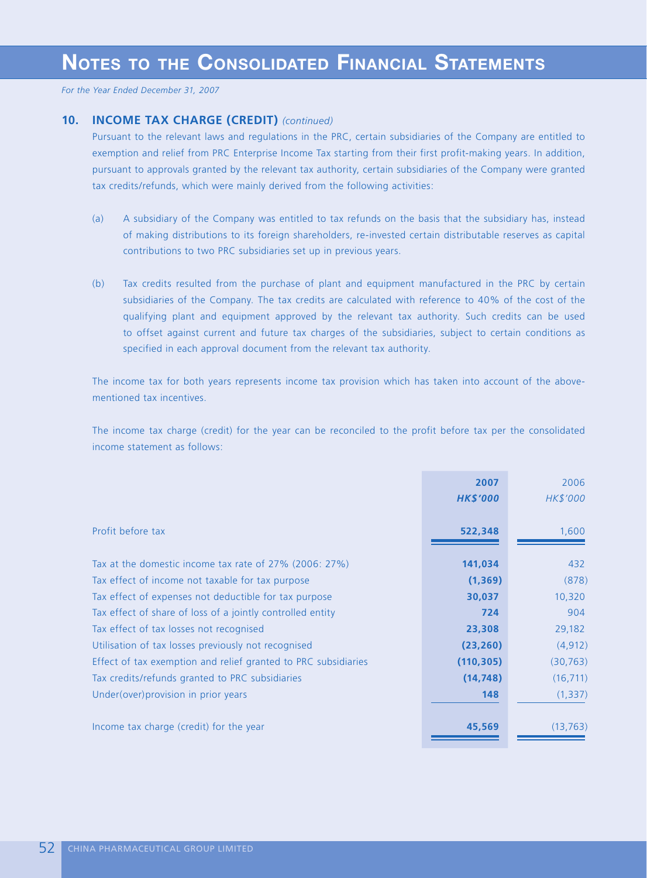# NOTES TO THE CONSOLIDATED FINANCIAL STATEMENTS

*For the Year Ended December 31, 2007*

## 10. INCOME TAX CHARGE (CREDIT) *(continued)*

Pursuant to the relevant laws and regulations in the PRC, certain subsidiaries of the Company are entitled to exemption and relief from PRC Enterprise Income Tax starting from their first profit-making years. In addition, pursuant to approvals granted by the relevant tax authority, certain subsidiaries of the Company were granted tax credits/refunds, which were mainly derived from the following activities:

(a) A subsidiary of the Company was entitled to tax refunds on the basis that the subsidiary has, instead of making distributions to its foreign shareholders, re-invested certain distributable reserves as capital contributions to two PRC subsidiaries set up in previous years.

(b) Tax credits resulted from the purchase of plant and equipment manufactured in the PRC by certain subsidiaries of the Company. The tax credits are calculated with reference to 40% of the cost of the qualifying plant and equipment approved by the relevant tax authority. Such credits can be used to offset against current and future tax charges of the subsidiaries, subject to certain conditions as specified in each approval document from the relevant tax authority.

The income tax for both years represents income tax provision which has taken into account of the above-mentioned tax incentives.

The income tax charge (credit) for the year can be reconciled to the profit before tax per the consolidated income statement as follows:

| | **2007** | 2006 |
|---|---|---|
| | ***HK$'000*** | *HK$'000* |
| Profit before tax | **522,348** | 1,600 |
| Tax at the domestic income tax rate of 27% (2006: 27%) | **141,034** | 432 |
| Tax effect of income not taxable for tax purpose | **(1,369)** | (878) |
| Tax effect of expenses not deductible for tax purpose | **30,037** | 10,320 |
| Tax effect of share of loss of a jointly controlled entity | **724** | 904 |
| Tax effect of tax losses not recognised | **23,308** | 29,182 |
| Utilisation of tax losses previously not recognised | **(23,260)** | (4,912) |
| Effect of tax exemption and relief granted to PRC subsidiaries | **(110,305)** | (30,763) |
| Tax credits/refunds granted to PRC subsidiaries | **(14,748)** | (16,711) |
| Under(over)provision in prior years | **148** | (1,337) |
| Income tax charge (credit) for the year | **45,569** | (13,763) |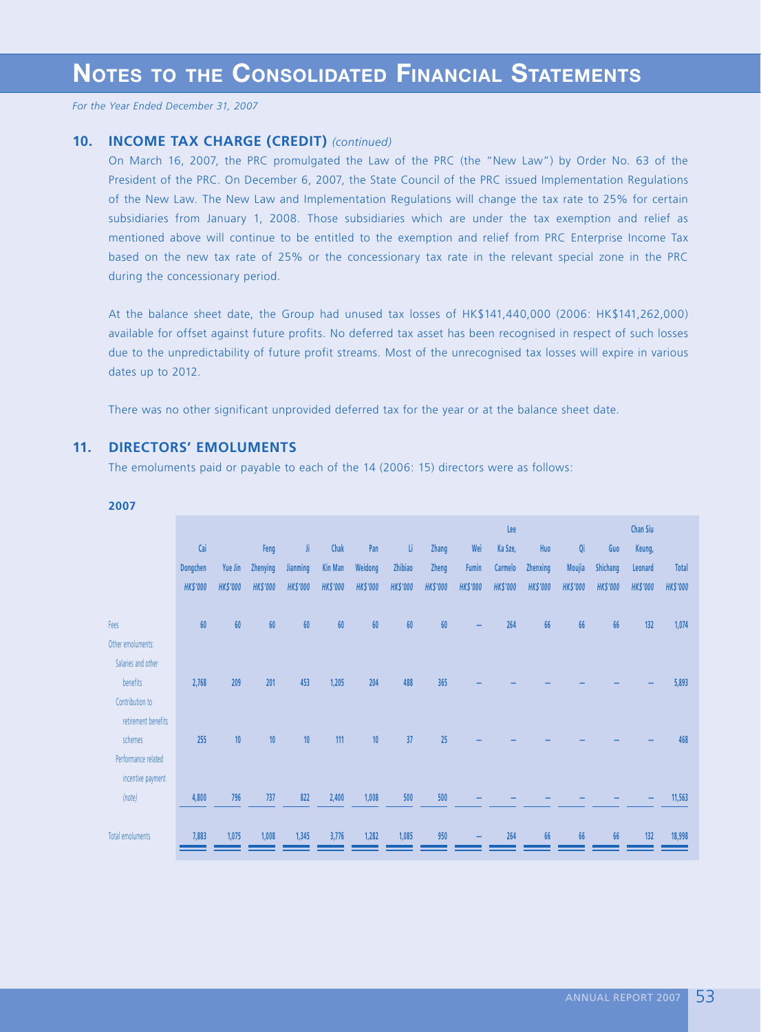# NOTES TO THE CONSOLIDATED FINANCIAL STATEMENTS

*For the Year Ended December 31, 2007*

### 10. INCOME TAX CHARGE (CREDIT) *(continued)*

On March 16, 2007, the PRC promulgated the Law of the PRC (the "New Law") by Order No. 63 of the President of the PRC. On December 6, 2007, the State Council of the PRC issued Implementation Regulations of the New Law. The New Law and Implementation Regulations will change the tax rate to 25% for certain subsidiaries from January 1, 2008. Those subsidiaries which are under the tax exemption and relief as mentioned above will continue to be entitled to the exemption and relief from PRC Enterprise Income Tax based on the new tax rate of 25% or the concessionary tax rate in the relevant special zone in the PRC during the concessionary period.

At the balance sheet date, the Group had unused tax losses of HK$141,440,000 (2006: HK$141,262,000) available for offset against future profits. No deferred tax asset has been recognised in respect of such losses due to the unpredictability of future profit streams. Most of the unrecognised tax losses will expire in various dates up to 2012.

There was no other significant unprovided deferred tax for the year or at the balance sheet date.

### 11. DIRECTORS' EMOLUMENTS

The emoluments paid or payable to each of the 14 (2006: 15) directors were as follows:

**2007**

| | Cai Dongchen | Yue Jin | Feng Zhenying | Ji Jianming | Chak Kin Man | Pan Weidong | Li Zhibiao | Zhang Zheng | Wei Fumin | Lee Ka Sze, Carmelo | Huo Zhenxing | Qi Moujia | Guo Shichang | Chan Siu Keung, Leonard | Total |
|---|---|---|---|---|---|---|---|---|---|---|---|---|---|---|---|
| | *HK$'000* | *HK$'000* | *HK$'000* | *HK$'000* | *HK$'000* | *HK$'000* | *HK$'000* | *HK$'000* | *HK$'000* | *HK$'000* | *HK$'000* | *HK$'000* | *HK$'000* | *HK$'000* | *HK$'000* |
| Fees | 60 | 60 | 60 | 60 | 60 | 60 | 60 | 60 | – | 264 | 66 | 66 | 66 | 132 | 1,074 |
| Other emoluments: | | | | | | | | | | | | | | | |
| Salaries and other benefits | 2,768 | 209 | 201 | 453 | 1,205 | 204 | 488 | 365 | – | – | – | – | – | – | 5,893 |
| Contribution to retirement benefits schemes | 255 | 10 | 10 | 10 | 111 | 10 | 37 | 25 | – | – | – | – | – | – | 468 |
| Performance related incentive payment *(note)* | 4,800 | 796 | 737 | 822 | 2,400 | 1,008 | 500 | 500 | – | – | – | – | – | – | 11,563 |
| Total emoluments | 7,883 | 1,075 | 1,008 | 1,345 | 3,776 | 1,282 | 1,085 | 950 | – | 264 | 66 | 66 | 66 | 132 | 18,998 |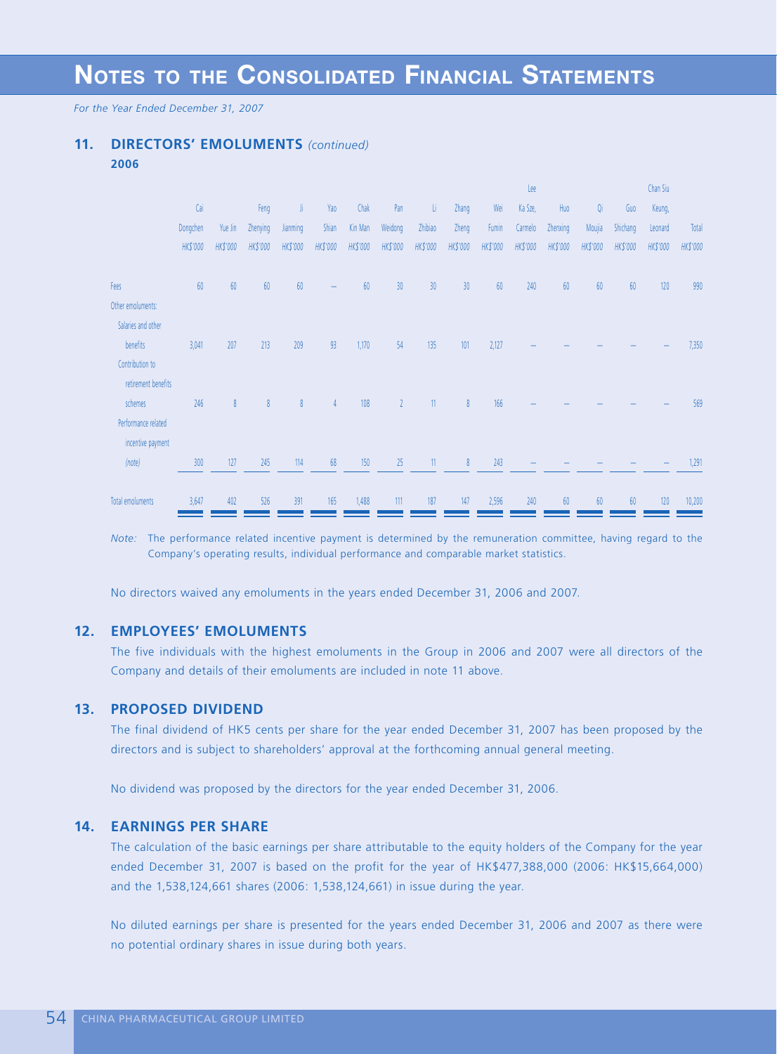# NOTES TO THE CONSOLIDATED FINANCIAL STATEMENTS

*For the Year Ended December 31, 2007*

## 11. DIRECTORS' EMOLUMENTS *(continued)*

**2006**

| | Cai Dongchen HK$'000 | Yue Jin HK$'000 | Feng Zhenying HK$'000 | Ji Jianming HK$'000 | Yao Shian HK$'000 | Chak Kin Man HK$'000 | Pan Weidong HK$'000 | Li Zhibiao HK$'000 | Zhang Zheng HK$'000 | Wei Fumin HK$'000 | Lee Ka Sze, Carmelo HK$'000 | Huo Zhenxing HK$'000 | Qi Moujia HK$'000 | Guo Shichang HK$'000 | Chan Siu Keung, Leonard HK$'000 | Total HK$'000 |
|---|---|---|---|---|---|---|---|---|---|---|---|---|---|---|---|---|
| Fees | 60 | 60 | 60 | 60 | – | 60 | 30 | 30 | 30 | 60 | 240 | 60 | 60 | 60 | 120 | 990 |
| Other emoluments: | | | | | | | | | | | | | | | | |
| Salaries and other benefits | 3,041 | 207 | 213 | 209 | 93 | 1,170 | 54 | 135 | 101 | 2,127 | – | – | – | – | – | 7,350 |
| Contribution to retirement benefits schemes | 246 | 8 | 8 | 8 | 4 | 108 | 2 | 11 | 8 | 166 | – | – | – | – | – | 569 |
| Performance related incentive payment *(note)* | 300 | 127 | 245 | 114 | 68 | 150 | 25 | 11 | 8 | 243 | – | – | – | – | – | 1,291 |
| Total emoluments | 3,647 | 402 | 526 | 391 | 165 | 1,488 | 111 | 187 | 147 | 2,596 | 240 | 60 | 60 | 60 | 120 | 10,200 |

*Note:* The performance related incentive payment is determined by the remuneration committee, having regard to the Company's operating results, individual performance and comparable market statistics.

No directors waived any emoluments in the years ended December 31, 2006 and 2007.

## 12. EMPLOYEES' EMOLUMENTS

The five individuals with the highest emoluments in the Group in 2006 and 2007 were all directors of the Company and details of their emoluments are included in note 11 above.

## 13. PROPOSED DIVIDEND

The final dividend of HK5 cents per share for the year ended December 31, 2007 has been proposed by the directors and is subject to shareholders' approval at the forthcoming annual general meeting.

No dividend was proposed by the directors for the year ended December 31, 2006.

## 14. EARNINGS PER SHARE

The calculation of the basic earnings per share attributable to the equity holders of the Company for the year ended December 31, 2007 is based on the profit for the year of HK$477,388,000 (2006: HK$15,664,000) and the 1,538,124,661 shares (2006: 1,538,124,661) in issue during the year.

No diluted earnings per share is presented for the years ended December 31, 2006 and 2007 as there were no potential ordinary shares in issue during both years.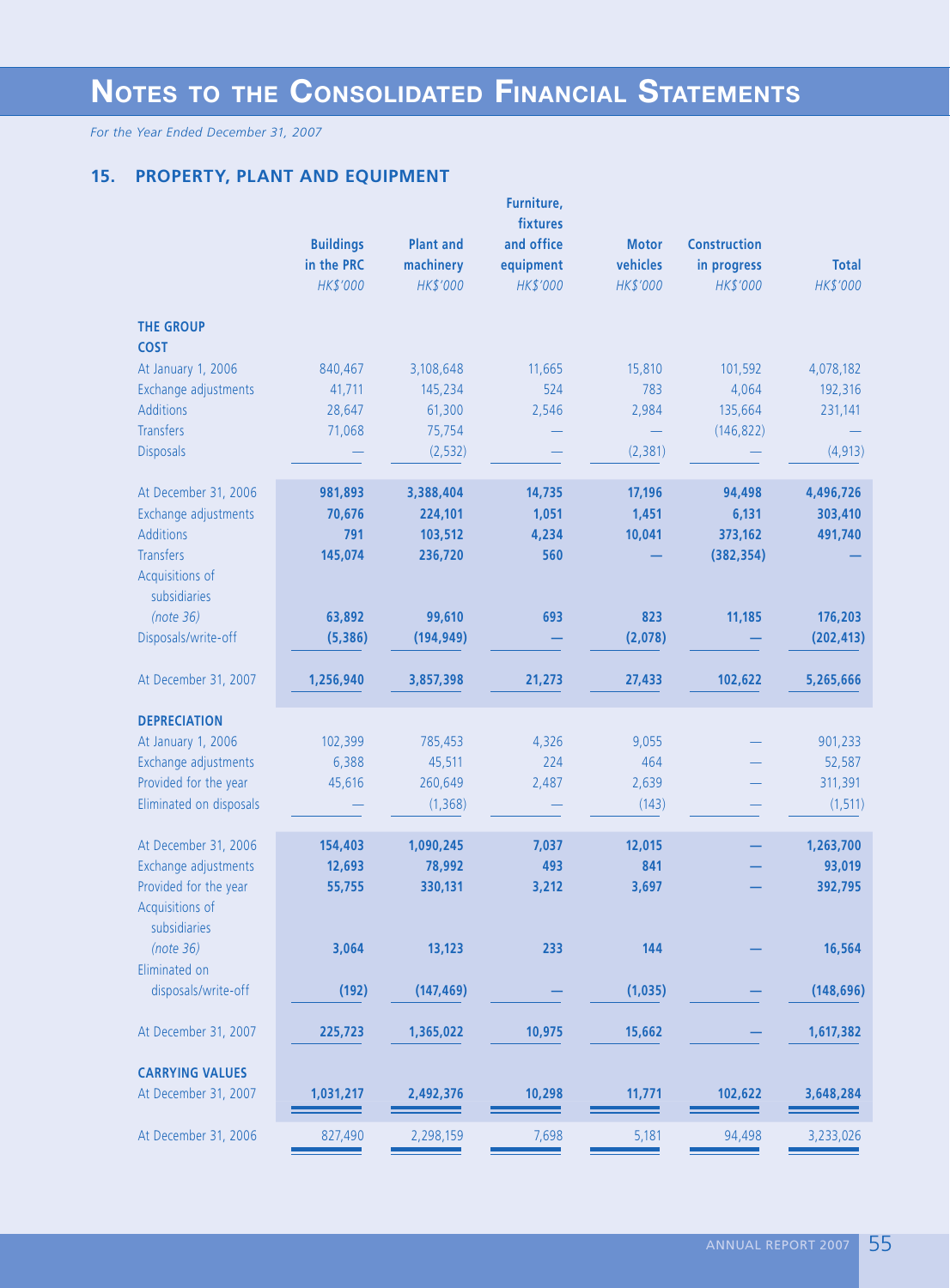# NOTES TO THE CONSOLIDATED FINANCIAL STATEMENTS

*For the Year Ended December 31, 2007*

## 15. PROPERTY, PLANT AND EQUIPMENT

| | Buildings in the PRC | Plant and machinery | Furniture, fixtures and office equipment | Motor vehicles | Construction in progress | Total |
|---|---|---|---|---|---|---|
| | *HK$'000* | *HK$'000* | *HK$'000* | *HK$'000* | *HK$'000* | *HK$'000* |
| **THE GROUP** | | | | | | |
| **COST** | | | | | | |
| At January 1, 2006 | 840,467 | 3,108,648 | 11,665 | 15,810 | 101,592 | 4,078,182 |
| Exchange adjustments | 41,711 | 145,234 | 524 | 783 | 4,064 | 192,316 |
| Additions | 28,647 | 61,300 | 2,546 | 2,984 | 135,664 | 231,141 |
| Transfers | 71,068 | 75,754 | — | — | (146,822) | — |
| Disposals | — | (2,532) | — | (2,381) | — | (4,913) |
| At December 31, 2006 | **981,893** | **3,388,404** | **14,735** | **17,196** | **94,498** | **4,496,726** |
| Exchange adjustments | **70,676** | **224,101** | **1,051** | **1,451** | **6,131** | **303,410** |
| Additions | **791** | **103,512** | **4,234** | **10,041** | **373,162** | **491,740** |
| Transfers | **145,074** | **236,720** | **560** | **—** | **(382,354)** | **—** |
| Acquisitions of subsidiaries *(note 36)* | **63,892** | **99,610** | **693** | **823** | **11,185** | **176,203** |
| Disposals/write-off | **(5,386)** | **(194,949)** | **—** | **(2,078)** | **—** | **(202,413)** |
| At December 31, 2007 | **1,256,940** | **3,857,398** | **21,273** | **27,433** | **102,622** | **5,265,666** |
| **DEPRECIATION** | | | | | | |
| At January 1, 2006 | 102,399 | 785,453 | 4,326 | 9,055 | — | 901,233 |
| Exchange adjustments | 6,388 | 45,511 | 224 | 464 | — | 52,587 |
| Provided for the year | 45,616 | 260,649 | 2,487 | 2,639 | — | 311,391 |
| Eliminated on disposals | — | (1,368) | — | (143) | — | (1,511) |
| At December 31, 2006 | **154,403** | **1,090,245** | **7,037** | **12,015** | **—** | **1,263,700** |
| Exchange adjustments | **12,693** | **78,992** | **493** | **841** | **—** | **93,019** |
| Provided for the year | **55,755** | **330,131** | **3,212** | **3,697** | **—** | **392,795** |
| Acquisitions of subsidiaries *(note 36)* | **3,064** | **13,123** | **233** | **144** | **—** | **16,564** |
| Eliminated on disposals/write-off | **(192)** | **(147,469)** | **—** | **(1,035)** | **—** | **(148,696)** |
| At December 31, 2007 | **225,723** | **1,365,022** | **10,975** | **15,662** | **—** | **1,617,382** |
| **CARRYING VALUES** | | | | | | |
| At December 31, 2007 | **1,031,217** | **2,492,376** | **10,298** | **11,771** | **102,622** | **3,648,284** |
| At December 31, 2006 | 827,490 | 2,298,159 | 7,698 | 5,181 | 94,498 | 3,233,026 |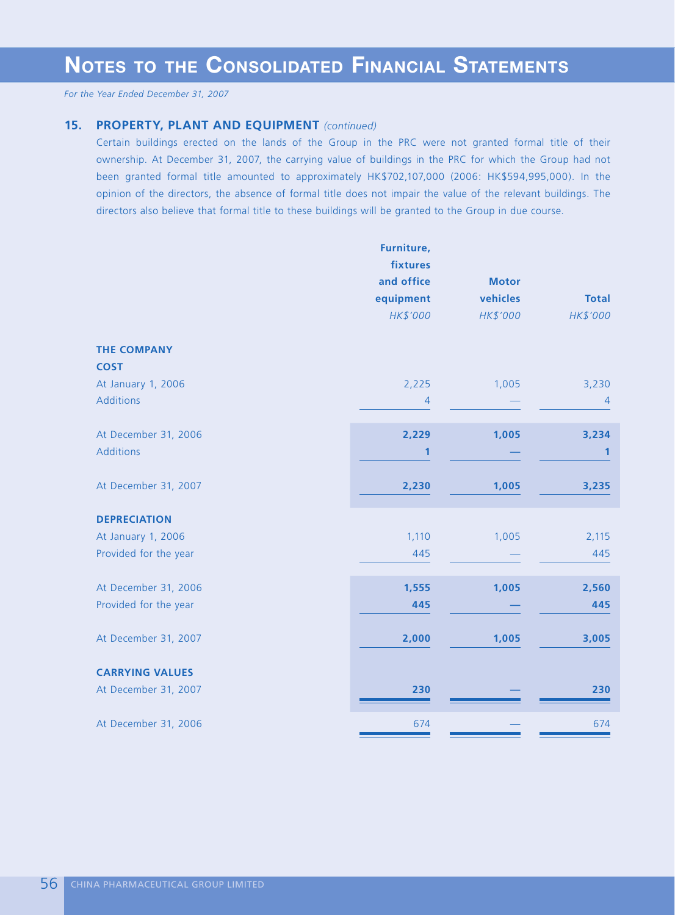# Notes to the Consolidated Financial Statements

*For the Year Ended December 31, 2007*

## 15. PROPERTY, PLANT AND EQUIPMENT *(continued)*

Certain buildings erected on the lands of the Group in the PRC were not granted formal title of their ownership. At December 31, 2007, the carrying value of buildings in the PRC for which the Group had not been granted formal title amounted to approximately HK$702,107,000 (2006: HK$594,995,000). In the opinion of the directors, the absence of formal title does not impair the value of the relevant buildings. The directors also believe that formal title to these buildings will be granted to the Group in due course.

| | Furniture, fixtures and office equipment | Motor vehicles | Total |
|---|---|---|---|
| | *HK$'000* | *HK$'000* | *HK$'000* |
| **THE COMPANY** | | | |
| **COST** | | | |
| At January 1, 2006 | 2,225 | 1,005 | 3,230 |
| Additions | 4 | — | 4 |
| At December 31, 2006 | **2,229** | **1,005** | **3,234** |
| Additions | **1** | **—** | **1** |
| At December 31, 2007 | **2,230** | **1,005** | **3,235** |
| **DEPRECIATION** | | | |
| At January 1, 2006 | 1,110 | 1,005 | 2,115 |
| Provided for the year | 445 | — | 445 |
| At December 31, 2006 | **1,555** | **1,005** | **2,560** |
| Provided for the year | **445** | **—** | **445** |
| At December 31, 2007 | **2,000** | **1,005** | **3,005** |
| **CARRYING VALUES** | | | |
| At December 31, 2007 | **230** | **—** | **230** |
| At December 31, 2006 | 674 | — | 674 |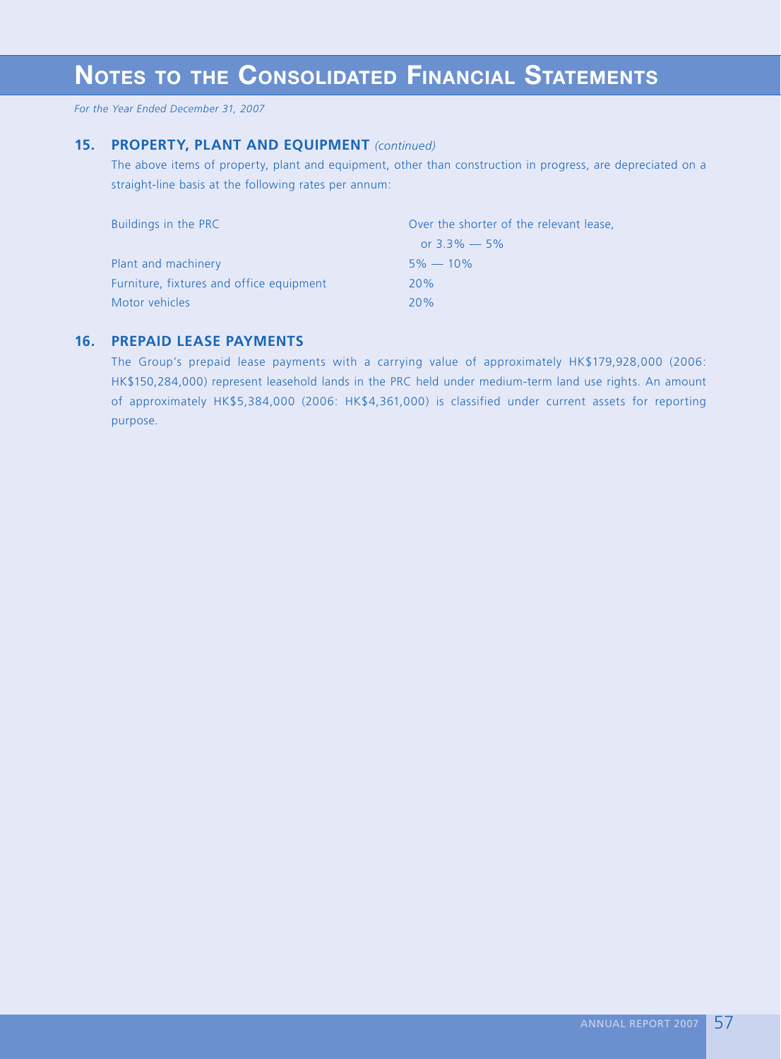## 15. PROPERTY, PLANT AND EQUIPMENT *(continued)*

The above items of property, plant and equipment, other than construction in progress, are depreciated on a straight-line basis at the following rates per annum:

| | |
|---|---|
| Buildings in the PRC | Over the shorter of the relevant lease, or 3.3% — 5% |
| Plant and machinery | 5% — 10% |
| Furniture, fixtures and office equipment | 20% |
| Motor vehicles | 20% |

## 16. PREPAID LEASE PAYMENTS

The Group's prepaid lease payments with a carrying value of approximately HK$179,928,000 (2006: HK$150,284,000) represent leasehold lands in the PRC held under medium-term land use rights. An amount of approximately HK$5,384,000 (2006: HK$4,361,000) is classified under current assets for reporting purpose.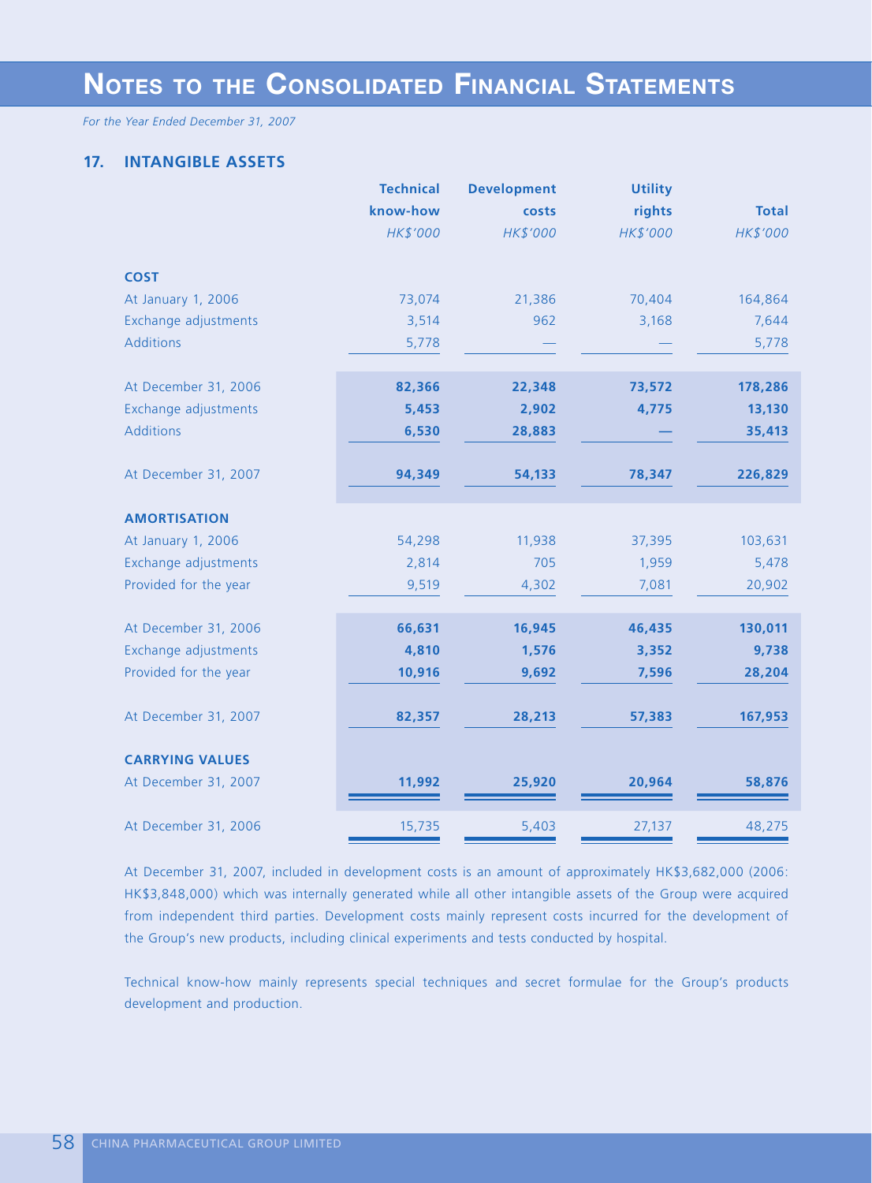# NOTES TO THE CONSOLIDATED FINANCIAL STATEMENTS

*For the Year Ended December 31, 2007*

## 17. INTANGIBLE ASSETS

| | Technical know-how | Development costs | Utility rights | Total |
|---|---|---|---|---|
| | *HK$'000* | *HK$'000* | *HK$'000* | *HK$'000* |
| **COST** | | | | |
| At January 1, 2006 | 73,074 | 21,386 | 70,404 | 164,864 |
| Exchange adjustments | 3,514 | 962 | 3,168 | 7,644 |
| Additions | 5,778 | — | — | 5,778 |
| At December 31, 2006 | **82,366** | **22,348** | **73,572** | **178,286** |
| Exchange adjustments | **5,453** | **2,902** | **4,775** | **13,130** |
| Additions | **6,530** | **28,883** | **—** | **35,413** |
| At December 31, 2007 | **94,349** | **54,133** | **78,347** | **226,829** |
| **AMORTISATION** | | | | |
| At January 1, 2006 | 54,298 | 11,938 | 37,395 | 103,631 |
| Exchange adjustments | 2,814 | 705 | 1,959 | 5,478 |
| Provided for the year | 9,519 | 4,302 | 7,081 | 20,902 |
| At December 31, 2006 | **66,631** | **16,945** | **46,435** | **130,011** |
| Exchange adjustments | **4,810** | **1,576** | **3,352** | **9,738** |
| Provided for the year | **10,916** | **9,692** | **7,596** | **28,204** |
| At December 31, 2007 | **82,357** | **28,213** | **57,383** | **167,953** |
| **CARRYING VALUES** | | | | |
| At December 31, 2007 | **11,992** | **25,920** | **20,964** | **58,876** |
| At December 31, 2006 | 15,735 | 5,403 | 27,137 | 48,275 |

At December 31, 2007, included in development costs is an amount of approximately HK$3,682,000 (2006: HK$3,848,000) which was internally generated while all other intangible assets of the Group were acquired from independent third parties. Development costs mainly represent costs incurred for the development of the Group's new products, including clinical experiments and tests conducted by hospital.

Technical know-how mainly represents special techniques and secret formulae for the Group's products development and production.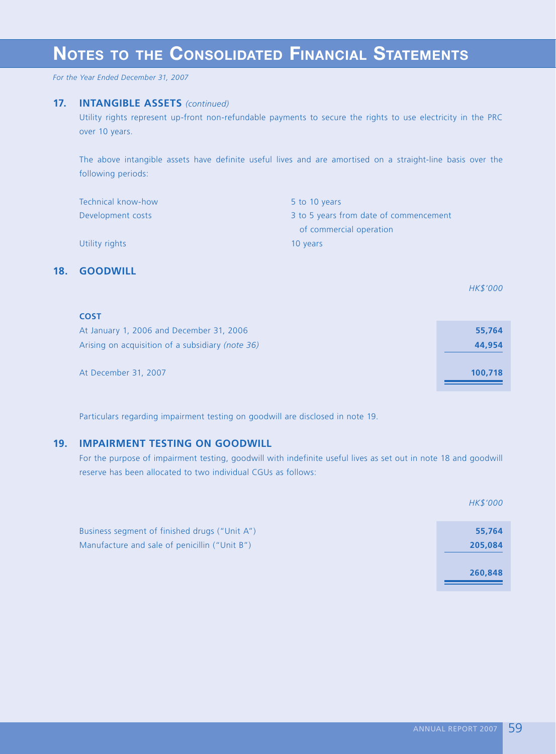# NOTES TO THE CONSOLIDATED FINANCIAL STATEMENTS

*For the Year Ended December 31, 2007*

## 17. INTANGIBLE ASSETS *(continued)*

Utility rights represent up-front non-refundable payments to secure the rights to use electricity in the PRC over 10 years.

The above intangible assets have definite useful lives and are amortised on a straight-line basis over the following periods:

| | |
|---|---|
| Technical know-how | 5 to 10 years |
| Development costs | 3 to 5 years from date of commencement of commercial operation |
| Utility rights | 10 years |

## 18. GOODWILL

| | HK$'000 |
|---|---|
| **COST** | |
| At January 1, 2006 and December 31, 2006 | **55,764** |
| Arising on acquisition of a subsidiary *(note 36)* | **44,954** |
| At December 31, 2007 | **100,718** |

Particulars regarding impairment testing on goodwill are disclosed in note 19.

## 19. IMPAIRMENT TESTING ON GOODWILL

For the purpose of impairment testing, goodwill with indefinite useful lives as set out in note 18 and goodwill reserve has been allocated to two individual CGUs as follows:

| | HK$'000 |
|---|---|
| Business segment of finished drugs ("Unit A") | **55,764** |
| Manufacture and sale of penicillin ("Unit B") | **205,084** |
| | **260,848** |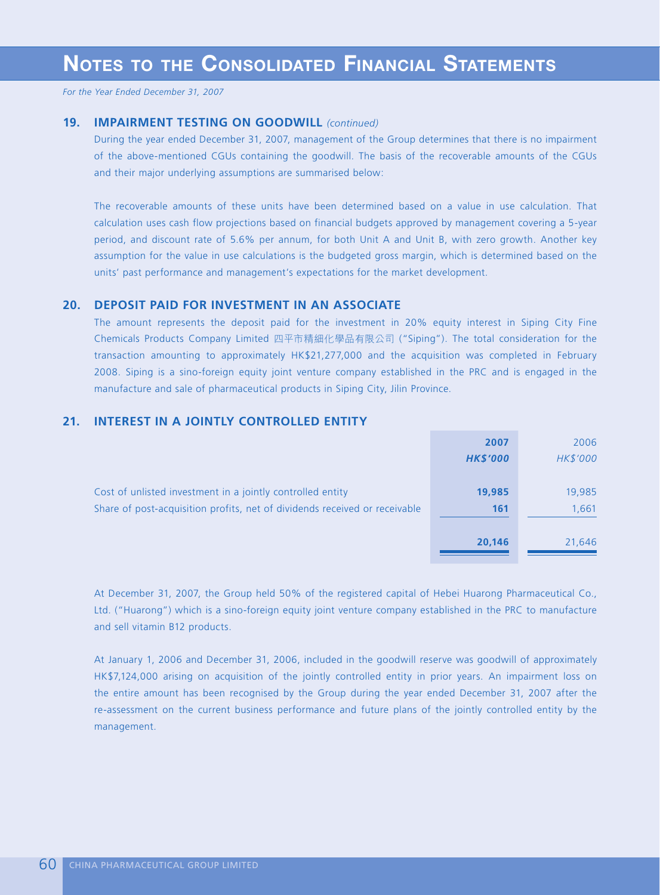## 19. IMPAIRMENT TESTING ON GOODWILL *(continued)*

During the year ended December 31, 2007, management of the Group determines that there is no impairment of the above-mentioned CGUs containing the goodwill. The basis of the recoverable amounts of the CGUs and their major underlying assumptions are summarised below:

The recoverable amounts of these units have been determined based on a value in use calculation. That calculation uses cash flow projections based on financial budgets approved by management covering a 5-year period, and discount rate of 5.6% per annum, for both Unit A and Unit B, with zero growth. Another key assumption for the value in use calculations is the budgeted gross margin, which is determined based on the units' past performance and management's expectations for the market development.

## 20. DEPOSIT PAID FOR INVESTMENT IN AN ASSOCIATE

The amount represents the deposit paid for the investment in 20% equity interest in Siping City Fine Chemicals Products Company Limited 四平市精細化學品有限公司 ("Siping"). The total consideration for the transaction amounting to approximately HK$21,277,000 and the acquisition was completed in February 2008. Siping is a sino-foreign equity joint venture company established in the PRC and is engaged in the manufacture and sale of pharmaceutical products in Siping City, Jilin Province.

## 21. INTEREST IN A JOINTLY CONTROLLED ENTITY

| | **2007** | 2006 |
|---|---|---|
| | ***HK$'000*** | *HK$'000* |
| Cost of unlisted investment in a jointly controlled entity | **19,985** | 19,985 |
| Share of post-acquisition profits, net of dividends received or receivable | **161** | 1,661 |
| | **20,146** | 21,646 |

At December 31, 2007, the Group held 50% of the registered capital of Hebei Huarong Pharmaceutical Co., Ltd. ("Huarong") which is a sino-foreign equity joint venture company established in the PRC to manufacture and sell vitamin B12 products.

At January 1, 2006 and December 31, 2006, included in the goodwill reserve was goodwill of approximately HK$7,124,000 arising on acquisition of the jointly controlled entity in prior years. An impairment loss on the entire amount has been recognised by the Group during the year ended December 31, 2007 after the re-assessment on the current business performance and future plans of the jointly controlled entity by the management.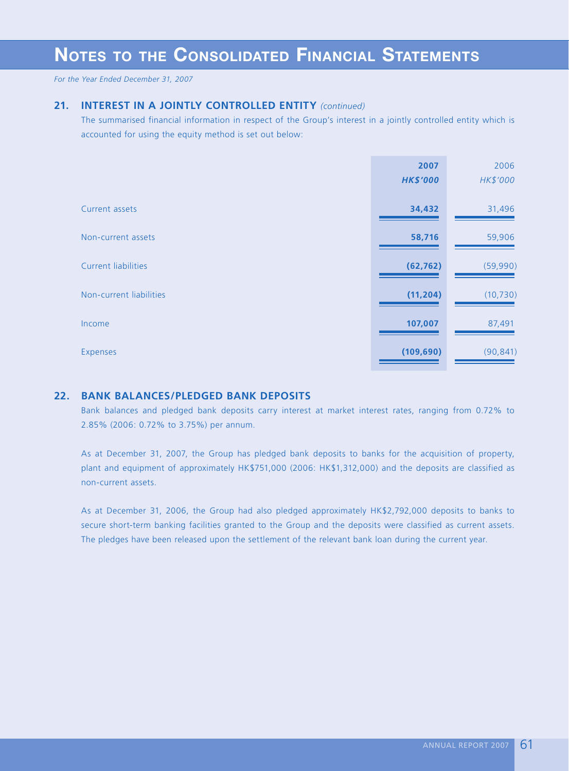# NOTES TO THE CONSOLIDATED FINANCIAL STATEMENTS

*For the Year Ended December 31, 2007*

## 21. INTEREST IN A JOINTLY CONTROLLED ENTITY *(continued)*

The summarised financial information in respect of the Group's interest in a jointly controlled entity which is accounted for using the equity method is set out below:

| | **2007** | 2006 |
|---|---|---|
| | ***HK$'000*** | *HK$'000* |
| Current assets | **34,432** | 31,496 |
| Non-current assets | **58,716** | 59,906 |
| Current liabilities | **(62,762)** | (59,990) |
| Non-current liabilities | **(11,204)** | (10,730) |
| Income | **107,007** | 87,491 |
| Expenses | **(109,690)** | (90,841) |

## 22. BANK BALANCES/PLEDGED BANK DEPOSITS

Bank balances and pledged bank deposits carry interest at market interest rates, ranging from 0.72% to 2.85% (2006: 0.72% to 3.75%) per annum.

As at December 31, 2007, the Group has pledged bank deposits to banks for the acquisition of property, plant and equipment of approximately HK$751,000 (2006: HK$1,312,000) and the deposits are classified as non-current assets.

As at December 31, 2006, the Group had also pledged approximately HK$2,792,000 deposits to banks to secure short-term banking facilities granted to the Group and the deposits were classified as current assets. The pledges have been released upon the settlement of the relevant bank loan during the current year.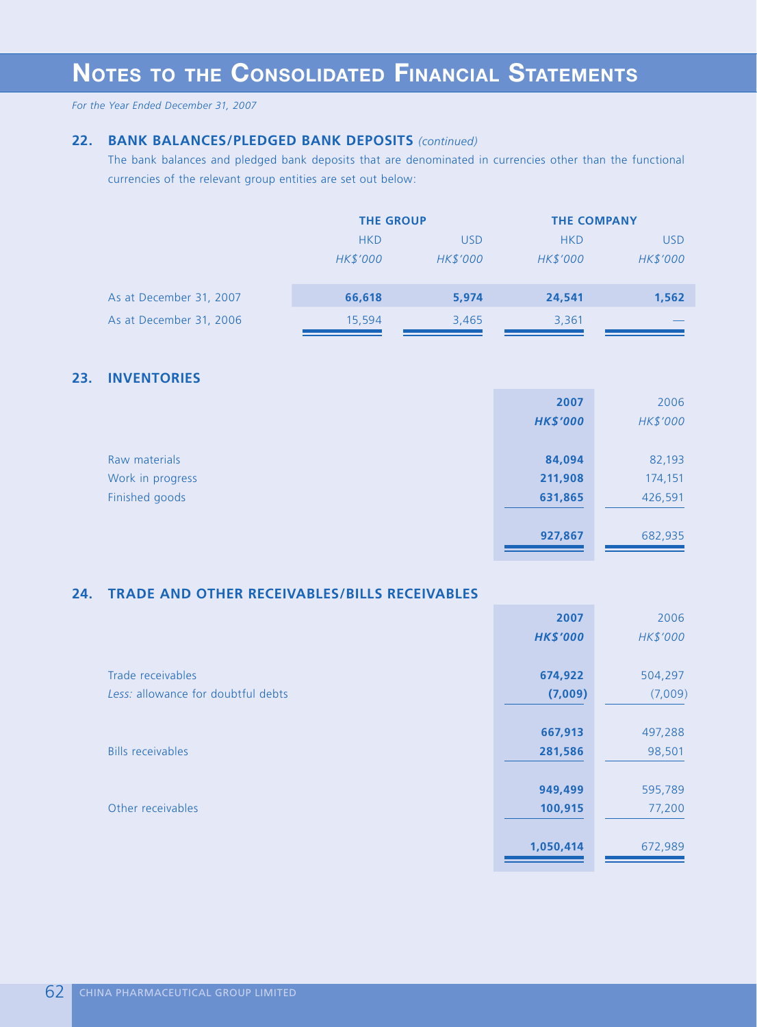## 22. BANK BALANCES/PLEDGED BANK DEPOSITS *(continued)*

The bank balances and pledged bank deposits that are denominated in currencies other than the functional currencies of the relevant group entities are set out below:

| | THE GROUP | | THE COMPANY | |
|---|---|---|---|---|
| | HKD | USD | HKD | USD |
| | *HK$'000* | *HK$'000* | *HK$'000* | *HK$'000* |
| As at December 31, 2007 | **66,618** | **5,974** | **24,541** | **1,562** |
| As at December 31, 2006 | 15,594 | 3,465 | 3,361 | — |

## 23. INVENTORIES

| | 2007 | 2006 |
|---|---|---|
| | ***HK$'000*** | *HK$'000* |
| Raw materials | **84,094** | 82,193 |
| Work in progress | **211,908** | 174,151 |
| Finished goods | **631,865** | 426,591 |
| | **927,867** | 682,935 |

## 24. TRADE AND OTHER RECEIVABLES/BILLS RECEIVABLES

| | 2007 | 2006 |
|---|---|---|
| | ***HK$'000*** | *HK$'000* |
| Trade receivables | **674,922** | 504,297 |
| *Less:* allowance for doubtful debts | **(7,009)** | (7,009) |
| | **667,913** | 497,288 |
| Bills receivables | **281,586** | 98,501 |
| | **949,499** | 595,789 |
| Other receivables | **100,915** | 77,200 |
| | **1,050,414** | 672,989 |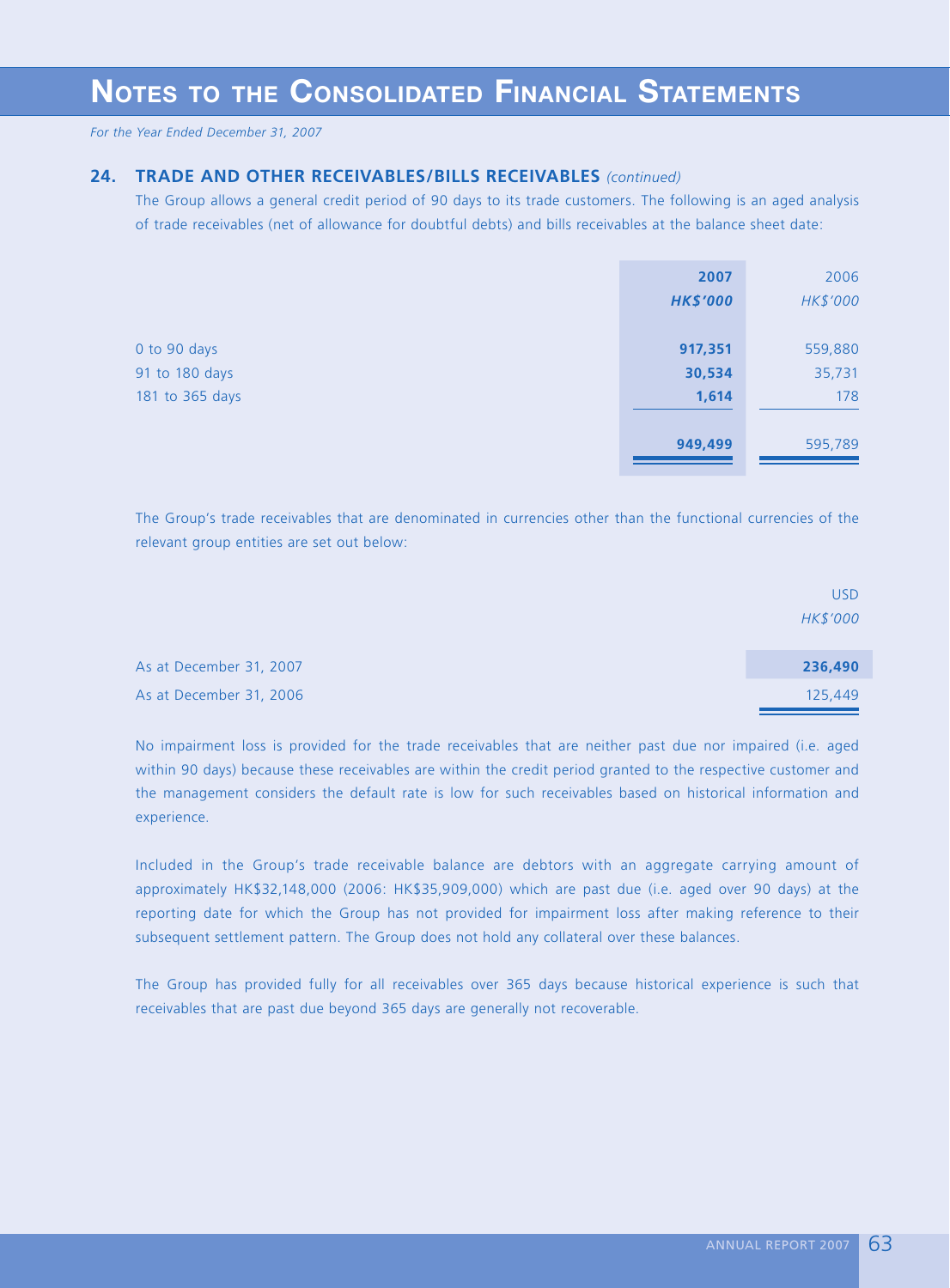# NOTES TO THE CONSOLIDATED FINANCIAL STATEMENTS

*For the Year Ended December 31, 2007*

## 24. TRADE AND OTHER RECEIVABLES/BILLS RECEIVABLES *(continued)*

The Group allows a general credit period of 90 days to its trade customers. The following is an aged analysis of trade receivables (net of allowance for doubtful debts) and bills receivables at the balance sheet date:

| | **2007** | 2006 |
|---|---|---|
| | ***HK$'000*** | *HK$'000* |
| 0 to 90 days | **917,351** | 559,880 |
| 91 to 180 days | **30,534** | 35,731 |
| 181 to 365 days | **1,614** | 178 |
| | **949,499** | 595,789 |

The Group's trade receivables that are denominated in currencies other than the functional currencies of the relevant group entities are set out below:

| | USD |
|---|---|
| | *HK$'000* |
| As at December 31, 2007 | **236,490** |
| As at December 31, 2006 | 125,449 |

No impairment loss is provided for the trade receivables that are neither past due nor impaired (i.e. aged within 90 days) because these receivables are within the credit period granted to the respective customer and the management considers the default rate is low for such receivables based on historical information and experience.

Included in the Group's trade receivable balance are debtors with an aggregate carrying amount of approximately HK$32,148,000 (2006: HK$35,909,000) which are past due (i.e. aged over 90 days) at the reporting date for which the Group has not provided for impairment loss after making reference to their subsequent settlement pattern. The Group does not hold any collateral over these balances.

The Group has provided fully for all receivables over 365 days because historical experience is such that receivables that are past due beyond 365 days are generally not recoverable.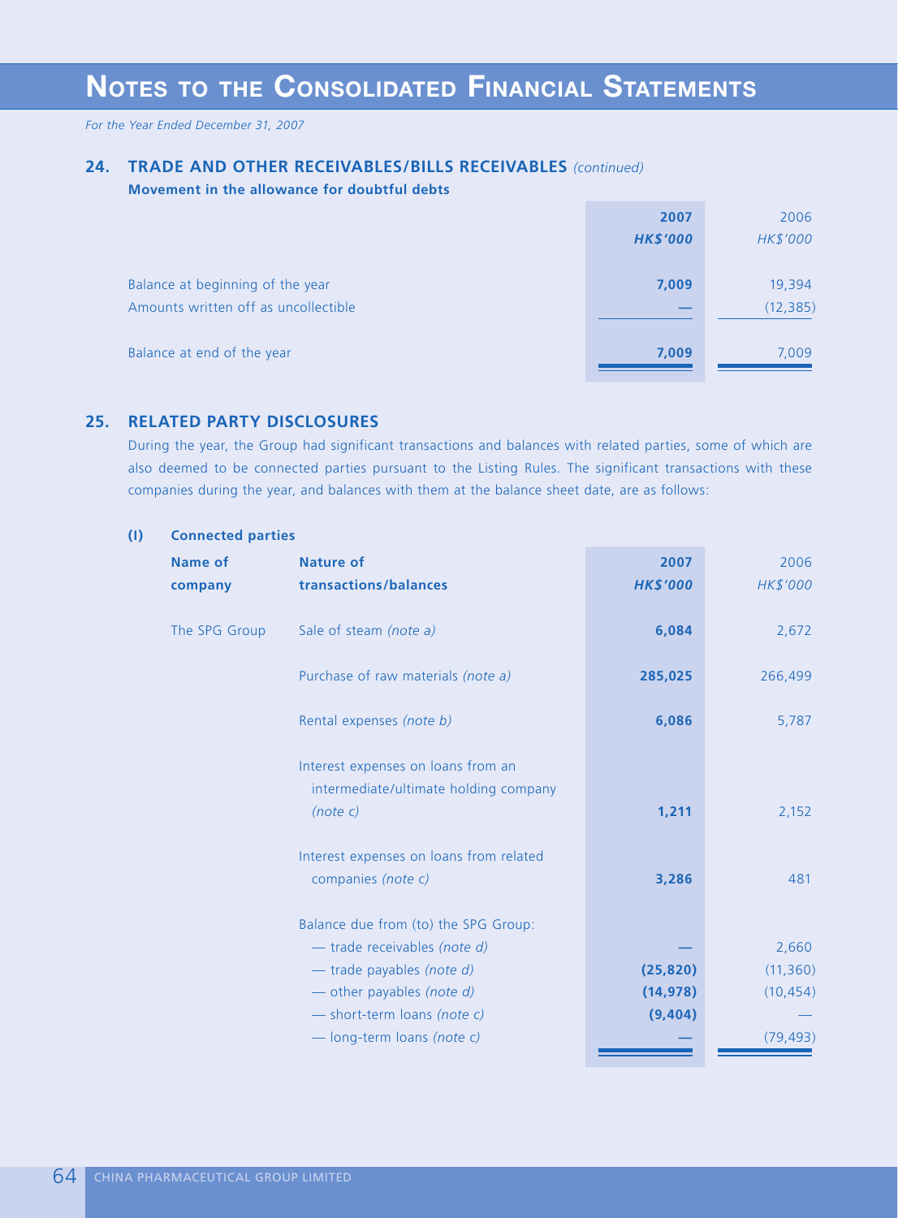# NOTES TO THE CONSOLIDATED FINANCIAL STATEMENTS

*For the Year Ended December 31, 2007*

## 24. TRADE AND OTHER RECEIVABLES/BILLS RECEIVABLES *(continued)*

**Movement in the allowance for doubtful debts**

| | 2007 | 2006 |
|---|---|---|
| | HK$'000 | HK$'000 |
| Balance at beginning of the year | 7,009 | 19,394 |
| Amounts written off as uncollectible | — | (12,385) |
| Balance at end of the year | 7,009 | 7,009 |

## 25. RELATED PARTY DISCLOSURES

During the year, the Group had significant transactions and balances with related parties, some of which are also deemed to be connected parties pursuant to the Listing Rules. The significant transactions with these companies during the year, and balances with them at the balance sheet date, are as follows:

### (I) Connected parties

| Name of company | Nature of transactions/balances | 2007 HK$'000 | 2006 HK$'000 |
|---|---|---|---|
| The SPG Group | Sale of steam *(note a)* | 6,084 | 2,672 |
| | Purchase of raw materials *(note a)* | 285,025 | 266,499 |
| | Rental expenses *(note b)* | 6,086 | 5,787 |
| | Interest expenses on loans from an intermediate/ultimate holding company *(note c)* | 1,211 | 2,152 |
| | Interest expenses on loans from related companies *(note c)* | 3,286 | 481 |
| | Balance due from (to) the SPG Group: | | |
| | — trade receivables *(note d)* | — | 2,660 |
| | — trade payables *(note d)* | (25,820) | (11,360) |
| | — other payables *(note d)* | (14,978) | (10,454) |
| | — short-term loans *(note c)* | (9,404) | — |
| | — long-term loans *(note c)* | — | (79,493) |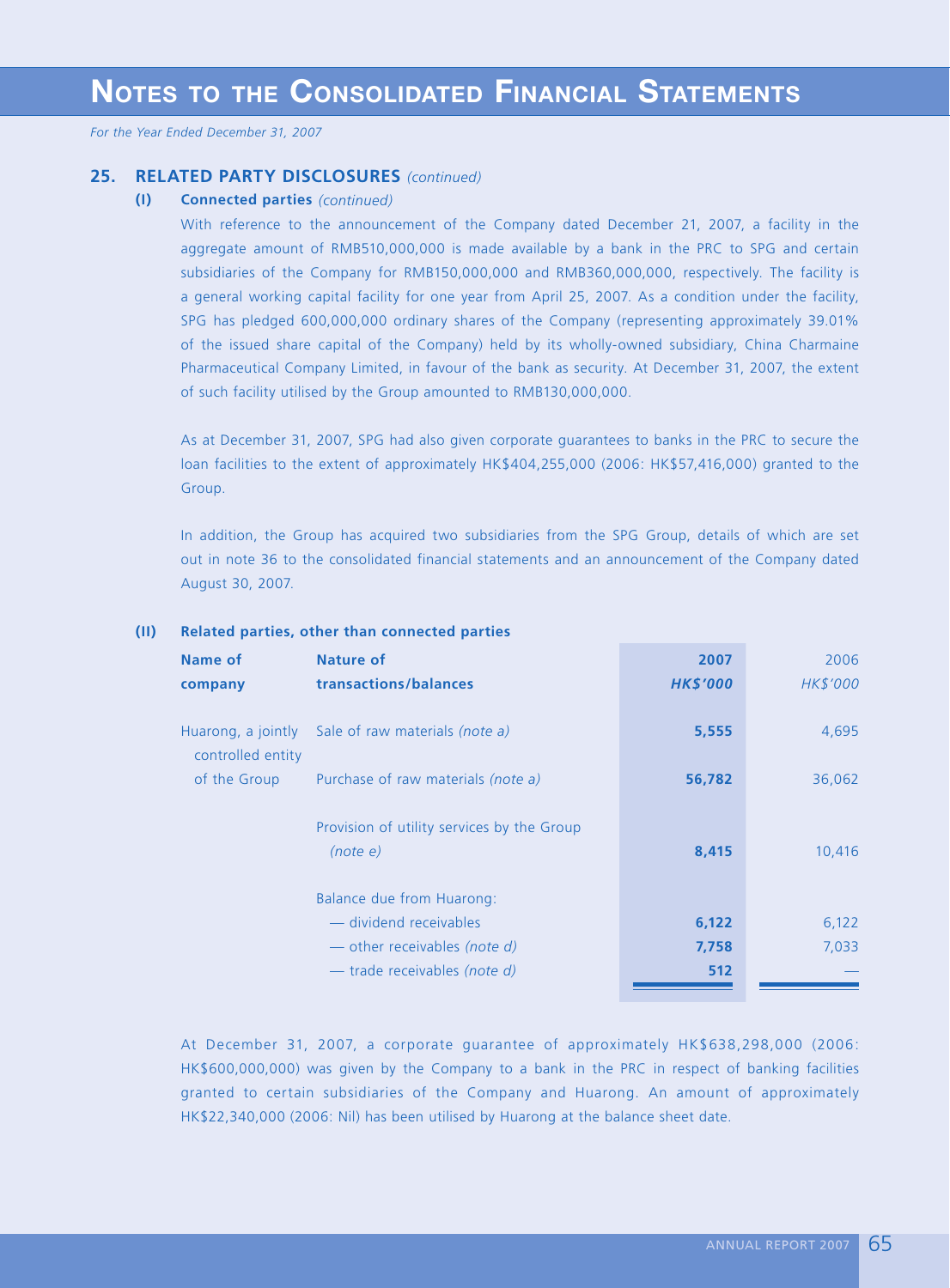# Notes to the Consolidated Financial Statements

*For the Year Ended December 31, 2007*

## 25. RELATED PARTY DISCLOSURES *(continued)*

### (I) Connected parties *(continued)*

With reference to the announcement of the Company dated December 21, 2007, a facility in the aggregate amount of RMB510,000,000 is made available by a bank in the PRC to SPG and certain subsidiaries of the Company for RMB150,000,000 and RMB360,000,000, respectively. The facility is a general working capital facility for one year from April 25, 2007. As a condition under the facility, SPG has pledged 600,000,000 ordinary shares of the Company (representing approximately 39.01% of the issued share capital of the Company) held by its wholly-owned subsidiary, China Charmaine Pharmaceutical Company Limited, in favour of the bank as security. At December 31, 2007, the extent of such facility utilised by the Group amounted to RMB130,000,000.

As at December 31, 2007, SPG had also given corporate guarantees to banks in the PRC to secure the loan facilities to the extent of approximately HK$404,255,000 (2006: HK$57,416,000) granted to the Group.

In addition, the Group has acquired two subsidiaries from the SPG Group, details of which are set out in note 36 to the consolidated financial statements and an announcement of the Company dated August 30, 2007.

### (II) Related parties, other than connected parties

| Name of company | Nature of transactions/balances | 2007 HK$'000 | 2006 HK$'000 |
|---|---|---|---|
| Huarong, a jointly controlled entity of the Group | Sale of raw materials *(note a)* | **5,555** | 4,695 |
| | Purchase of raw materials *(note a)* | **56,782** | 36,062 |
| | Provision of utility services by the Group *(note e)* | **8,415** | 10,416 |
| | Balance due from Huarong: | | |
| | — dividend receivables | **6,122** | 6,122 |
| | — other receivables *(note d)* | **7,758** | 7,033 |
| | — trade receivables *(note d)* | **512** | — |

At December 31, 2007, a corporate guarantee of approximately HK$638,298,000 (2006: HK$600,000,000) was given by the Company to a bank in the PRC in respect of banking facilities granted to certain subsidiaries of the Company and Huarong. An amount of approximately HK$22,340,000 (2006: Nil) has been utilised by Huarong at the balance sheet date.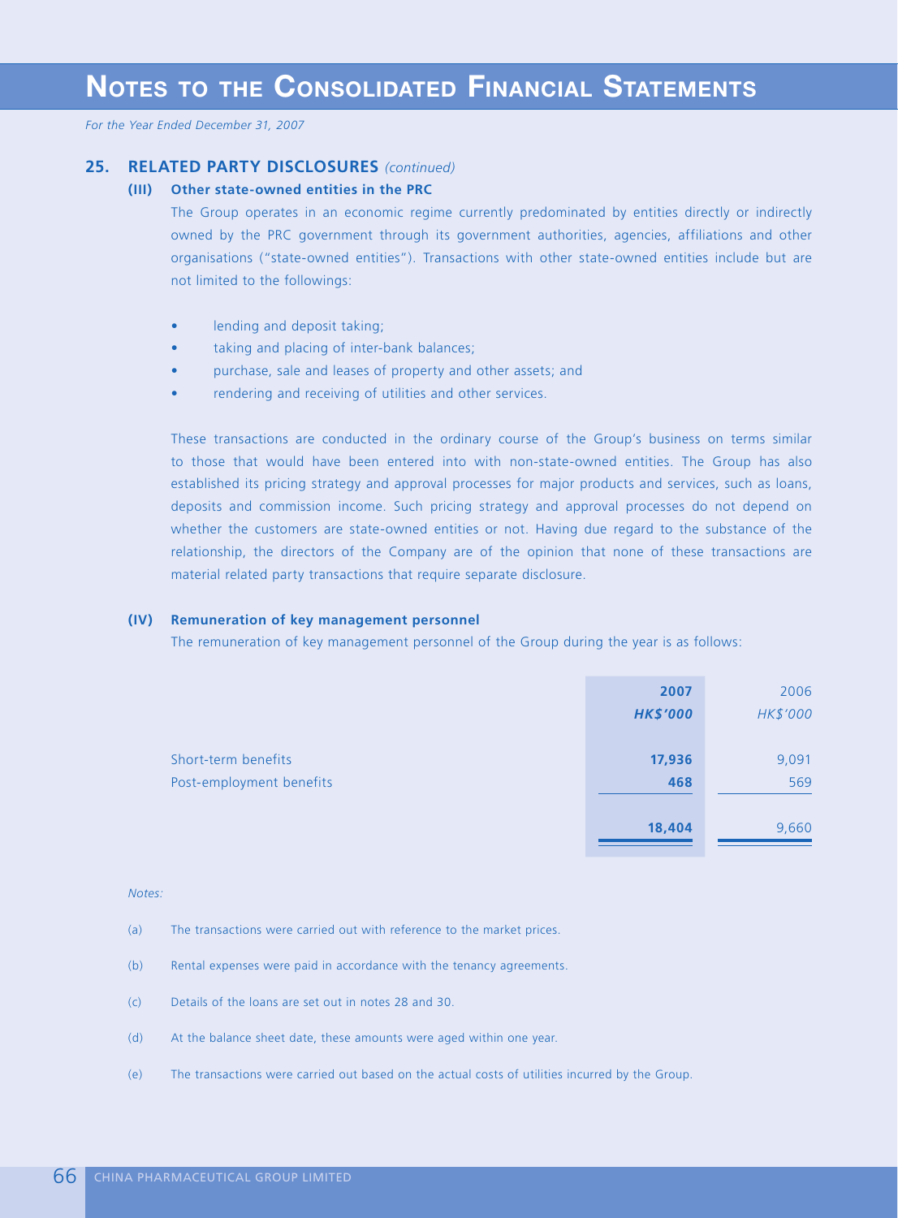# Notes to the Consolidated Financial Statements

*For the Year Ended December 31, 2007*

## 25. RELATED PARTY DISCLOSURES *(continued)*

### (III) Other state-owned entities in the PRC

The Group operates in an economic regime currently predominated by entities directly or indirectly owned by the PRC government through its government authorities, agencies, affiliations and other organisations ("state-owned entities"). Transactions with other state-owned entities include but are not limited to the followings:

- lending and deposit taking;
- taking and placing of inter-bank balances;
- purchase, sale and leases of property and other assets; and
- rendering and receiving of utilities and other services.

These transactions are conducted in the ordinary course of the Group's business on terms similar to those that would have been entered into with non-state-owned entities. The Group has also established its pricing strategy and approval processes for major products and services, such as loans, deposits and commission income. Such pricing strategy and approval processes do not depend on whether the customers are state-owned entities or not. Having due regard to the substance of the relationship, the directors of the Company are of the opinion that none of these transactions are material related party transactions that require separate disclosure.

### (IV) Remuneration of key management personnel

The remuneration of key management personnel of the Group during the year is as follows:

| | **2007** | 2006 |
|---|---|---|
| | ***HK$'000*** | *HK$'000* |
| Short-term benefits | **17,936** | 9,091 |
| Post-employment benefits | **468** | 569 |
| | **18,404** | 9,660 |

*Notes:*

(a) The transactions were carried out with reference to the market prices.

(b) Rental expenses were paid in accordance with the tenancy agreements.

(c) Details of the loans are set out in notes 28 and 30.

(d) At the balance sheet date, these amounts were aged within one year.

(e) The transactions were carried out based on the actual costs of utilities incurred by the Group.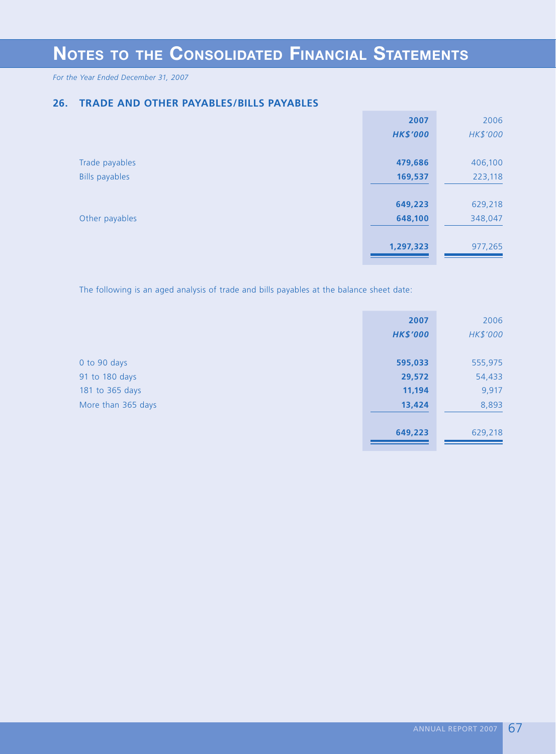## 26. TRADE AND OTHER PAYABLES/BILLS PAYABLES

| | 2007 | 2006 |
|---|---|---|
| | *HK$'000* | *HK$'000* |
| Trade payables | 479,686 | 406,100 |
| Bills payables | 169,537 | 223,118 |
| | 649,223 | 629,218 |
| Other payables | 648,100 | 348,047 |
| | 1,297,323 | 977,265 |

The following is an aged analysis of trade and bills payables at the balance sheet date:

| | 2007 | 2006 |
|---|---|---|
| | *HK$'000* | *HK$'000* |
| 0 to 90 days | 595,033 | 555,975 |
| 91 to 180 days | 29,572 | 54,433 |
| 181 to 365 days | 11,194 | 9,917 |
| More than 365 days | 13,424 | 8,893 |
| | 649,223 | 629,218 |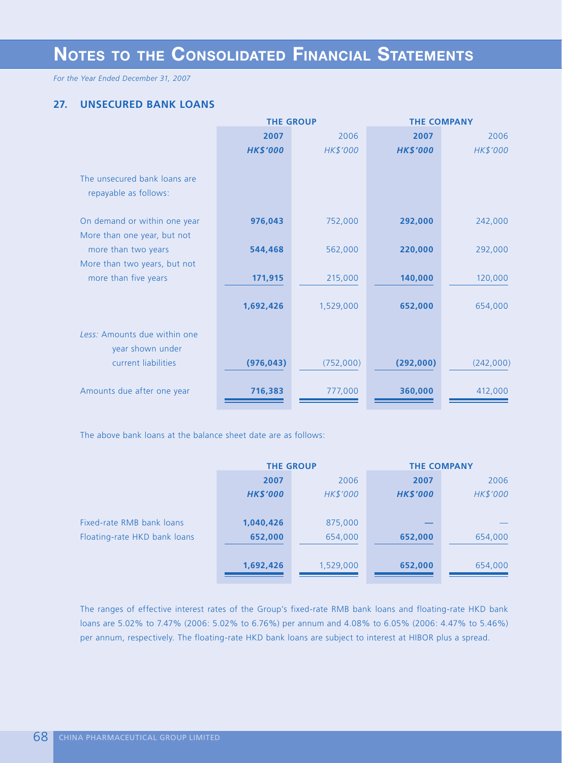# NOTES TO THE CONSOLIDATED FINANCIAL STATEMENTS

*For the Year Ended December 31, 2007*

## 27. UNSECURED BANK LOANS

| | THE GROUP | | THE COMPANY | |
|---|---|---|---|---|
| | **2007** | 2006 | **2007** | 2006 |
| | ***HK$'000*** | *HK$'000* | ***HK$'000*** | *HK$'000* |
| The unsecured bank loans are repayable as follows: | | | | |
| On demand or within one year | **976,043** | 752,000 | **292,000** | 242,000 |
| More than one year, but not more than two years | **544,468** | 562,000 | **220,000** | 292,000 |
| More than two years, but not more than five years | **171,915** | 215,000 | **140,000** | 120,000 |
| | **1,692,426** | 1,529,000 | **652,000** | 654,000 |
| *Less:* Amounts due within one year shown under current liabilities | **(976,043)** | (752,000) | **(292,000)** | (242,000) |
| Amounts due after one year | **716,383** | 777,000 | **360,000** | 412,000 |

The above bank loans at the balance sheet date are as follows:

| | THE GROUP | | THE COMPANY | |
|---|---|---|---|---|
| | **2007** | 2006 | **2007** | 2006 |
| | ***HK$'000*** | *HK$'000* | ***HK$'000*** | *HK$'000* |
| Fixed-rate RMB bank loans | **1,040,426** | 875,000 | **—** | — |
| Floating-rate HKD bank loans | **652,000** | 654,000 | **652,000** | 654,000 |
| | **1,692,426** | 1,529,000 | **652,000** | 654,000 |

The ranges of effective interest rates of the Group's fixed-rate RMB bank loans and floating-rate HKD bank loans are 5.02% to 7.47% (2006: 5.02% to 6.76%) per annum and 4.08% to 6.05% (2006: 4.47% to 5.46%) per annum, respectively. The floating-rate HKD bank loans are subject to interest at HIBOR plus a spread.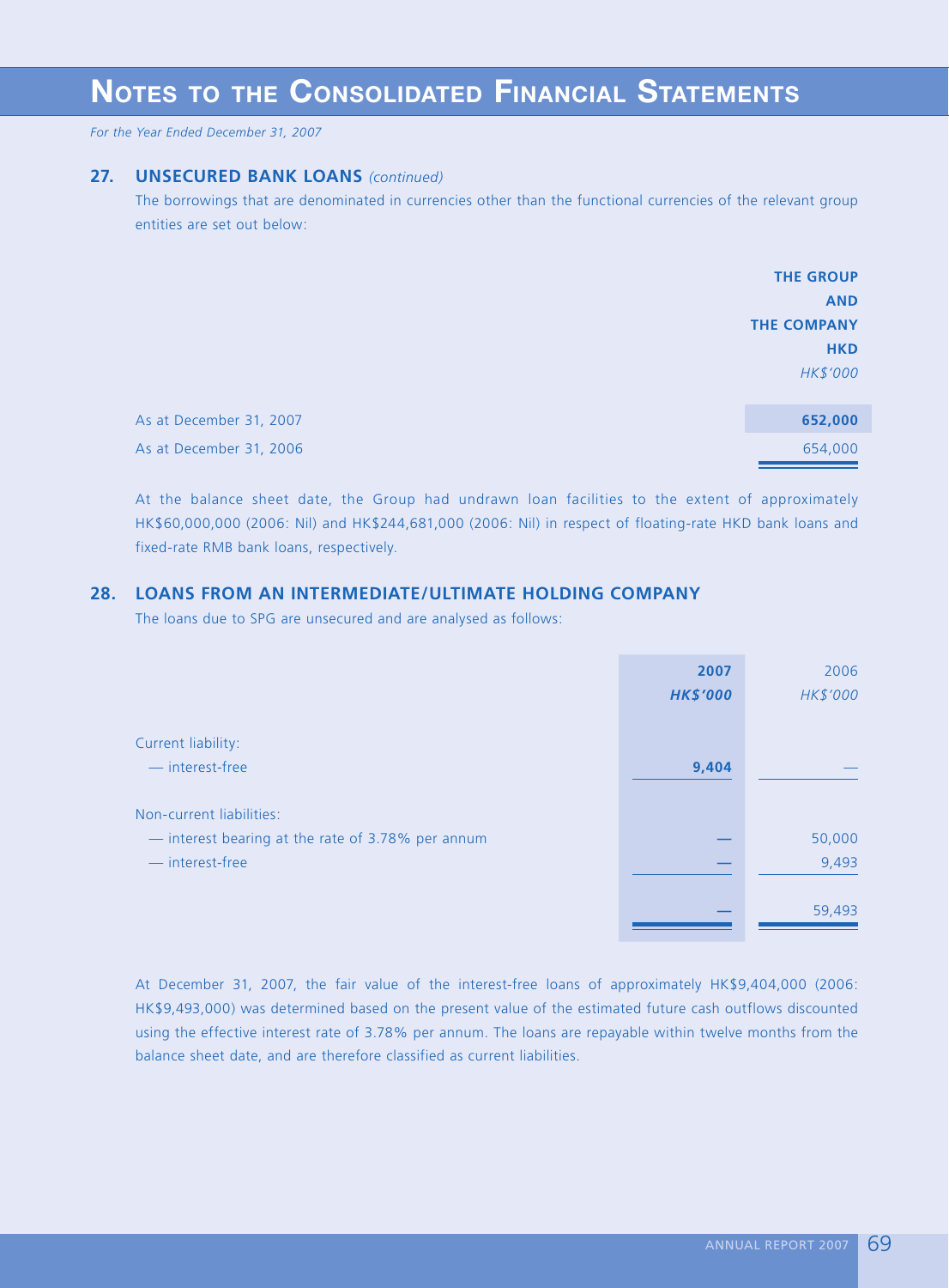# NOTES TO THE CONSOLIDATED FINANCIAL STATEMENTS

*For the Year Ended December 31, 2007*

## 27. UNSECURED BANK LOANS *(continued)*

The borrowings that are denominated in currencies other than the functional currencies of the relevant group entities are set out below:

| | THE GROUP AND THE COMPANY HKD *HK$'000* |
|---|---|
| As at December 31, 2007 | **652,000** |
| As at December 31, 2006 | 654,000 |

At the balance sheet date, the Group had undrawn loan facilities to the extent of approximately HK$60,000,000 (2006: Nil) and HK$244,681,000 (2006: Nil) in respect of floating-rate HKD bank loans and fixed-rate RMB bank loans, respectively.

## 28. LOANS FROM AN INTERMEDIATE/ULTIMATE HOLDING COMPANY

The loans due to SPG are unsecured and are analysed as follows:

| | **2007** ***HK$'000*** | 2006 *HK$'000* |
|---|---|---|
| Current liability: | | |
| — interest-free | **9,404** | — |
| Non-current liabilities: | | |
| — interest bearing at the rate of 3.78% per annum | — | 50,000 |
| — interest-free | — | 9,493 |
| | — | 59,493 |

At December 31, 2007, the fair value of the interest-free loans of approximately HK$9,404,000 (2006: HK$9,493,000) was determined based on the present value of the estimated future cash outflows discounted using the effective interest rate of 3.78% per annum. The loans are repayable within twelve months from the balance sheet date, and are therefore classified as current liabilities.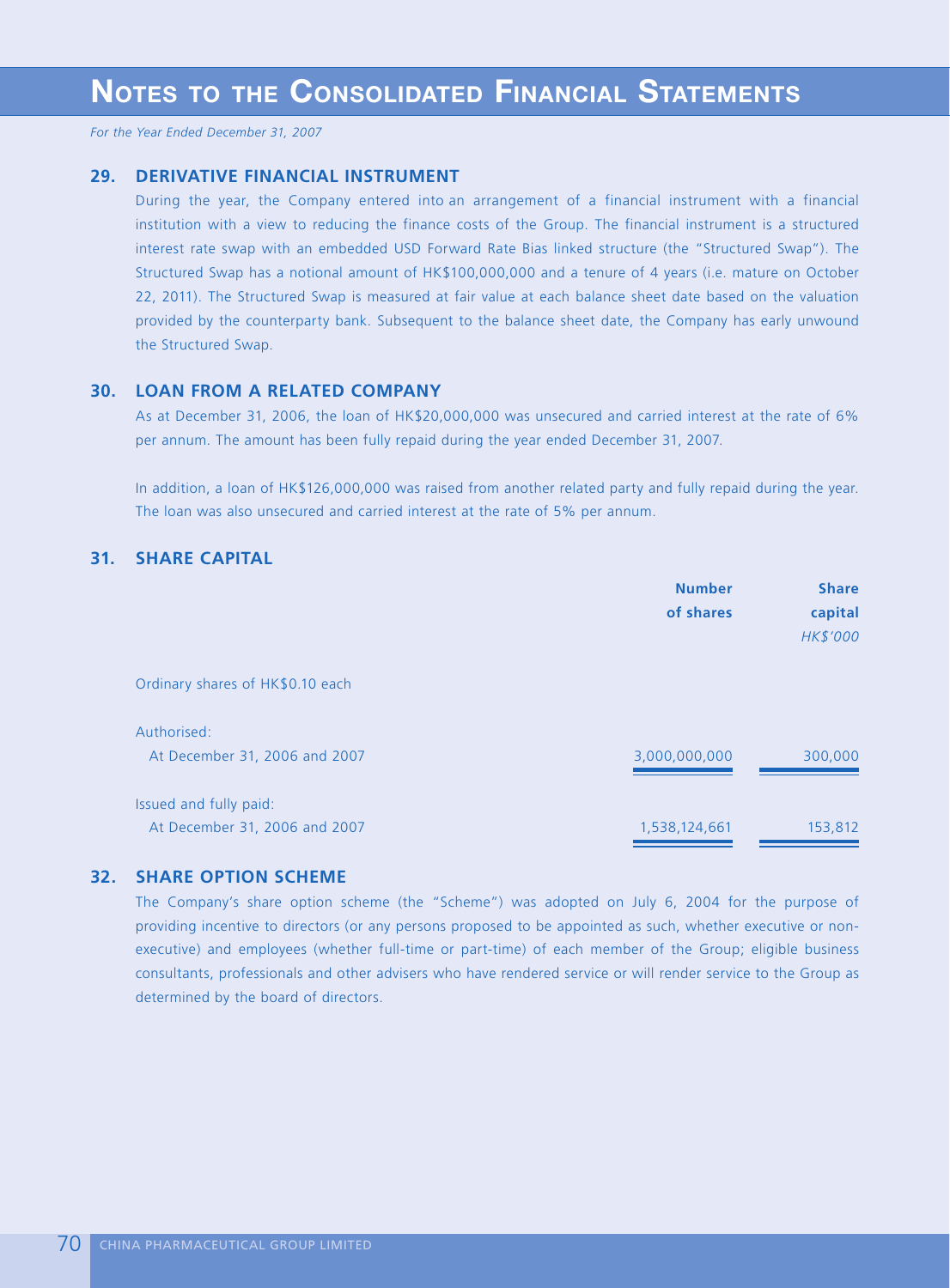# NOTES TO THE CONSOLIDATED FINANCIAL STATEMENTS

*For the Year Ended December 31, 2007*

### 29. DERIVATIVE FINANCIAL INSTRUMENT

During the year, the Company entered into an arrangement of a financial instrument with a financial institution with a view to reducing the finance costs of the Group. The financial instrument is a structured interest rate swap with an embedded USD Forward Rate Bias linked structure (the "Structured Swap"). The Structured Swap has a notional amount of HK$100,000,000 and a tenure of 4 years (i.e. mature on October 22, 2011). The Structured Swap is measured at fair value at each balance sheet date based on the valuation provided by the counterparty bank. Subsequent to the balance sheet date, the Company has early unwound the Structured Swap.

### 30. LOAN FROM A RELATED COMPANY

As at December 31, 2006, the loan of HK$20,000,000 was unsecured and carried interest at the rate of 6% per annum. The amount has been fully repaid during the year ended December 31, 2007.

In addition, a loan of HK$126,000,000 was raised from another related party and fully repaid during the year. The loan was also unsecured and carried interest at the rate of 5% per annum.

### 31. SHARE CAPITAL

| | Number of shares | Share capital *HK$'000* |
|---|---|---|
| Ordinary shares of HK$0.10 each | | |
| Authorised: | | |
| At December 31, 2006 and 2007 | 3,000,000,000 | 300,000 |
| Issued and fully paid: | | |
| At December 31, 2006 and 2007 | 1,538,124,661 | 153,812 |

### 32. SHARE OPTION SCHEME

The Company's share option scheme (the "Scheme") was adopted on July 6, 2004 for the purpose of providing incentive to directors (or any persons proposed to be appointed as such, whether executive or non-executive) and employees (whether full-time or part-time) of each member of the Group; eligible business consultants, professionals and other advisers who have rendered service or will render service to the Group as determined by the board of directors.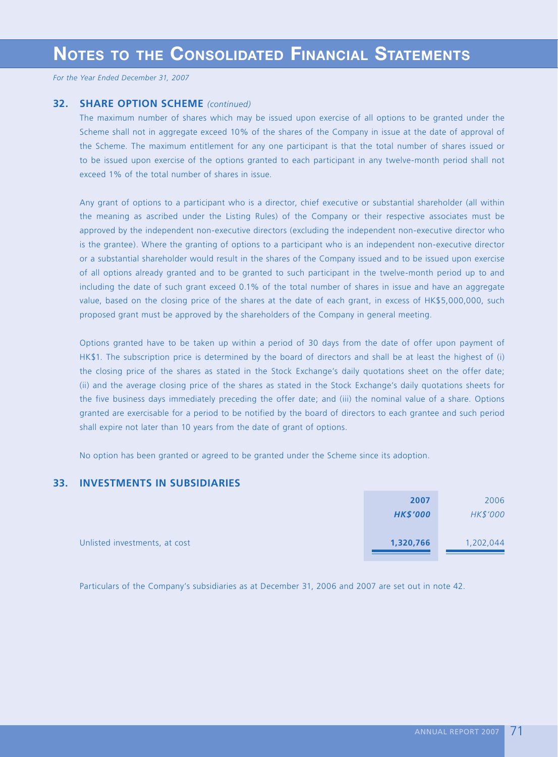# NOTES TO THE CONSOLIDATED FINANCIAL STATEMENTS

*For the Year Ended December 31, 2007*

### 32. SHARE OPTION SCHEME *(continued)*

The maximum number of shares which may be issued upon exercise of all options to be granted under the Scheme shall not in aggregate exceed 10% of the shares of the Company in issue at the date of approval of the Scheme. The maximum entitlement for any one participant is that the total number of shares issued or to be issued upon exercise of the options granted to each participant in any twelve-month period shall not exceed 1% of the total number of shares in issue.

Any grant of options to a participant who is a director, chief executive or substantial shareholder (all within the meaning as ascribed under the Listing Rules) of the Company or their respective associates must be approved by the independent non-executive directors (excluding the independent non-executive director who is the grantee). Where the granting of options to a participant who is an independent non-executive director or a substantial shareholder would result in the shares of the Company issued and to be issued upon exercise of all options already granted and to be granted to such participant in the twelve-month period up to and including the date of such grant exceed 0.1% of the total number of shares in issue and have an aggregate value, based on the closing price of the shares at the date of each grant, in excess of HK$5,000,000, such proposed grant must be approved by the shareholders of the Company in general meeting.

Options granted have to be taken up within a period of 30 days from the date of offer upon payment of HK$1. The subscription price is determined by the board of directors and shall be at least the highest of (i) the closing price of the shares as stated in the Stock Exchange's daily quotations sheet on the offer date; (ii) and the average closing price of the shares as stated in the Stock Exchange's daily quotations sheets for the five business days immediately preceding the offer date; and (iii) the nominal value of a share. Options granted are exercisable for a period to be notified by the board of directors to each grantee and such period shall expire not later than 10 years from the date of grant of options.

No option has been granted or agreed to be granted under the Scheme since its adoption.

### 33. INVESTMENTS IN SUBSIDIARIES

| | **2007** | 2006 |
|---|---|---|
| | ***HK$'000*** | *HK$'000* |
| Unlisted investments, at cost | **1,320,766** | 1,202,044 |

Particulars of the Company's subsidiaries as at December 31, 2006 and 2007 are set out in note 42.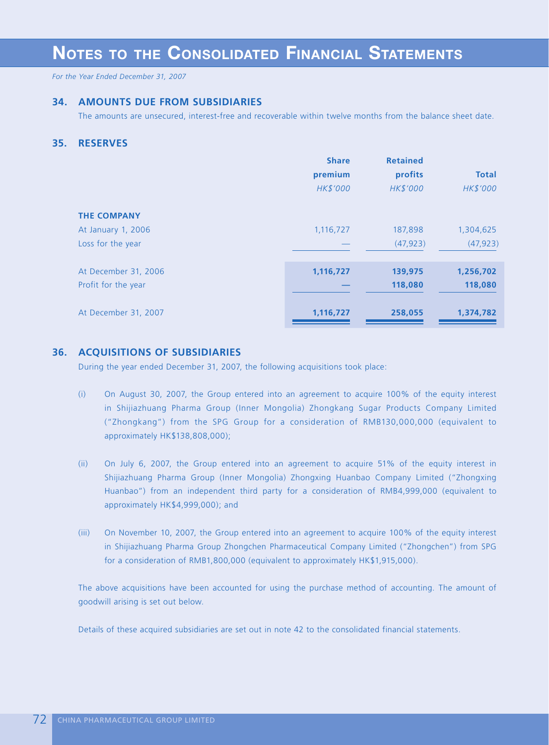# NOTES TO THE CONSOLIDATED FINANCIAL STATEMENTS

*For the Year Ended December 31, 2007*

## 34. AMOUNTS DUE FROM SUBSIDIARIES

The amounts are unsecured, interest-free and recoverable within twelve months from the balance sheet date.

## 35. RESERVES

| | Share premium | Retained profits | Total |
|---|---|---|---|
| | *HK$'000* | *HK$'000* | *HK$'000* |
| **THE COMPANY** | | | |
| At January 1, 2006 | 1,116,727 | 187,898 | 1,304,625 |
| Loss for the year | — | (47,923) | (47,923) |
| At December 31, 2006 | **1,116,727** | **139,975** | **1,256,702** |
| Profit for the year | **—** | **118,080** | **118,080** |
| At December 31, 2007 | **1,116,727** | **258,055** | **1,374,782** |

## 36. ACQUISITIONS OF SUBSIDIARIES

During the year ended December 31, 2007, the following acquisitions took place:

(i) On August 30, 2007, the Group entered into an agreement to acquire 100% of the equity interest in Shijiazhuang Pharma Group (Inner Mongolia) Zhongkang Sugar Products Company Limited ("Zhongkang") from the SPG Group for a consideration of RMB130,000,000 (equivalent to approximately HK$138,808,000);

(ii) On July 6, 2007, the Group entered into an agreement to acquire 51% of the equity interest in Shijiazhuang Pharma Group (Inner Mongolia) Zhongxing Huanbao Company Limited ("Zhongxing Huanbao") from an independent third party for a consideration of RMB4,999,000 (equivalent to approximately HK$4,999,000); and

(iii) On November 10, 2007, the Group entered into an agreement to acquire 100% of the equity interest in Shijiazhuang Pharma Group Zhongchen Pharmaceutical Company Limited ("Zhongchen") from SPG for a consideration of RMB1,800,000 (equivalent to approximately HK$1,915,000).

The above acquisitions have been accounted for using the purchase method of accounting. The amount of goodwill arising is set out below.

Details of these acquired subsidiaries are set out in note 42 to the consolidated financial statements.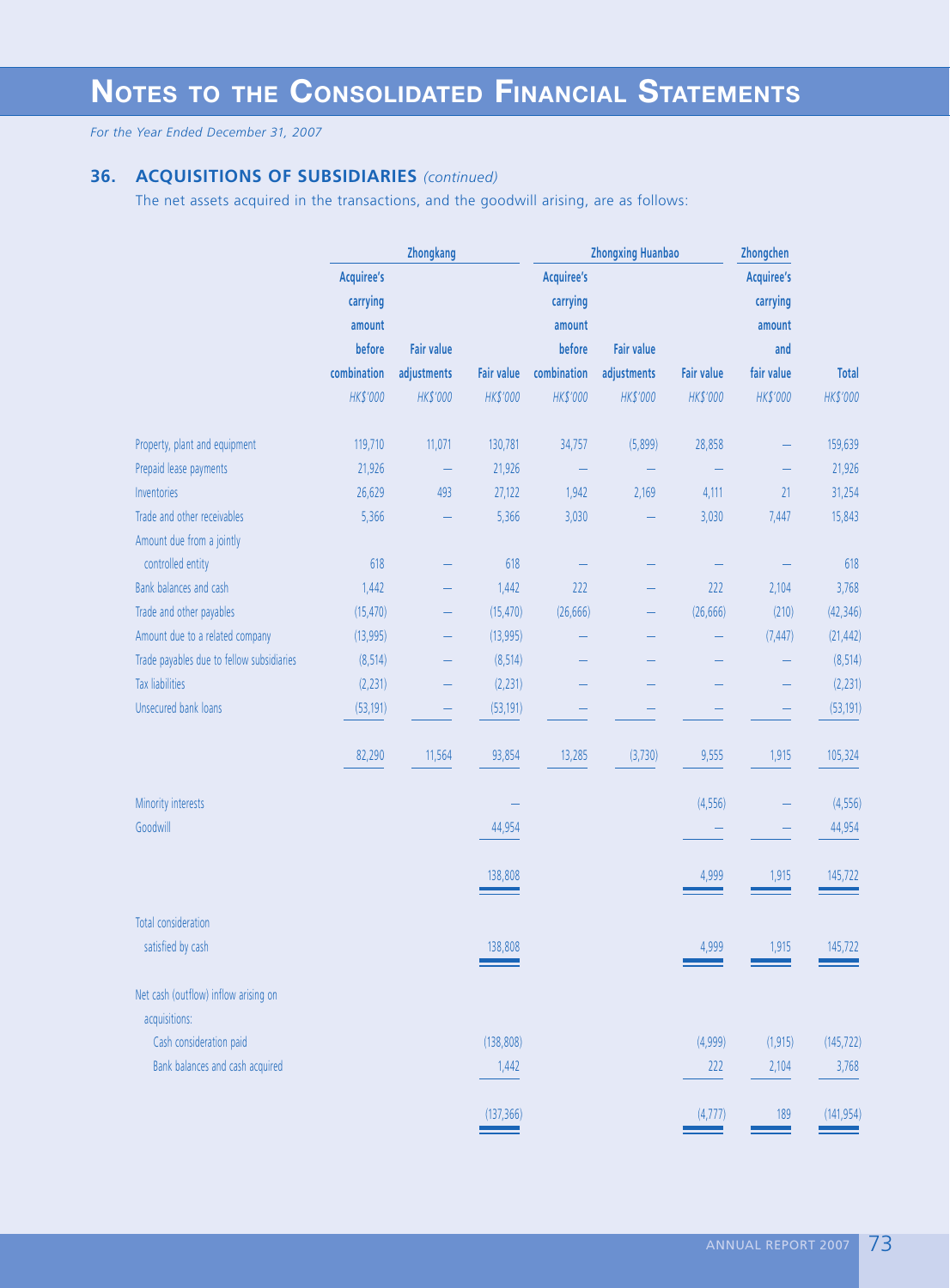# Notes to the Consolidated Financial Statements

*For the Year Ended December 31, 2007*

## 36. ACQUISITIONS OF SUBSIDIARIES *(continued)*

The net assets acquired in the transactions, and the goodwill arising, are as follows:

| | Zhongkang | | | Zhongxing Huanbao | | | Zhongchen | |
|---|---|---|---|---|---|---|---|---|
| | Acquiree's carrying amount before combination | Fair value adjustments | Fair value | Acquiree's carrying amount before combination | Fair value adjustments | Fair value | Acquiree's carrying amount and fair value | Total |
| | *HK$'000* | *HK$'000* | *HK$'000* | *HK$'000* | *HK$'000* | *HK$'000* | *HK$'000* | *HK$'000* |
| Property, plant and equipment | 119,710 | 11,071 | 130,781 | 34,757 | (5,899) | 28,858 | – | 159,639 |
| Prepaid lease payments | 21,926 | – | 21,926 | – | – | – | – | 21,926 |
| Inventories | 26,629 | 493 | 27,122 | 1,942 | 2,169 | 4,111 | 21 | 31,254 |
| Trade and other receivables | 5,366 | – | 5,366 | 3,030 | – | 3,030 | 7,447 | 15,843 |
| Amount due from a jointly controlled entity | 618 | – | 618 | – | – | – | – | 618 |
| Bank balances and cash | 1,442 | – | 1,442 | 222 | – | 222 | 2,104 | 3,768 |
| Trade and other payables | (15,470) | – | (15,470) | (26,666) | – | (26,666) | (210) | (42,346) |
| Amount due to a related company | (13,995) | – | (13,995) | – | – | – | (7,447) | (21,442) |
| Trade payables due to fellow subsidiaries | (8,514) | – | (8,514) | – | – | – | – | (8,514) |
| Tax liabilities | (2,231) | – | (2,231) | – | – | – | – | (2,231) |
| Unsecured bank loans | (53,191) | – | (53,191) | – | – | – | – | (53,191) |
| | 82,290 | 11,564 | 93,854 | 13,285 | (3,730) | 9,555 | 1,915 | 105,324 |
| Minority interests | | | – | | | (4,556) | – | (4,556) |
| Goodwill | | | 44,954 | | | – | – | 44,954 |
| | | | 138,808 | | | 4,999 | 1,915 | 145,722 |
| Total consideration satisfied by cash | | | 138,808 | | | 4,999 | 1,915 | 145,722 |
| Net cash (outflow) inflow arising on acquisitions: | | | | | | | | |
| Cash consideration paid | | | (138,808) | | | (4,999) | (1,915) | (145,722) |
| Bank balances and cash acquired | | | 1,442 | | | 222 | 2,104 | 3,768 |
| | | | (137,366) | | | (4,777) | 189 | (141,954) |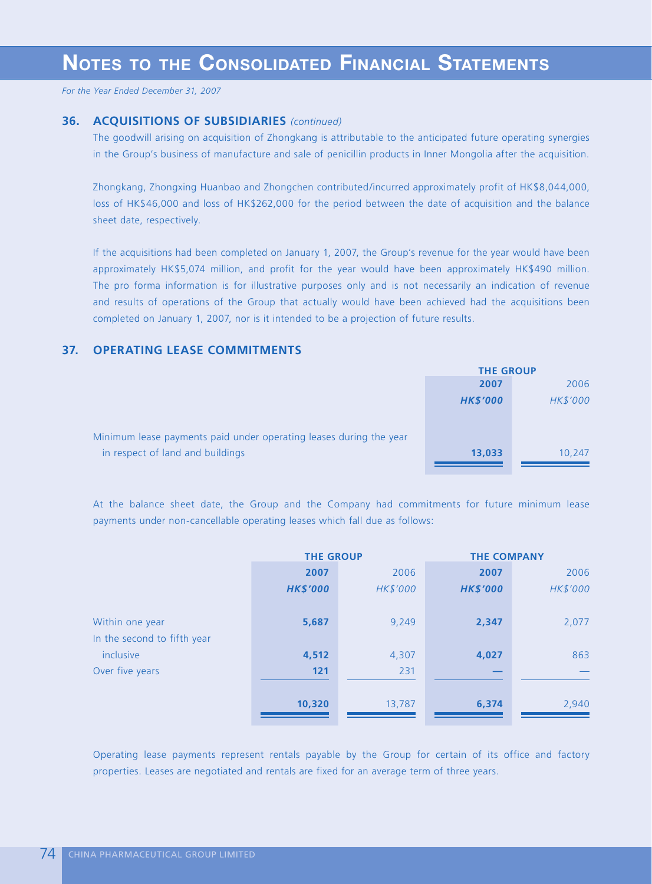# NOTES TO THE CONSOLIDATED FINANCIAL STATEMENTS

*For the Year Ended December 31, 2007*

### 36. ACQUISITIONS OF SUBSIDIARIES *(continued)*

The goodwill arising on acquisition of Zhongkang is attributable to the anticipated future operating synergies in the Group's business of manufacture and sale of penicillin products in Inner Mongolia after the acquisition.

Zhongkang, Zhongxing Huanbao and Zhongchen contributed/incurred approximately profit of HK$8,044,000, loss of HK$46,000 and loss of HK$262,000 for the period between the date of acquisition and the balance sheet date, respectively.

If the acquisitions had been completed on January 1, 2007, the Group's revenue for the year would have been approximately HK$5,074 million, and profit for the year would have been approximately HK$490 million. The pro forma information is for illustrative purposes only and is not necessarily an indication of revenue and results of operations of the Group that actually would have been achieved had the acquisitions been completed on January 1, 2007, nor is it intended to be a projection of future results.

### 37. OPERATING LEASE COMMITMENTS

| | THE GROUP | |
|---|---|---|
| | **2007** | 2006 |
| | ***HK$'000*** | *HK$'000* |
| Minimum lease payments paid under operating leases during the year in respect of land and buildings | **13,033** | 10,247 |

At the balance sheet date, the Group and the Company had commitments for future minimum lease payments under non-cancellable operating leases which fall due as follows:

| | THE GROUP | | THE COMPANY | |
|---|---|---|---|---|
| | **2007** | 2006 | **2007** | 2006 |
| | ***HK$'000*** | *HK$'000* | ***HK$'000*** | *HK$'000* |
| Within one year | **5,687** | 9,249 | **2,347** | 2,077 |
| In the second to fifth year inclusive | **4,512** | 4,307 | **4,027** | 863 |
| Over five years | **121** | 231 | **—** | — |
| | **10,320** | 13,787 | **6,374** | 2,940 |

Operating lease payments represent rentals payable by the Group for certain of its office and factory properties. Leases are negotiated and rentals are fixed for an average term of three years.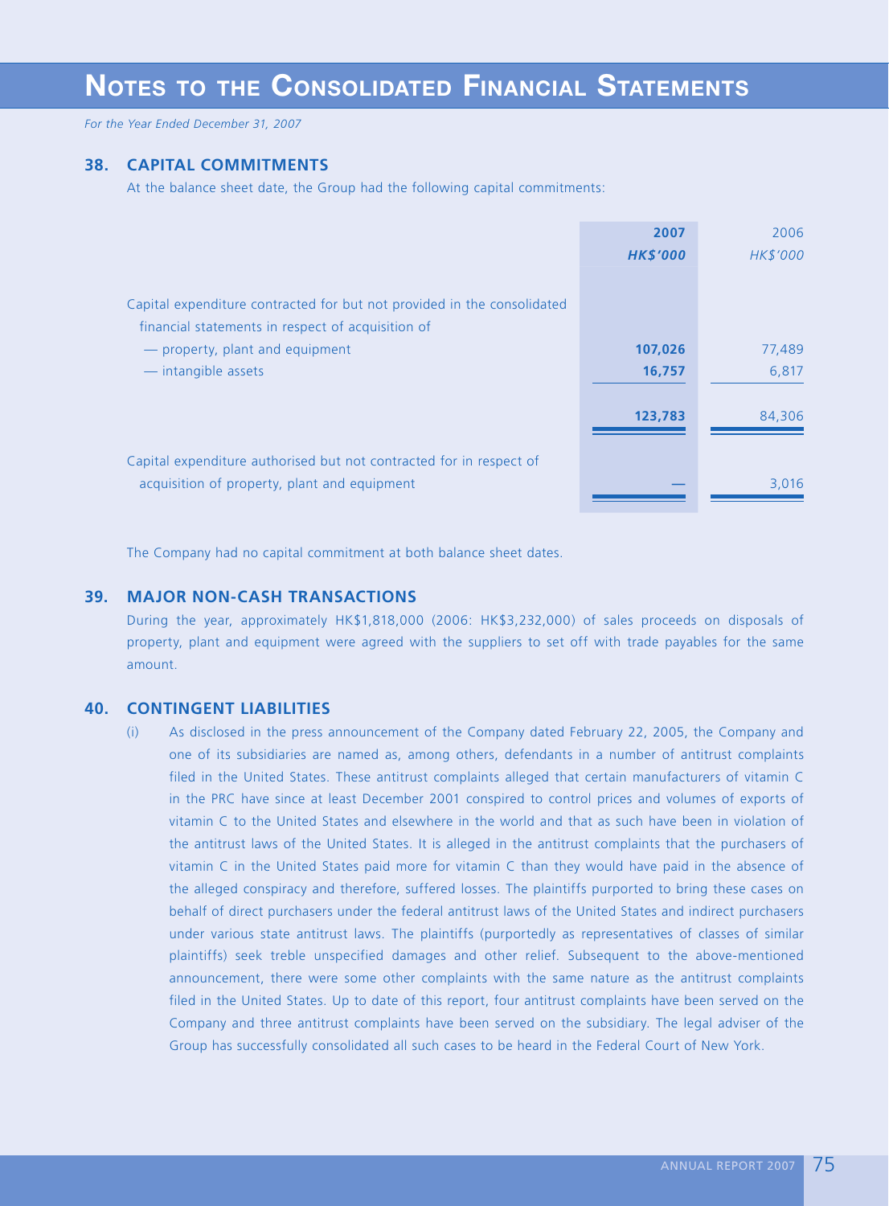# NOTES TO THE CONSOLIDATED FINANCIAL STATEMENTS

*For the Year Ended December 31, 2007*

## 38. CAPITAL COMMITMENTS

At the balance sheet date, the Group had the following capital commitments:

| | **2007** | 2006 |
|---|---|---|
| | ***HK$'000*** | *HK$'000* |
| Capital expenditure contracted for but not provided in the consolidated financial statements in respect of acquisition of | | |
| — property, plant and equipment | **107,026** | 77,489 |
| — intangible assets | **16,757** | 6,817 |
| | **123,783** | 84,306 |
| Capital expenditure authorised but not contracted for in respect of acquisition of property, plant and equipment | **—** | 3,016 |

The Company had no capital commitment at both balance sheet dates.

## 39. MAJOR NON-CASH TRANSACTIONS

During the year, approximately HK$1,818,000 (2006: HK$3,232,000) of sales proceeds on disposals of property, plant and equipment were agreed with the suppliers to set off with trade payables for the same amount.

## 40. CONTINGENT LIABILITIES

(i) As disclosed in the press announcement of the Company dated February 22, 2005, the Company and one of its subsidiaries are named as, among others, defendants in a number of antitrust complaints filed in the United States. These antitrust complaints alleged that certain manufacturers of vitamin C in the PRC have since at least December 2001 conspired to control prices and volumes of exports of vitamin C to the United States and elsewhere in the world and that as such have been in violation of the antitrust laws of the United States. It is alleged in the antitrust complaints that the purchasers of vitamin C in the United States paid more for vitamin C than they would have paid in the absence of the alleged conspiracy and therefore, suffered losses. The plaintiffs purported to bring these cases on behalf of direct purchasers under the federal antitrust laws of the United States and indirect purchasers under various state antitrust laws. The plaintiffs (purportedly as representatives of classes of similar plaintiffs) seek treble unspecified damages and other relief. Subsequent to the above-mentioned announcement, there were some other complaints with the same nature as the antitrust complaints filed in the United States. Up to date of this report, four antitrust complaints have been served on the Company and three antitrust complaints have been served on the subsidiary. The legal adviser of the Group has successfully consolidated all such cases to be heard in the Federal Court of New York.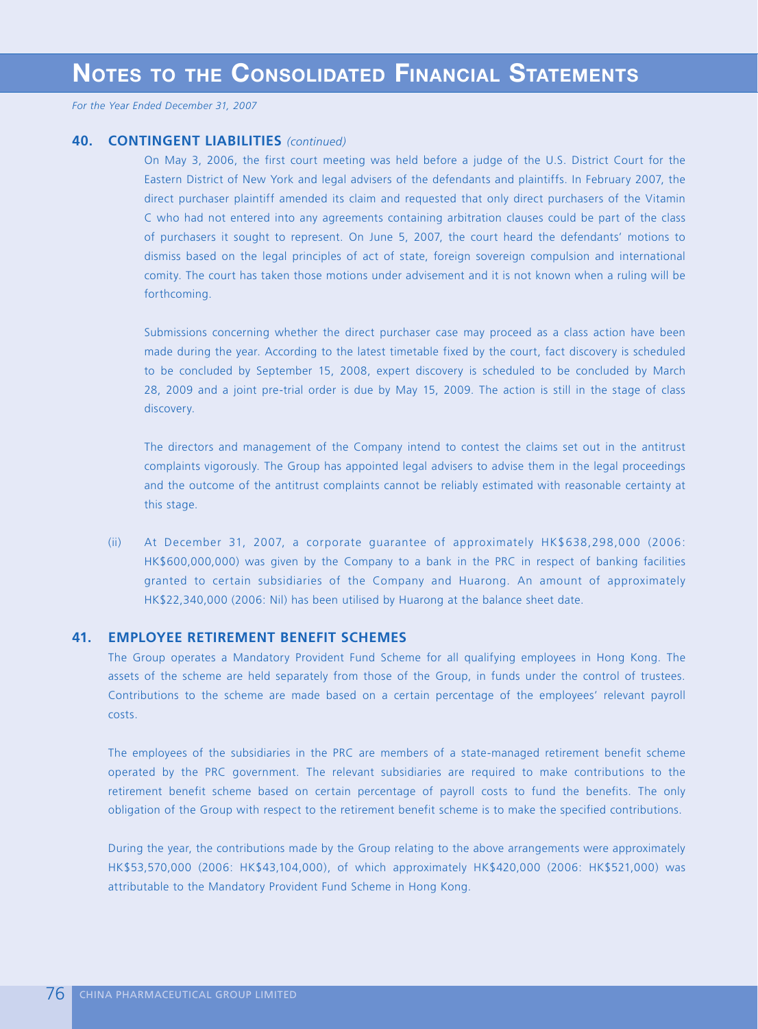## 40. CONTINGENT LIABILITIES *(continued)*

On May 3, 2006, the first court meeting was held before a judge of the U.S. District Court for the Eastern District of New York and legal advisers of the defendants and plaintiffs. In February 2007, the direct purchaser plaintiff amended its claim and requested that only direct purchasers of the Vitamin C who had not entered into any agreements containing arbitration clauses could be part of the class of purchasers it sought to represent. On June 5, 2007, the court heard the defendants' motions to dismiss based on the legal principles of act of state, foreign sovereign compulsion and international comity. The court has taken those motions under advisement and it is not known when a ruling will be forthcoming.

Submissions concerning whether the direct purchaser case may proceed as a class action have been made during the year. According to the latest timetable fixed by the court, fact discovery is scheduled to be concluded by September 15, 2008, expert discovery is scheduled to be concluded by March 28, 2009 and a joint pre-trial order is due by May 15, 2009. The action is still in the stage of class discovery.

The directors and management of the Company intend to contest the claims set out in the antitrust complaints vigorously. The Group has appointed legal advisers to advise them in the legal proceedings and the outcome of the antitrust complaints cannot be reliably estimated with reasonable certainty at this stage.

(ii) At December 31, 2007, a corporate guarantee of approximately HK$638,298,000 (2006: HK$600,000,000) was given by the Company to a bank in the PRC in respect of banking facilities granted to certain subsidiaries of the Company and Huarong. An amount of approximately HK$22,340,000 (2006: Nil) has been utilised by Huarong at the balance sheet date.

## 41. EMPLOYEE RETIREMENT BENEFIT SCHEMES

The Group operates a Mandatory Provident Fund Scheme for all qualifying employees in Hong Kong. The assets of the scheme are held separately from those of the Group, in funds under the control of trustees. Contributions to the scheme are made based on a certain percentage of the employees' relevant payroll costs.

The employees of the subsidiaries in the PRC are members of a state-managed retirement benefit scheme operated by the PRC government. The relevant subsidiaries are required to make contributions to the retirement benefit scheme based on certain percentage of payroll costs to fund the benefits. The only obligation of the Group with respect to the retirement benefit scheme is to make the specified contributions.

During the year, the contributions made by the Group relating to the above arrangements were approximately HK$53,570,000 (2006: HK$43,104,000), of which approximately HK$420,000 (2006: HK$521,000) was attributable to the Mandatory Provident Fund Scheme in Hong Kong.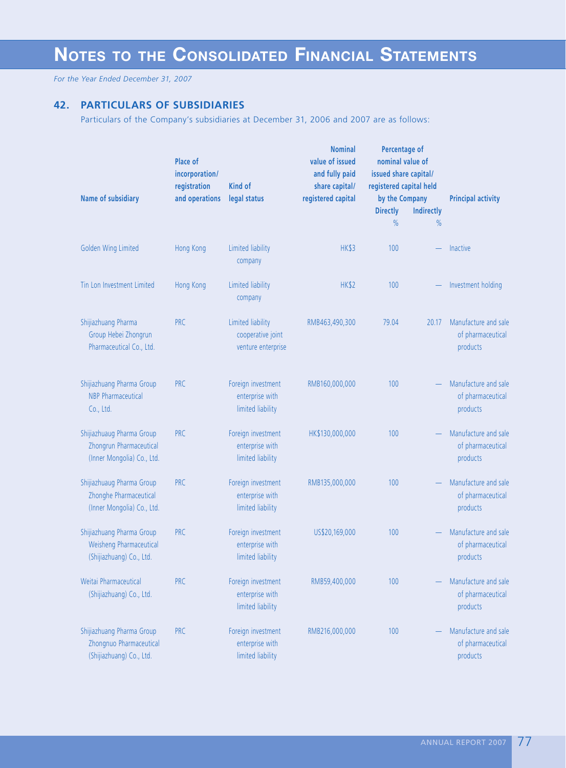# Notes to the Consolidated Financial Statements

*For the Year Ended December 31, 2007*

## 42. PARTICULARS OF SUBSIDIARIES

Particulars of the Company's subsidiaries at December 31, 2006 and 2007 are as follows:

| Name of subsidiary | Place of incorporation/ registration and operations | Kind of legal status | Nominal value of issued and fully paid share capital/ registered capital | Percentage of nominal value of issued share capital/ registered capital held by the Company | | Principal activity |
|---|---|---|---|---|---|---|
| | | | | Directly % | Indirectly % | |
| Golden Wing Limited | Hong Kong | Limited liability company | HK$3 | 100 | — | Inactive |
| Tin Lon Investment Limited | Hong Kong | Limited liability company | HK$2 | 100 | — | Investment holding |
| Shijiazhuang Pharma Group Hebei Zhongrun Pharmaceutical Co., Ltd. | PRC | Limited liability cooperative joint venture enterprise | RMB463,490,300 | 79.04 | 20.17 | Manufacture and sale of pharmaceutical products |
| Shijiazhuang Pharma Group NBP Pharmaceutical Co., Ltd. | PRC | Foreign investment enterprise with limited liability | RMB160,000,000 | 100 | — | Manufacture and sale of pharmaceutical products |
| Shijiazhuaug Pharma Group Zhongrun Pharmaceutical (Inner Mongolia) Co., Ltd. | PRC | Foreign investment enterprise with limited liability | HK$130,000,000 | 100 | — | Manufacture and sale of pharmaceutical products |
| Shijiazhuaug Pharma Group Zhonghe Pharmaceutical (Inner Mongolia) Co., Ltd. | PRC | Foreign investment enterprise with limited liability | RMB135,000,000 | 100 | — | Manufacture and sale of pharmaceutical products |
| Shijiazhuaug Pharma Group Weisheng Pharmaceutical (Shijiazhuang) Co., Ltd. | PRC | Foreign investment enterprise with limited liability | US$20,169,000 | 100 | — | Manufacture and sale of pharmaceutical products |
| Weitai Pharmaceutical (Shijiazhuang) Co., Ltd. | PRC | Foreign investment enterprise with limited liability | RMB59,400,000 | 100 | — | Manufacture and sale of pharmaceutical products |
| Shijiazhuang Pharma Group Zhongnuo Pharmaceutical (Shijiazhuang) Co., Ltd. | PRC | Foreign investment enterprise with limited liability | RMB216,000,000 | 100 | — | Manufacture and sale of pharmaceutical products |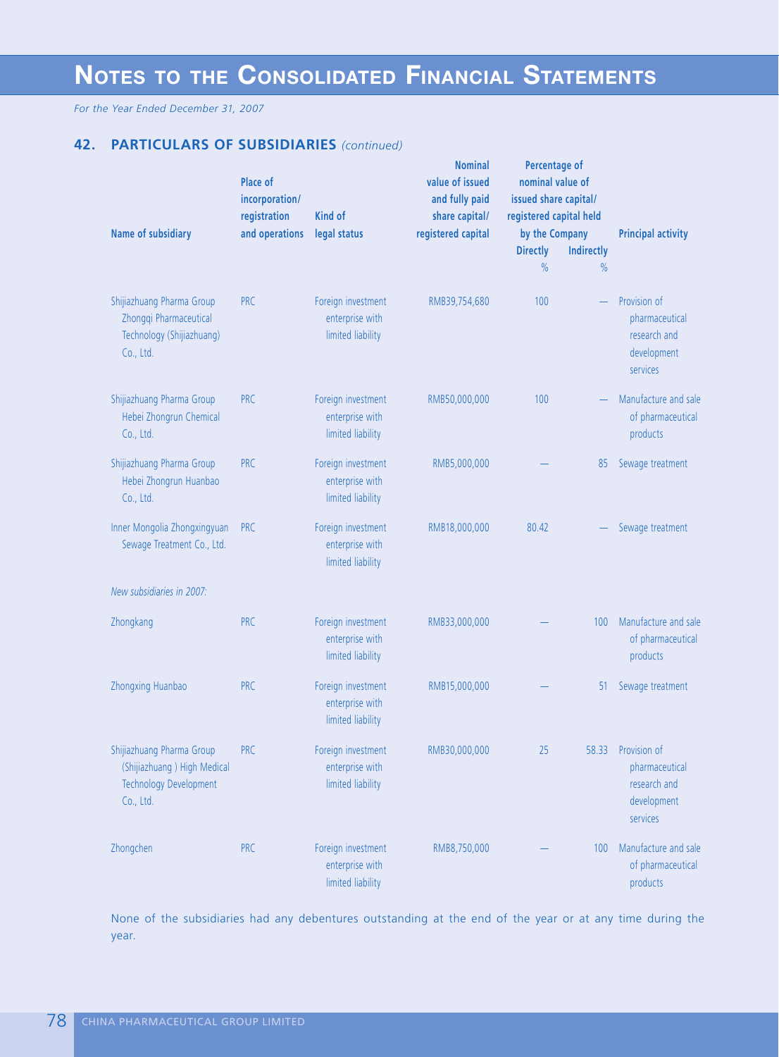# NOTES TO THE CONSOLIDATED FINANCIAL STATEMENTS

*For the Year Ended December 31, 2007*

## 42. PARTICULARS OF SUBSIDIARIES *(continued)*

| Name of subsidiary | Place of incorporation/ registration and operations | Kind of legal status | Nominal value of issued and fully paid share capital/ registered capital | Percentage of nominal value of issued share capital/ registered capital held by the Company | | Principal activity |
|---|---|---|---|---|---|---|
| | | | | Directly % | Indirectly % | |
| Shijiazhuang Pharma Group Zhongqi Pharmaceutical Technology (Shijiazhuang) Co., Ltd. | PRC | Foreign investment enterprise with limited liability | RMB39,754,680 | 100 | — | Provision of pharmaceutical research and development services |
| Shijiazhuang Pharma Group Hebei Zhongrun Chemical Co., Ltd. | PRC | Foreign investment enterprise with limited liability | RMB50,000,000 | 100 | — | Manufacture and sale of pharmaceutical products |
| Shijiazhuang Pharma Group Hebei Zhongrun Huanbao Co., Ltd. | PRC | Foreign investment enterprise with limited liability | RMB5,000,000 | — | 85 | Sewage treatment |
| Inner Mongolia Zhongxingyuan Sewage Treatment Co., Ltd. | PRC | Foreign investment enterprise with limited liability | RMB18,000,000 | 80.42 | — | Sewage treatment |
| *New subsidiaries in 2007:* | | | | | | |
| Zhongkang | PRC | Foreign investment enterprise with limited liability | RMB33,000,000 | — | 100 | Manufacture and sale of pharmaceutical products |
| Zhongxing Huanbao | PRC | Foreign investment enterprise with limited liability | RMB15,000,000 | — | 51 | Sewage treatment |
| Shijiazhuang Pharma Group (Shijiazhuang ) High Medical Technology Development Co., Ltd. | PRC | Foreign investment enterprise with limited liability | RMB30,000,000 | 25 | 58.33 | Provision of pharmaceutical research and development services |
| Zhongchen | PRC | Foreign investment enterprise with limited liability | RMB8,750,000 | — | 100 | Manufacture and sale of pharmaceutical products |

None of the subsidiaries had any debentures outstanding at the end of the year or at any time during the year.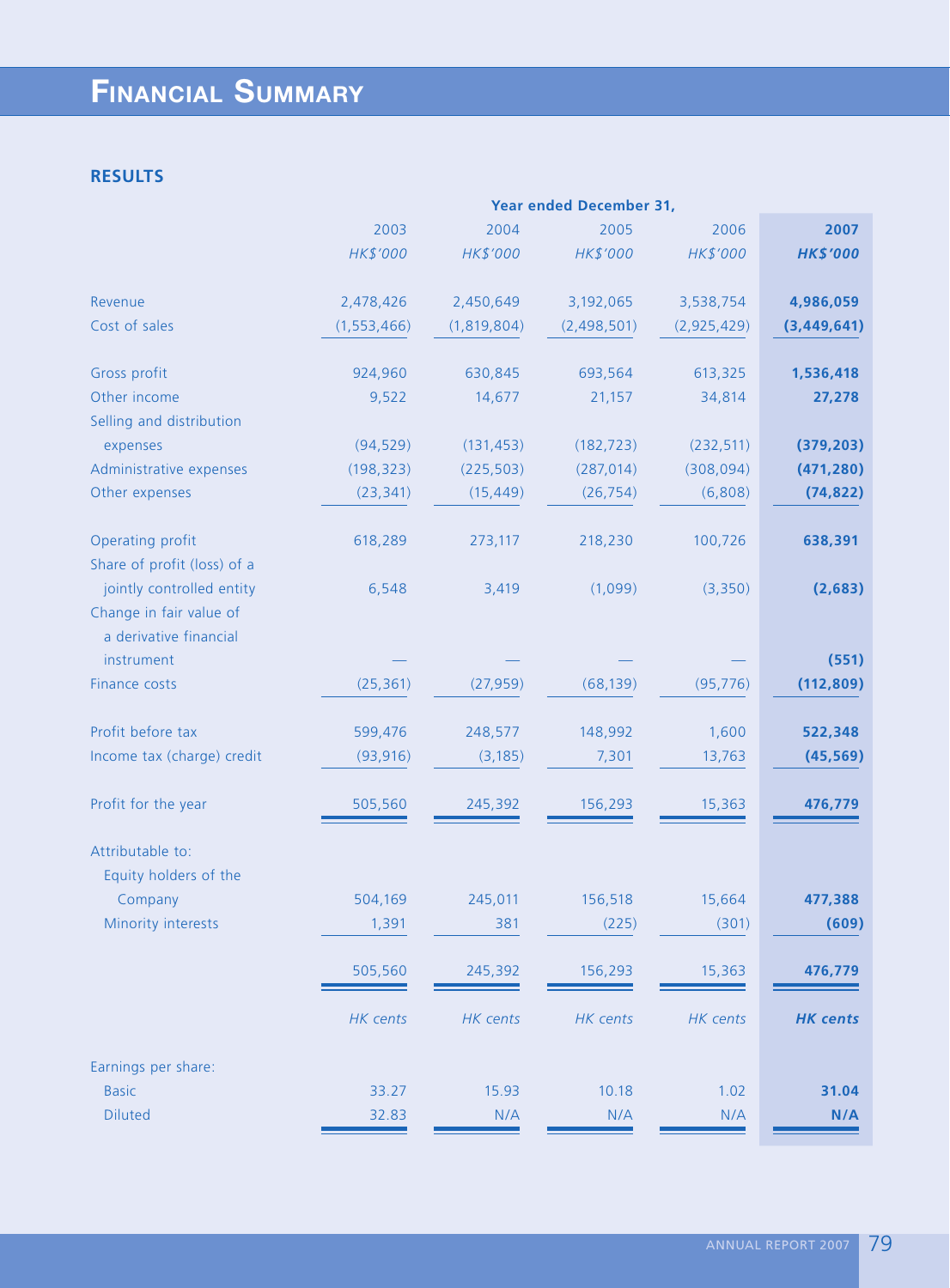# FINANCIAL SUMMARY

## RESULTS

| | Year ended December 31, | | | | |
|---|---|---|---|---|---|
| | 2003 | 2004 | 2005 | 2006 | **2007** |
| | *HK$'000* | *HK$'000* | *HK$'000* | *HK$'000* | ***HK$'000*** |
| Revenue | 2,478,426 | 2,450,649 | 3,192,065 | 3,538,754 | **4,986,059** |
| Cost of sales | (1,553,466) | (1,819,804) | (2,498,501) | (2,925,429) | **(3,449,641)** |
| Gross profit | 924,960 | 630,845 | 693,564 | 613,325 | **1,536,418** |
| Other income | 9,522 | 14,677 | 21,157 | 34,814 | **27,278** |
| Selling and distribution expenses | (94,529) | (131,453) | (182,723) | (232,511) | **(379,203)** |
| Administrative expenses | (198,323) | (225,503) | (287,014) | (308,094) | **(471,280)** |
| Other expenses | (23,341) | (15,449) | (26,754) | (6,808) | **(74,822)** |
| Operating profit | 618,289 | 273,117 | 218,230 | 100,726 | **638,391** |
| Share of profit (loss) of a jointly controlled entity | 6,548 | 3,419 | (1,099) | (3,350) | **(2,683)** |
| Change in fair value of a derivative financial instrument | — | — | — | — | **(551)** |
| Finance costs | (25,361) | (27,959) | (68,139) | (95,776) | **(112,809)** |
| Profit before tax | 599,476 | 248,577 | 148,992 | 1,600 | **522,348** |
| Income tax (charge) credit | (93,916) | (3,185) | 7,301 | 13,763 | **(45,569)** |
| Profit for the year | 505,560 | 245,392 | 156,293 | 15,363 | **476,779** |
| Attributable to: | | | | | |
| Equity holders of the Company | 504,169 | 245,011 | 156,518 | 15,664 | **477,388** |
| Minority interests | 1,391 | 381 | (225) | (301) | **(609)** |
| | 505,560 | 245,392 | 156,293 | 15,363 | **476,779** |
| | *HK cents* | *HK cents* | *HK cents* | *HK cents* | ***HK cents*** |
| Earnings per share: | | | | | |
| Basic | 33.27 | 15.93 | 10.18 | 1.02 | **31.04** |
| Diluted | 32.83 | N/A | N/A | N/A | **N/A** |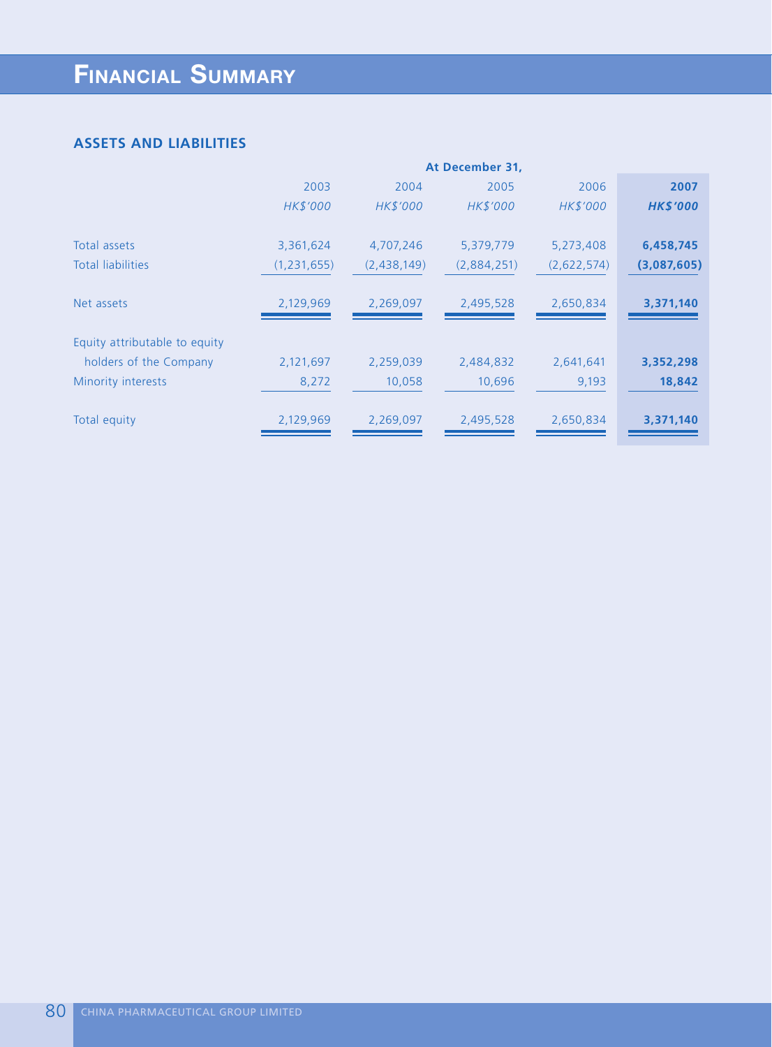# Financial Summary

## ASSETS AND LIABILITIES

| | At December 31, | | | | |
|---|---|---|---|---|---|
| | 2003 | 2004 | 2005 | 2006 | **2007** |
| | *HK$'000* | *HK$'000* | *HK$'000* | *HK$'000* | ***HK$'000*** |
| Total assets | 3,361,624 | 4,707,246 | 5,379,779 | 5,273,408 | **6,458,745** |
| Total liabilities | (1,231,655) | (2,438,149) | (2,884,251) | (2,622,574) | **(3,087,605)** |
| Net assets | 2,129,969 | 2,269,097 | 2,495,528 | 2,650,834 | **3,371,140** |
| Equity attributable to equity holders of the Company | 2,121,697 | 2,259,039 | 2,484,832 | 2,641,641 | **3,352,298** |
| Minority interests | 8,272 | 10,058 | 10,696 | 9,193 | **18,842** |
| Total equity | 2,129,969 | 2,269,097 | 2,495,528 | 2,650,834 | **3,371,140** |